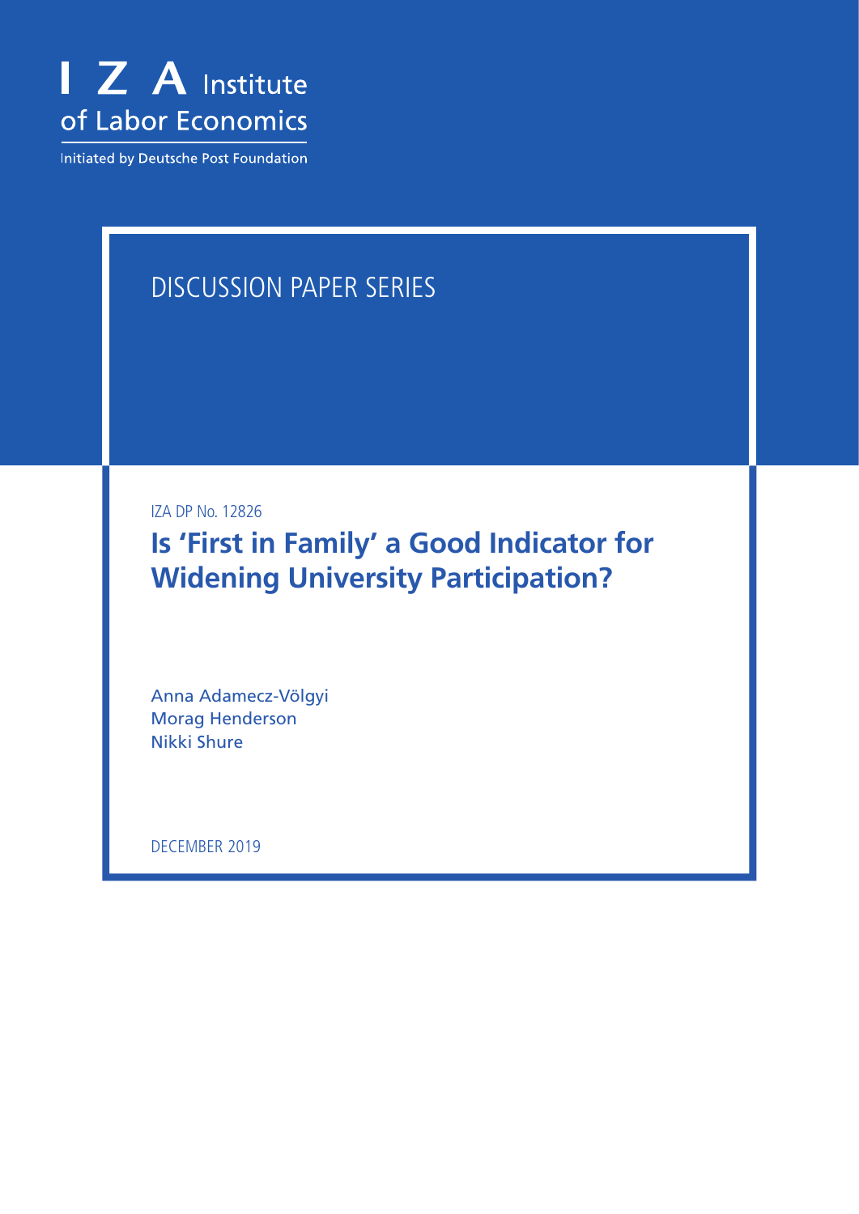I Z A Institute of Labor Economics

Initiated by Deutsche Post Foundation

DISCUSSION PAPER SERIES

IZA DP No. 12826

# Is 'First in Family' a Good Indicator for Widening University Participation?

Anna Adamecz-Völgyi
Morag Henderson
Nikki Shure

DECEMBER 2019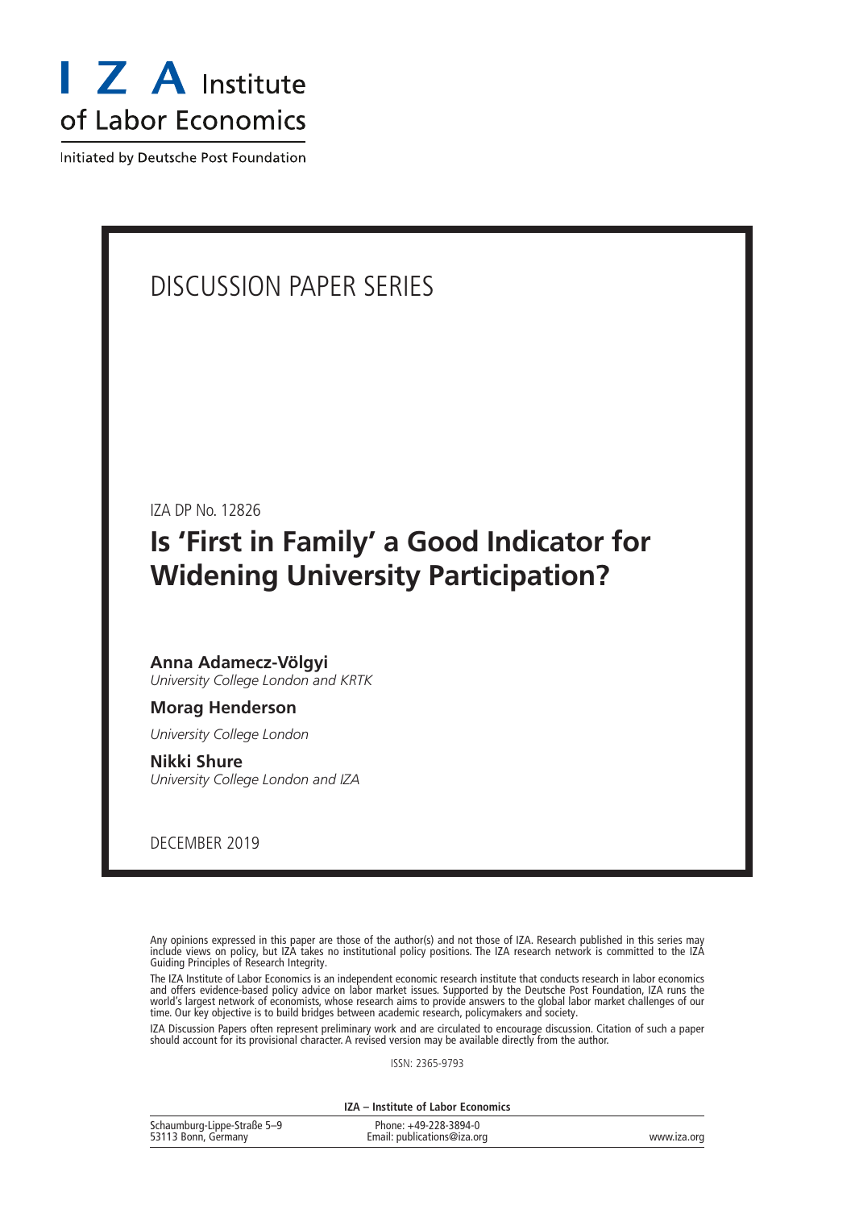# I Z A Institute of Labor Economics

Initiated by Deutsche Post Foundation

DISCUSSION PAPER SERIES

IZA DP No. 12826

## Is 'First in Family' a Good Indicator for Widening University Participation?

**Anna Adamecz-Völgyi**
*University College London and KRTK*

**Morag Henderson**
*University College London*

**Nikki Shure**
*University College London and IZA*

DECEMBER 2019

Any opinions expressed in this paper are those of the author(s) and not those of IZA. Research published in this series may include views on policy, but IZA takes no institutional policy positions. The IZA research network is committed to the IZA Guiding Principles of Research Integrity.

The IZA Institute of Labor Economics is an independent economic research institute that conducts research in labor economics and offers evidence-based policy advice on labor market issues. Supported by the Deutsche Post Foundation, IZA runs the world's largest network of economists, whose research aims to provide answers to the global labor market challenges of our time. Our key objective is to build bridges between academic research, policymakers and society.

IZA Discussion Papers often represent preliminary work and are circulated to encourage discussion. Citation of such a paper should account for its provisional character. A revised version may be available directly from the author.

ISSN: 2365-9793

**IZA – Institute of Labor Economics**

Schaumburg-Lippe-Straße 5–9
53113 Bonn, Germany

Phone: +49-228-3894-0
Email: publications@iza.org

www.iza.org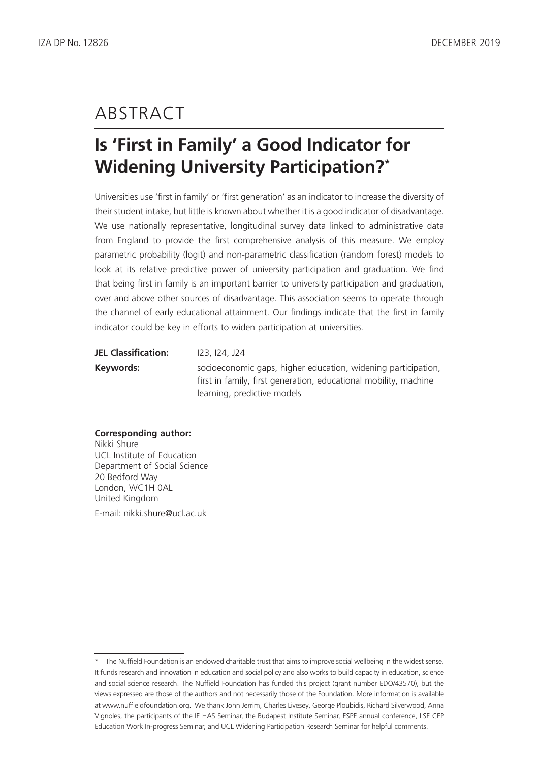# ABSTRACT

## Is 'First in Family' a Good Indicator for Widening University Participation?*

Universities use 'first in family' or 'first generation' as an indicator to increase the diversity of their student intake, but little is known about whether it is a good indicator of disadvantage. We use nationally representative, longitudinal survey data linked to administrative data from England to provide the first comprehensive analysis of this measure. We employ parametric probability (logit) and non-parametric classification (random forest) models to look at its relative predictive power of university participation and graduation. We find that being first in family is an important barrier to university participation and graduation, over and above other sources of disadvantage. This association seems to operate through the channel of early educational attainment. Our findings indicate that the first in family indicator could be key in efforts to widen participation at universities.

**JEL Classification:** I23, I24, J24

**Keywords:** socioeconomic gaps, higher education, widening participation, first in family, first generation, educational mobility, machine learning, predictive models

**Corresponding author:**
Nikki Shure
UCL Institute of Education
Department of Social Science
20 Bedford Way
London, WC1H 0AL
United Kingdom

E-mail: nikki.shure@ucl.ac.uk

---

* The Nuffield Foundation is an endowed charitable trust that aims to improve social wellbeing in the widest sense. It funds research and innovation in education and social policy and also works to build capacity in education, science and social science research. The Nuffield Foundation has funded this project (grant number EDO/43570), but the views expressed are those of the authors and not necessarily those of the Foundation. More information is available at www.nuffieldfoundation.org. We thank John Jerrim, Charles Livesey, George Ploubidis, Richard Silverwood, Anna Vignoles, the participants of the IE HAS Seminar, the Budapest Institute Seminar, ESPE annual conference, LSE CEP Education Work In-progress Seminar, and UCL Widening Participation Research Seminar for helpful comments.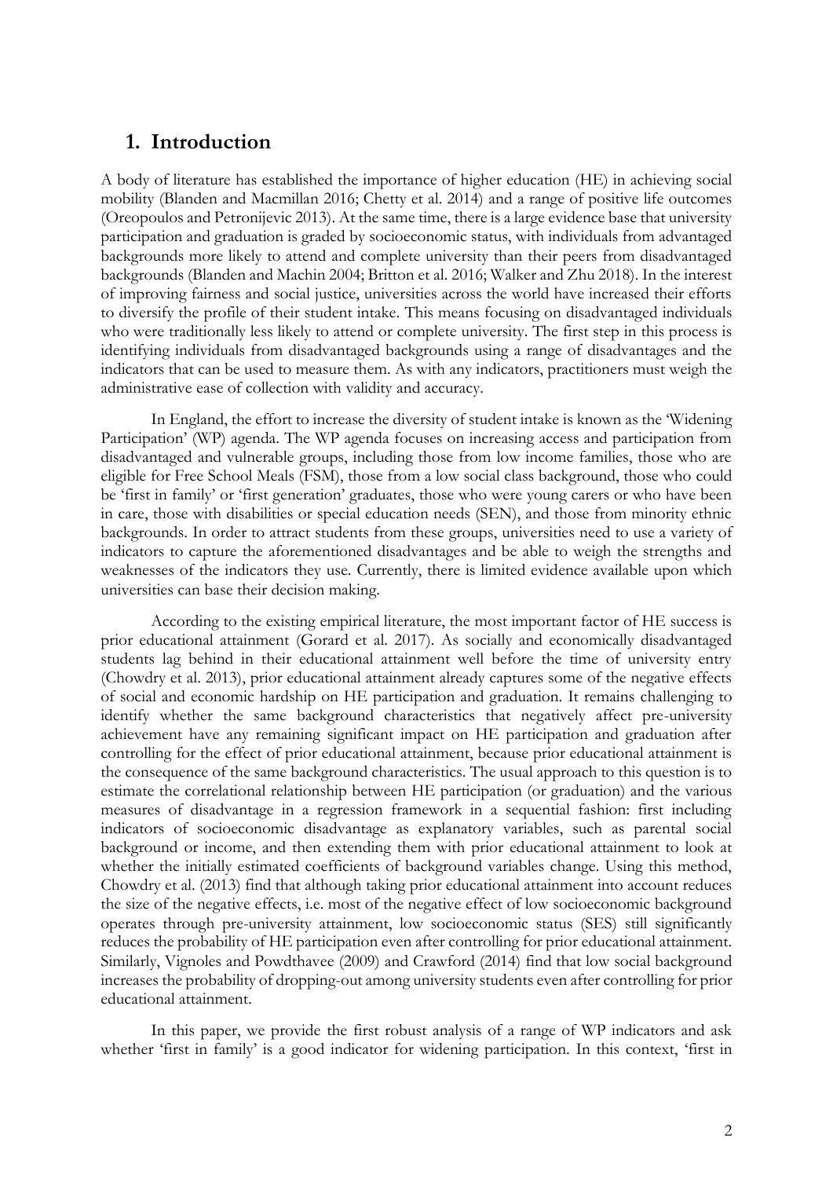## 1. Introduction

A body of literature has established the importance of higher education (HE) in achieving social mobility (Blanden and Macmillan 2016; Chetty et al. 2014) and a range of positive life outcomes (Oreopoulos and Petronijevic 2013). At the same time, there is a large evidence base that university participation and graduation is graded by socioeconomic status, with individuals from advantaged backgrounds more likely to attend and complete university than their peers from disadvantaged backgrounds (Blanden and Machin 2004; Britton et al. 2016; Walker and Zhu 2018). In the interest of improving fairness and social justice, universities across the world have increased their efforts to diversify the profile of their student intake. This means focusing on disadvantaged individuals who were traditionally less likely to attend or complete university. The first step in this process is identifying individuals from disadvantaged backgrounds using a range of disadvantages and the indicators that can be used to measure them. As with any indicators, practitioners must weigh the administrative ease of collection with validity and accuracy.

In England, the effort to increase the diversity of student intake is known as the 'Widening Participation' (WP) agenda. The WP agenda focuses on increasing access and participation from disadvantaged and vulnerable groups, including those from low income families, those who are eligible for Free School Meals (FSM), those from a low social class background, those who could be 'first in family' or 'first generation' graduates, those who were young carers or who have been in care, those with disabilities or special education needs (SEN), and those from minority ethnic backgrounds. In order to attract students from these groups, universities need to use a variety of indicators to capture the aforementioned disadvantages and be able to weigh the strengths and weaknesses of the indicators they use. Currently, there is limited evidence available upon which universities can base their decision making.

According to the existing empirical literature, the most important factor of HE success is prior educational attainment (Gorard et al. 2017). As socially and economically disadvantaged students lag behind in their educational attainment well before the time of university entry (Chowdry et al. 2013), prior educational attainment already captures some of the negative effects of social and economic hardship on HE participation and graduation. It remains challenging to identify whether the same background characteristics that negatively affect pre-university achievement have any remaining significant impact on HE participation and graduation after controlling for the effect of prior educational attainment, because prior educational attainment is the consequence of the same background characteristics. The usual approach to this question is to estimate the correlational relationship between HE participation (or graduation) and the various measures of disadvantage in a regression framework in a sequential fashion: first including indicators of socioeconomic disadvantage as explanatory variables, such as parental social background or income, and then extending them with prior educational attainment to look at whether the initially estimated coefficients of background variables change. Using this method, Chowdry et al. (2013) find that although taking prior educational attainment into account reduces the size of the negative effects, i.e. most of the negative effect of low socioeconomic background operates through pre-university attainment, low socioeconomic status (SES) still significantly reduces the probability of HE participation even after controlling for prior educational attainment. Similarly, Vignoles and Powdthavee (2009) and Crawford (2014) find that low social background increases the probability of dropping-out among university students even after controlling for prior educational attainment.

In this paper, we provide the first robust analysis of a range of WP indicators and ask whether 'first in family' is a good indicator for widening participation. In this context, 'first in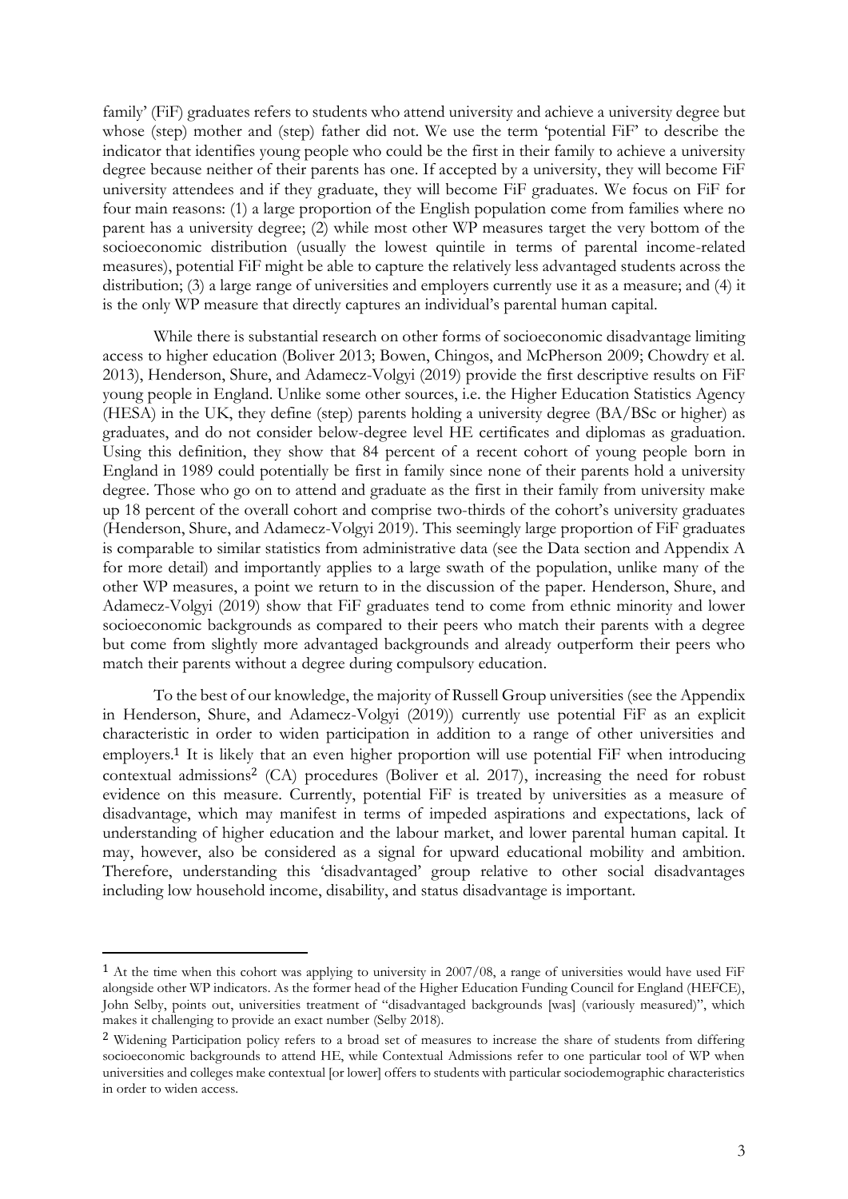family' (FiF) graduates refers to students who attend university and achieve a university degree but whose (step) mother and (step) father did not. We use the term 'potential FiF' to describe the indicator that identifies young people who could be the first in their family to achieve a university degree because neither of their parents has one. If accepted by a university, they will become FiF university attendees and if they graduate, they will become FiF graduates. We focus on FiF for four main reasons: (1) a large proportion of the English population come from families where no parent has a university degree; (2) while most other WP measures target the very bottom of the socioeconomic distribution (usually the lowest quintile in terms of parental income-related measures), potential FiF might be able to capture the relatively less advantaged students across the distribution; (3) a large range of universities and employers currently use it as a measure; and (4) it is the only WP measure that directly captures an individual's parental human capital.

While there is substantial research on other forms of socioeconomic disadvantage limiting access to higher education (Boliver 2013; Bowen, Chingos, and McPherson 2009; Chowdry et al. 2013), Henderson, Shure, and Adamecz-Volgyi (2019) provide the first descriptive results on FiF young people in England. Unlike some other sources, i.e. the Higher Education Statistics Agency (HESA) in the UK, they define (step) parents holding a university degree (BA/BSc or higher) as graduates, and do not consider below-degree level HE certificates and diplomas as graduation. Using this definition, they show that 84 percent of a recent cohort of young people born in England in 1989 could potentially be first in family since none of their parents hold a university degree. Those who go on to attend and graduate as the first in their family from university make up 18 percent of the overall cohort and comprise two-thirds of the cohort's university graduates (Henderson, Shure, and Adamecz-Volgyi 2019). This seemingly large proportion of FiF graduates is comparable to similar statistics from administrative data (see the Data section and Appendix A for more detail) and importantly applies to a large swath of the population, unlike many of the other WP measures, a point we return to in the discussion of the paper. Henderson, Shure, and Adamecz-Volgyi (2019) show that FiF graduates tend to come from ethnic minority and lower socioeconomic backgrounds as compared to their peers who match their parents with a degree but come from slightly more advantaged backgrounds and already outperform their peers who match their parents without a degree during compulsory education.

To the best of our knowledge, the majority of Russell Group universities (see the Appendix in Henderson, Shure, and Adamecz-Volgyi (2019)) currently use potential FiF as an explicit characteristic in order to widen participation in addition to a range of other universities and employers.[1] It is likely that an even higher proportion will use potential FiF when introducing contextual admissions[2] (CA) procedures (Boliver et al. 2017), increasing the need for robust evidence on this measure. Currently, potential FiF is treated by universities as a measure of disadvantage, which may manifest in terms of impeded aspirations and expectations, lack of understanding of higher education and the labour market, and lower parental human capital. It may, however, also be considered as a signal for upward educational mobility and ambition. Therefore, understanding this 'disadvantaged' group relative to other social disadvantages including low household income, disability, and status disadvantage is important.

---

[1] At the time when this cohort was applying to university in 2007/08, a range of universities would have used FiF alongside other WP indicators. As the former head of the Higher Education Funding Council for England (HEFCE), John Selby, points out, universities treatment of "disadvantaged backgrounds [was] (variously measured)", which makes it challenging to provide an exact number (Selby 2018).

[2] Widening Participation policy refers to a broad set of measures to increase the share of students from differing socioeconomic backgrounds to attend HE, while Contextual Admissions refer to one particular tool of WP when universities and colleges make contextual [or lower] offers to students with particular sociodemographic characteristics in order to widen access.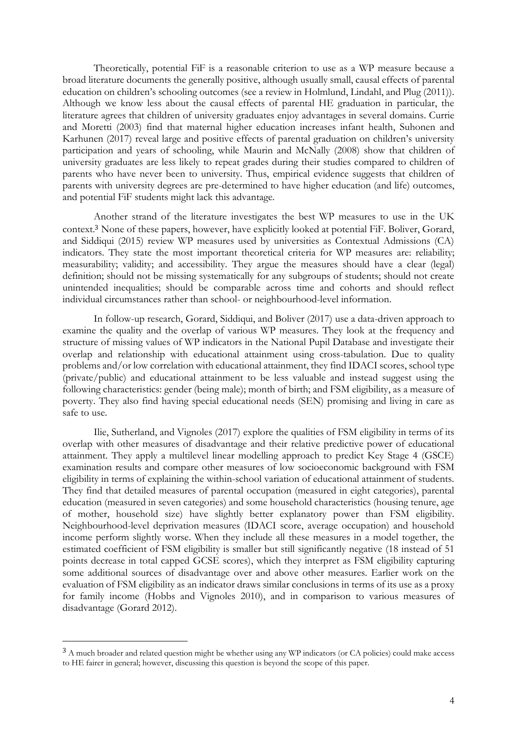Theoretically, potential FiF is a reasonable criterion to use as a WP measure because a broad literature documents the generally positive, although usually small, causal effects of parental education on children's schooling outcomes (see a review in Holmlund, Lindahl, and Plug (2011)). Although we know less about the causal effects of parental HE graduation in particular, the literature agrees that children of university graduates enjoy advantages in several domains. Currie and Moretti (2003) find that maternal higher education increases infant health, Suhonen and Karhunen (2017) reveal large and positive effects of parental graduation on children's university participation and years of schooling, while Maurin and McNally (2008) show that children of university graduates are less likely to repeat grades during their studies compared to children of parents who have never been to university. Thus, empirical evidence suggests that children of parents with university degrees are pre-determined to have higher education (and life) outcomes, and potential FiF students might lack this advantage.

Another strand of the literature investigates the best WP measures to use in the UK context.[3] None of these papers, however, have explicitly looked at potential FiF. Boliver, Gorard, and Siddiqui (2015) review WP measures used by universities as Contextual Admissions (CA) indicators. They state the most important theoretical criteria for WP measures are: reliability; measurability; validity; and accessibility. They argue the measures should have a clear (legal) definition; should not be missing systematically for any subgroups of students; should not create unintended inequalities; should be comparable across time and cohorts and should reflect individual circumstances rather than school- or neighbourhood-level information.

In follow-up research, Gorard, Siddiqui, and Boliver (2017) use a data-driven approach to examine the quality and the overlap of various WP measures. They look at the frequency and structure of missing values of WP indicators in the National Pupil Database and investigate their overlap and relationship with educational attainment using cross-tabulation. Due to quality problems and/or low correlation with educational attainment, they find IDACI scores, school type (private/public) and educational attainment to be less valuable and instead suggest using the following characteristics: gender (being male); month of birth; and FSM eligibility, as a measure of poverty. They also find having special educational needs (SEN) promising and living in care as safe to use.

Ilie, Sutherland, and Vignoles (2017) explore the qualities of FSM eligibility in terms of its overlap with other measures of disadvantage and their relative predictive power of educational attainment. They apply a multilevel linear modelling approach to predict Key Stage 4 (GSCE) examination results and compare other measures of low socioeconomic background with FSM eligibility in terms of explaining the within-school variation of educational attainment of students. They find that detailed measures of parental occupation (measured in eight categories), parental education (measured in seven categories) and some household characteristics (housing tenure, age of mother, household size) have slightly better explanatory power than FSM eligibility. Neighbourhood-level deprivation measures (IDACI score, average occupation) and household income perform slightly worse. When they include all these measures in a model together, the estimated coefficient of FSM eligibility is smaller but still significantly negative (18 instead of 51 points decrease in total capped GCSE scores), which they interpret as FSM eligibility capturing some additional sources of disadvantage over and above other measures. Earlier work on the evaluation of FSM eligibility as an indicator draws similar conclusions in terms of its use as a proxy for family income (Hobbs and Vignoles 2010), and in comparison to various measures of disadvantage (Gorard 2012).

---

[3] A much broader and related question might be whether using any WP indicators (or CA policies) could make access to HE fairer in general; however, discussing this question is beyond the scope of this paper.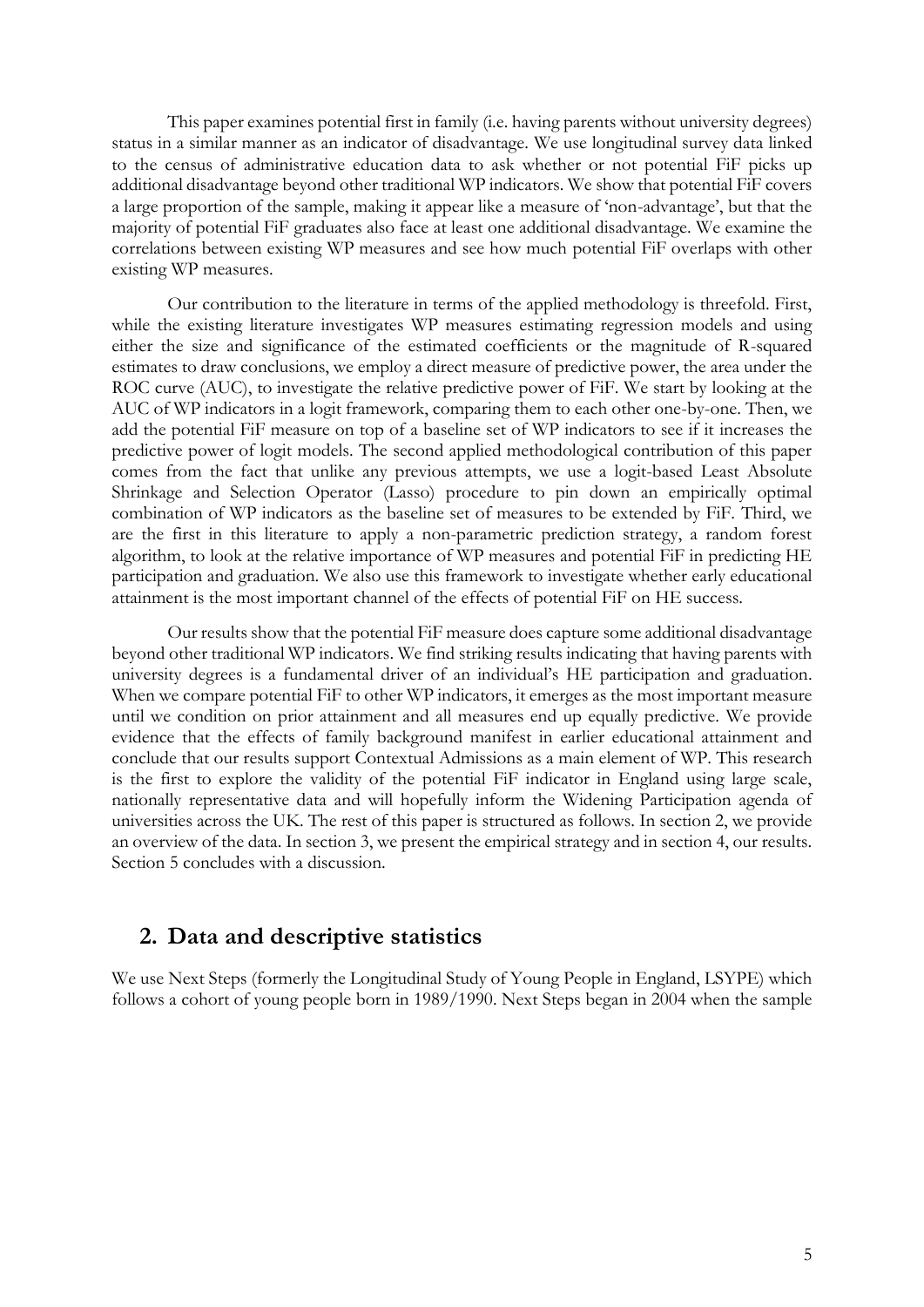This paper examines potential first in family (i.e. having parents without university degrees) status in a similar manner as an indicator of disadvantage. We use longitudinal survey data linked to the census of administrative education data to ask whether or not potential FiF picks up additional disadvantage beyond other traditional WP indicators. We show that potential FiF covers a large proportion of the sample, making it appear like a measure of 'non-advantage', but that the majority of potential FiF graduates also face at least one additional disadvantage. We examine the correlations between existing WP measures and see how much potential FiF overlaps with other existing WP measures.

Our contribution to the literature in terms of the applied methodology is threefold. First, while the existing literature investigates WP measures estimating regression models and using either the size and significance of the estimated coefficients or the magnitude of R-squared estimates to draw conclusions, we employ a direct measure of predictive power, the area under the ROC curve (AUC), to investigate the relative predictive power of FiF. We start by looking at the AUC of WP indicators in a logit framework, comparing them to each other one-by-one. Then, we add the potential FiF measure on top of a baseline set of WP indicators to see if it increases the predictive power of logit models. The second applied methodological contribution of this paper comes from the fact that unlike any previous attempts, we use a logit-based Least Absolute Shrinkage and Selection Operator (Lasso) procedure to pin down an empirically optimal combination of WP indicators as the baseline set of measures to be extended by FiF. Third, we are the first in this literature to apply a non-parametric prediction strategy, a random forest algorithm, to look at the relative importance of WP measures and potential FiF in predicting HE participation and graduation. We also use this framework to investigate whether early educational attainment is the most important channel of the effects of potential FiF on HE success.

Our results show that the potential FiF measure does capture some additional disadvantage beyond other traditional WP indicators. We find striking results indicating that having parents with university degrees is a fundamental driver of an individual's HE participation and graduation. When we compare potential FiF to other WP indicators, it emerges as the most important measure until we condition on prior attainment and all measures end up equally predictive. We provide evidence that the effects of family background manifest in earlier educational attainment and conclude that our results support Contextual Admissions as a main element of WP. This research is the first to explore the validity of the potential FiF indicator in England using large scale, nationally representative data and will hopefully inform the Widening Participation agenda of universities across the UK. The rest of this paper is structured as follows. In section 2, we provide an overview of the data. In section 3, we present the empirical strategy and in section 4, our results. Section 5 concludes with a discussion.

## 2. Data and descriptive statistics

We use Next Steps (formerly the Longitudinal Study of Young People in England, LSYPE) which follows a cohort of young people born in 1989/1990. Next Steps began in 2004 when the sample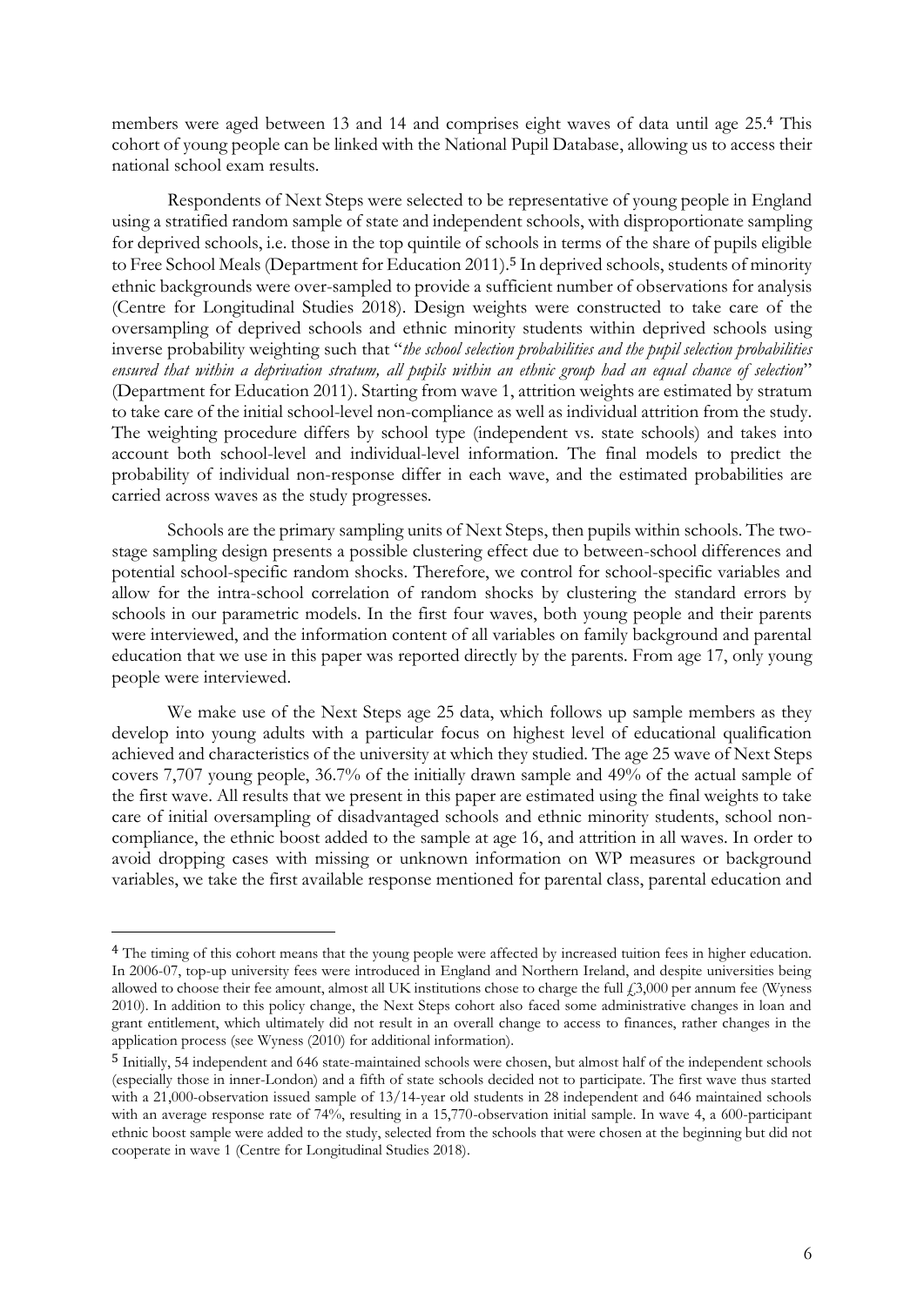members were aged between 13 and 14 and comprises eight waves of data until age 25.[4] This cohort of young people can be linked with the National Pupil Database, allowing us to access their national school exam results.

Respondents of Next Steps were selected to be representative of young people in England using a stratified random sample of state and independent schools, with disproportionate sampling for deprived schools, i.e. those in the top quintile of schools in terms of the share of pupils eligible to Free School Meals (Department for Education 2011).[5] In deprived schools, students of minority ethnic backgrounds were over-sampled to provide a sufficient number of observations for analysis (Centre for Longitudinal Studies 2018). Design weights were constructed to take care of the oversampling of deprived schools and ethnic minority students within deprived schools using inverse probability weighting such that "*the school selection probabilities and the pupil selection probabilities ensured that within a deprivation stratum, all pupils within an ethnic group had an equal chance of selection*" (Department for Education 2011). Starting from wave 1, attrition weights are estimated by stratum to take care of the initial school-level non-compliance as well as individual attrition from the study. The weighting procedure differs by school type (independent vs. state schools) and takes into account both school-level and individual-level information. The final models to predict the probability of individual non-response differ in each wave, and the estimated probabilities are carried across waves as the study progresses.

Schools are the primary sampling units of Next Steps, then pupils within schools. The two-stage sampling design presents a possible clustering effect due to between-school differences and potential school-specific random shocks. Therefore, we control for school-specific variables and allow for the intra-school correlation of random shocks by clustering the standard errors by schools in our parametric models. In the first four waves, both young people and their parents were interviewed, and the information content of all variables on family background and parental education that we use in this paper was reported directly by the parents. From age 17, only young people were interviewed.

We make use of the Next Steps age 25 data, which follows up sample members as they develop into young adults with a particular focus on highest level of educational qualification achieved and characteristics of the university at which they studied. The age 25 wave of Next Steps covers 7,707 young people, 36.7% of the initially drawn sample and 49% of the actual sample of the first wave. All results that we present in this paper are estimated using the final weights to take care of initial oversampling of disadvantaged schools and ethnic minority students, school non-compliance, the ethnic boost added to the sample at age 16, and attrition in all waves. In order to avoid dropping cases with missing or unknown information on WP measures or background variables, we take the first available response mentioned for parental class, parental education and

---

[4] The timing of this cohort means that the young people were affected by increased tuition fees in higher education. In 2006-07, top-up university fees were introduced in England and Northern Ireland, and despite universities being allowed to choose their fee amount, almost all UK institutions chose to charge the full £3,000 per annum fee (Wyness 2010). In addition to this policy change, the Next Steps cohort also faced some administrative changes in loan and grant entitlement, which ultimately did not result in an overall change to access to finances, rather changes in the application process (see Wyness (2010) for additional information).

[5] Initially, 54 independent and 646 state-maintained schools were chosen, but almost half of the independent schools (especially those in inner-London) and a fifth of state schools decided not to participate. The first wave thus started with a 21,000-observation issued sample of 13/14-year old students in 28 independent and 646 maintained schools with an average response rate of 74%, resulting in a 15,770-observation initial sample. In wave 4, a 600-participant ethnic boost sample were added to the study, selected from the schools that were chosen at the beginning but did not cooperate in wave 1 (Centre for Longitudinal Studies 2018).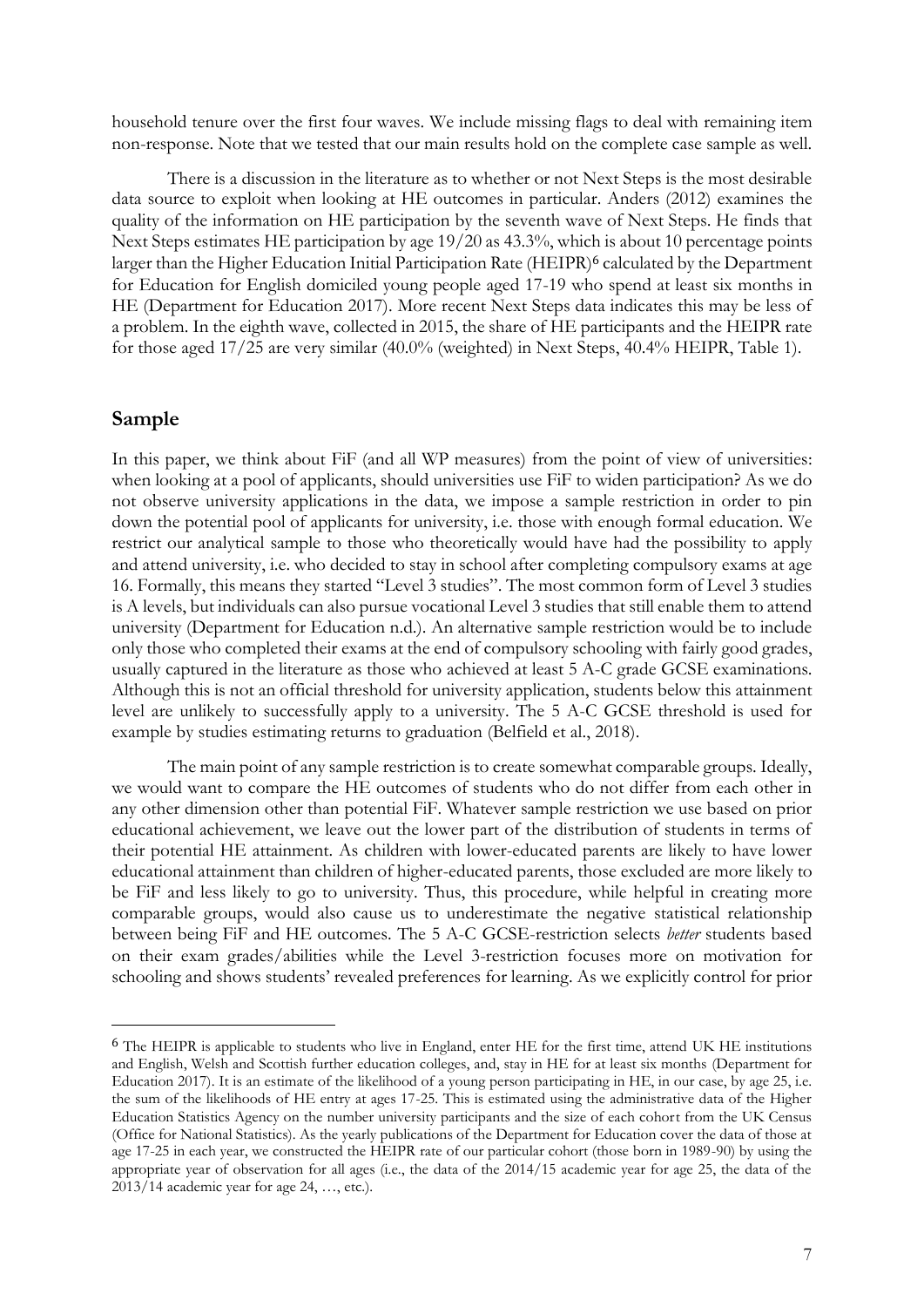household tenure over the first four waves. We include missing flags to deal with remaining item non-response. Note that we tested that our main results hold on the complete case sample as well.

There is a discussion in the literature as to whether or not Next Steps is the most desirable data source to exploit when looking at HE outcomes in particular. Anders (2012) examines the quality of the information on HE participation by the seventh wave of Next Steps. He finds that Next Steps estimates HE participation by age 19/20 as 43.3%, which is about 10 percentage points larger than the Higher Education Initial Participation Rate (HEIPR)[6] calculated by the Department for Education for English domiciled young people aged 17-19 who spend at least six months in HE (Department for Education 2017). More recent Next Steps data indicates this may be less of a problem. In the eighth wave, collected in 2015, the share of HE participants and the HEIPR rate for those aged 17/25 are very similar (40.0% (weighted) in Next Steps, 40.4% HEIPR, Table 1).

## Sample

In this paper, we think about FiF (and all WP measures) from the point of view of universities: when looking at a pool of applicants, should universities use FiF to widen participation? As we do not observe university applications in the data, we impose a sample restriction in order to pin down the potential pool of applicants for university, i.e. those with enough formal education. We restrict our analytical sample to those who theoretically would have had the possibility to apply and attend university, i.e. who decided to stay in school after completing compulsory exams at age 16. Formally, this means they started "Level 3 studies". The most common form of Level 3 studies is A levels, but individuals can also pursue vocational Level 3 studies that still enable them to attend university (Department for Education n.d.). An alternative sample restriction would be to include only those who completed their exams at the end of compulsory schooling with fairly good grades, usually captured in the literature as those who achieved at least 5 A-C grade GCSE examinations. Although this is not an official threshold for university application, students below this attainment level are unlikely to successfully apply to a university. The 5 A-C GCSE threshold is used for example by studies estimating returns to graduation (Belfield et al., 2018).

The main point of any sample restriction is to create somewhat comparable groups. Ideally, we would want to compare the HE outcomes of students who do not differ from each other in any other dimension other than potential FiF. Whatever sample restriction we use based on prior educational achievement, we leave out the lower part of the distribution of students in terms of their potential HE attainment. As children with lower-educated parents are likely to have lower educational attainment than children of higher-educated parents, those excluded are more likely to be FiF and less likely to go to university. Thus, this procedure, while helpful in creating more comparable groups, would also cause us to underestimate the negative statistical relationship between being FiF and HE outcomes. The 5 A-C GCSE-restriction selects *better* students based on their exam grades/abilities while the Level 3-restriction focuses more on motivation for schooling and shows students' revealed preferences for learning. As we explicitly control for prior

[6] The HEIPR is applicable to students who live in England, enter HE for the first time, attend UK HE institutions and English, Welsh and Scottish further education colleges, and, stay in HE for at least six months (Department for Education 2017). It is an estimate of the likelihood of a young person participating in HE, in our case, by age 25, i.e. the sum of the likelihoods of HE entry at ages 17-25. This is estimated using the administrative data of the Higher Education Statistics Agency on the number university participants and the size of each cohort from the UK Census (Office for National Statistics). As the yearly publications of the Department for Education cover the data of those at age 17-25 in each year, we constructed the HEIPR rate of our particular cohort (those born in 1989-90) by using the appropriate year of observation for all ages (i.e., the data of the 2014/15 academic year for age 25, the data of the 2013/14 academic year for age 24, …, etc.).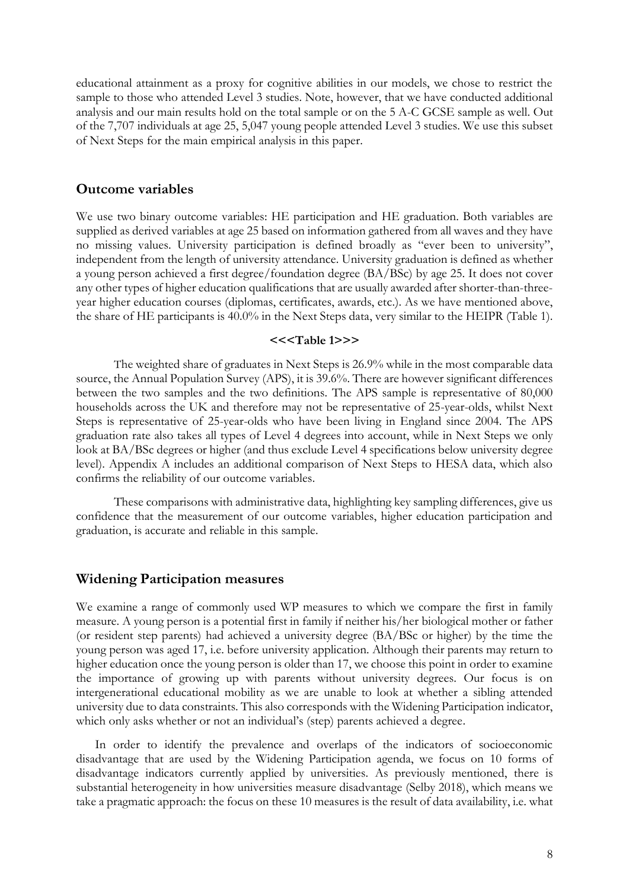educational attainment as a proxy for cognitive abilities in our models, we chose to restrict the sample to those who attended Level 3 studies. Note, however, that we have conducted additional analysis and our main results hold on the total sample or on the 5 A-C GCSE sample as well. Out of the 7,707 individuals at age 25, 5,047 young people attended Level 3 studies. We use this subset of Next Steps for the main empirical analysis in this paper.

## Outcome variables

We use two binary outcome variables: HE participation and HE graduation. Both variables are supplied as derived variables at age 25 based on information gathered from all waves and they have no missing values. University participation is defined broadly as "ever been to university", independent from the length of university attendance. University graduation is defined as whether a young person achieved a first degree/foundation degree (BA/BSc) by age 25. It does not cover any other types of higher education qualifications that are usually awarded after shorter-than-three-year higher education courses (diplomas, certificates, awards, etc.). As we have mentioned above, the share of HE participants is 40.0% in the Next Steps data, very similar to the HEIPR (Table 1).

**<<<Table 1>>>**

The weighted share of graduates in Next Steps is 26.9% while in the most comparable data source, the Annual Population Survey (APS), it is 39.6%. There are however significant differences between the two samples and the two definitions. The APS sample is representative of 80,000 households across the UK and therefore may not be representative of 25-year-olds, whilst Next Steps is representative of 25-year-olds who have been living in England since 2004. The APS graduation rate also takes all types of Level 4 degrees into account, while in Next Steps we only look at BA/BSc degrees or higher (and thus exclude Level 4 specifications below university degree level). Appendix A includes an additional comparison of Next Steps to HESA data, which also confirms the reliability of our outcome variables.

These comparisons with administrative data, highlighting key sampling differences, give us confidence that the measurement of our outcome variables, higher education participation and graduation, is accurate and reliable in this sample.

## Widening Participation measures

We examine a range of commonly used WP measures to which we compare the first in family measure. A young person is a potential first in family if neither his/her biological mother or father (or resident step parents) had achieved a university degree (BA/BSc or higher) by the time the young person was aged 17, i.e. before university application. Although their parents may return to higher education once the young person is older than 17, we choose this point in order to examine the importance of growing up with parents without university degrees. Our focus is on intergenerational educational mobility as we are unable to look at whether a sibling attended university due to data constraints. This also corresponds with the Widening Participation indicator, which only asks whether or not an individual's (step) parents achieved a degree.

In order to identify the prevalence and overlaps of the indicators of socioeconomic disadvantage that are used by the Widening Participation agenda, we focus on 10 forms of disadvantage indicators currently applied by universities. As previously mentioned, there is substantial heterogeneity in how universities measure disadvantage (Selby 2018), which means we take a pragmatic approach: the focus on these 10 measures is the result of data availability, i.e. what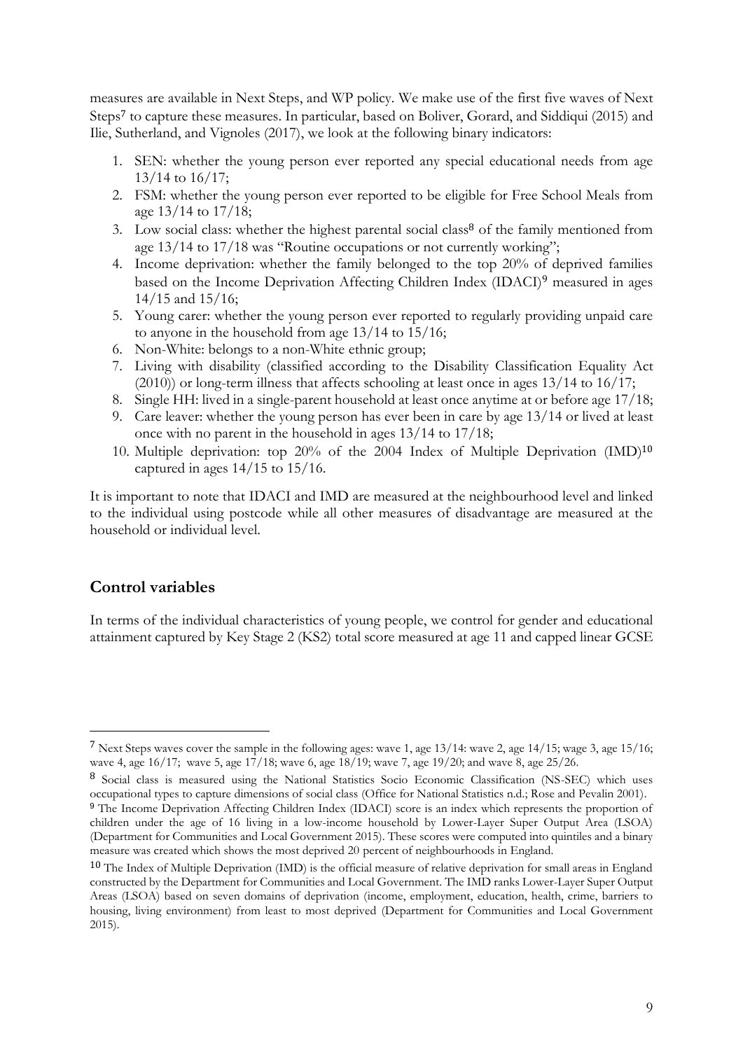measures are available in Next Steps, and WP policy. We make use of the first five waves of Next Steps[7] to capture these measures. In particular, based on Boliver, Gorard, and Siddiqui (2015) and Ilie, Sutherland, and Vignoles (2017), we look at the following binary indicators:

1. SEN: whether the young person ever reported any special educational needs from age 13/14 to 16/17;
2. FSM: whether the young person ever reported to be eligible for Free School Meals from age 13/14 to 17/18;
3. Low social class: whether the highest parental social class[8] of the family mentioned from age 13/14 to 17/18 was "Routine occupations or not currently working";
4. Income deprivation: whether the family belonged to the top 20% of deprived families based on the Income Deprivation Affecting Children Index (IDACI)[9] measured in ages 14/15 and 15/16;
5. Young carer: whether the young person ever reported to regularly providing unpaid care to anyone in the household from age 13/14 to 15/16;
6. Non-White: belongs to a non-White ethnic group;
7. Living with disability (classified according to the Disability Classification Equality Act (2010)) or long-term illness that affects schooling at least once in ages 13/14 to 16/17;
8. Single HH: lived in a single-parent household at least once anytime at or before age 17/18;
9. Care leaver: whether the young person has ever been in care by age 13/14 or lived at least once with no parent in the household in ages 13/14 to 17/18;
10. Multiple deprivation: top 20% of the 2004 Index of Multiple Deprivation (IMD)[10] captured in ages 14/15 to 15/16.

It is important to note that IDACI and IMD are measured at the neighbourhood level and linked to the individual using postcode while all other measures of disadvantage are measured at the household or individual level.

## Control variables

In terms of the individual characteristics of young people, we control for gender and educational attainment captured by Key Stage 2 (KS2) total score measured at age 11 and capped linear GCSE

---

[7] Next Steps waves cover the sample in the following ages: wave 1, age 13/14: wave 2, age 14/15; wage 3, age 15/16; wave 4, age 16/17; wave 5, age 17/18; wave 6, age 18/19; wave 7, age 19/20; and wave 8, age 25/26.

[8] Social class is measured using the National Statistics Socio Economic Classification (NS-SEC) which uses occupational types to capture dimensions of social class (Office for National Statistics n.d.; Rose and Pevalin 2001).

[9] The Income Deprivation Affecting Children Index (IDACI) score is an index which represents the proportion of children under the age of 16 living in a low-income household by Lower-Layer Super Output Area (LSOA) (Department for Communities and Local Government 2015). These scores were computed into quintiles and a binary measure was created which shows the most deprived 20 percent of neighbourhoods in England.

[10] The Index of Multiple Deprivation (IMD) is the official measure of relative deprivation for small areas in England constructed by the Department for Communities and Local Government. The IMD ranks Lower-Layer Super Output Areas (LSOA) based on seven domains of deprivation (income, employment, education, health, crime, barriers to housing, living environment) from least to most deprived (Department for Communities and Local Government 2015).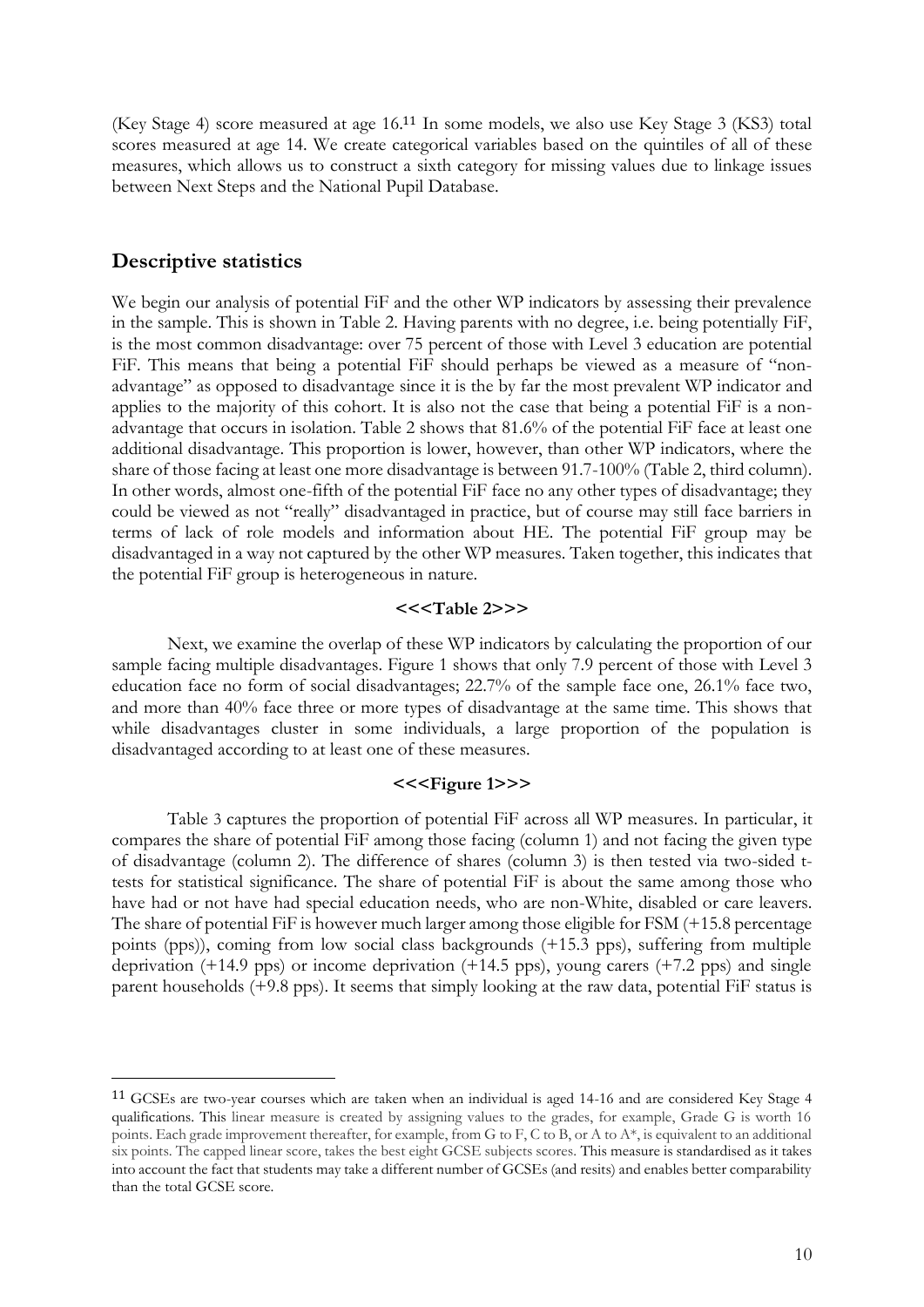(Key Stage 4) score measured at age 16.[11] In some models, we also use Key Stage 3 (KS3) total scores measured at age 14. We create categorical variables based on the quintiles of all of these measures, which allows us to construct a sixth category for missing values due to linkage issues between Next Steps and the National Pupil Database.

## Descriptive statistics

We begin our analysis of potential FiF and the other WP indicators by assessing their prevalence in the sample. This is shown in Table 2. Having parents with no degree, i.e. being potentially FiF, is the most common disadvantage: over 75 percent of those with Level 3 education are potential FiF. This means that being a potential FiF should perhaps be viewed as a measure of "non-advantage" as opposed to disadvantage since it is the by far the most prevalent WP indicator and applies to the majority of this cohort. It is also not the case that being a potential FiF is a non-advantage that occurs in isolation. Table 2 shows that 81.6% of the potential FiF face at least one additional disadvantage. This proportion is lower, however, than other WP indicators, where the share of those facing at least one more disadvantage is between 91.7-100% (Table 2, third column). In other words, almost one-fifth of the potential FiF face no any other types of disadvantage; they could be viewed as not "really" disadvantaged in practice, but of course may still face barriers in terms of lack of role models and information about HE. The potential FiF group may be disadvantaged in a way not captured by the other WP measures. Taken together, this indicates that the potential FiF group is heterogeneous in nature.

**<<<Table 2>>>**

Next, we examine the overlap of these WP indicators by calculating the proportion of our sample facing multiple disadvantages. Figure 1 shows that only 7.9 percent of those with Level 3 education face no form of social disadvantages; 22.7% of the sample face one, 26.1% face two, and more than 40% face three or more types of disadvantage at the same time. This shows that while disadvantages cluster in some individuals, a large proportion of the population is disadvantaged according to at least one of these measures.

**<<<Figure 1>>>**

Table 3 captures the proportion of potential FiF across all WP measures. In particular, it compares the share of potential FiF among those facing (column 1) and not facing the given type of disadvantage (column 2). The difference of shares (column 3) is then tested via two-sided t-tests for statistical significance. The share of potential FiF is about the same among those who have had or not have had special education needs, who are non-White, disabled or care leavers. The share of potential FiF is however much larger among those eligible for FSM (+15.8 percentage points (pps)), coming from low social class backgrounds (+15.3 pps), suffering from multiple deprivation (+14.9 pps) or income deprivation (+14.5 pps), young carers (+7.2 pps) and single parent households (+9.8 pps). It seems that simply looking at the raw data, potential FiF status is

---

[11] GCSEs are two-year courses which are taken when an individual is aged 14-16 and are considered Key Stage 4 qualifications. This linear measure is created by assigning values to the grades, for example, Grade G is worth 16 points. Each grade improvement thereafter, for example, from G to F, C to B, or A to A*, is equivalent to an additional six points. The capped linear score, takes the best eight GCSE subjects scores. This measure is standardised as it takes into account the fact that students may take a different number of GCSEs (and resits) and enables better comparability than the total GCSE score.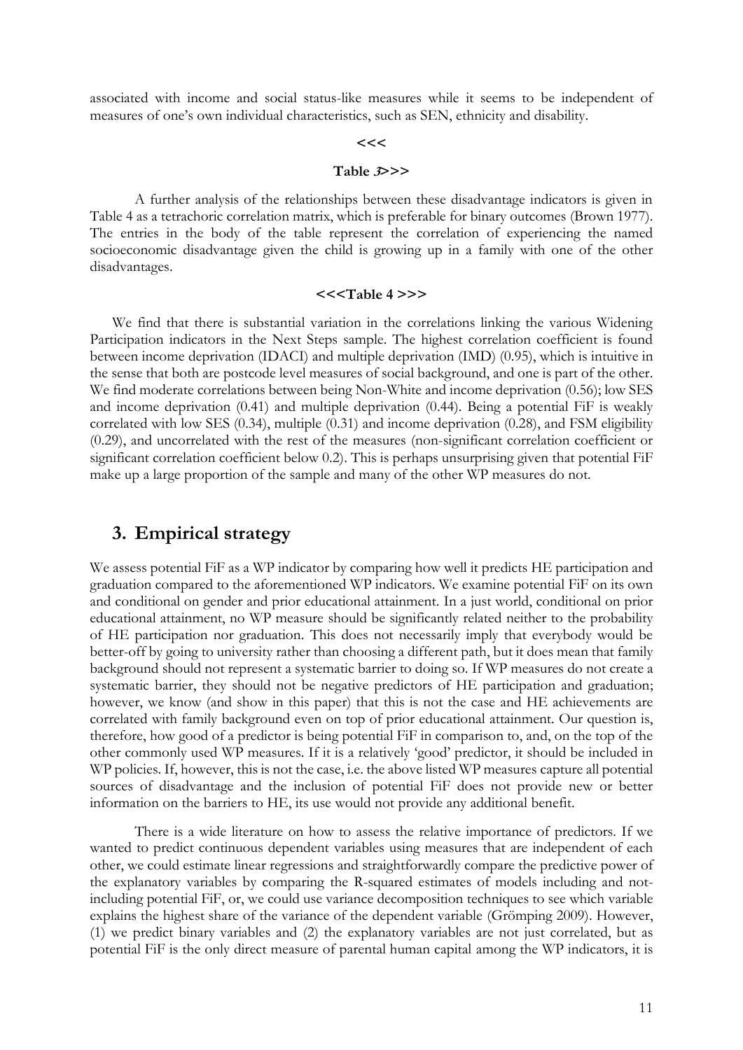associated with income and social status-like measures while it seems to be independent of measures of one's own individual characteristics, such as SEN, ethnicity and disability.

<<<

Table 3>>>

A further analysis of the relationships between these disadvantage indicators is given in Table 4 as a tetrachoric correlation matrix, which is preferable for binary outcomes (Brown 1977). The entries in the body of the table represent the correlation of experiencing the named socioeconomic disadvantage given the child is growing up in a family with one of the other disadvantages.

<<<Table 4 >>>

We find that there is substantial variation in the correlations linking the various Widening Participation indicators in the Next Steps sample. The highest correlation coefficient is found between income deprivation (IDACI) and multiple deprivation (IMD) (0.95), which is intuitive in the sense that both are postcode level measures of social background, and one is part of the other. We find moderate correlations between being Non-White and income deprivation (0.56); low SES and income deprivation (0.41) and multiple deprivation (0.44). Being a potential FiF is weakly correlated with low SES (0.34), multiple (0.31) and income deprivation (0.28), and FSM eligibility (0.29), and uncorrelated with the rest of the measures (non-significant correlation coefficient or significant correlation coefficient below 0.2). This is perhaps unsurprising given that potential FiF make up a large proportion of the sample and many of the other WP measures do not.

## 3. Empirical strategy

We assess potential FiF as a WP indicator by comparing how well it predicts HE participation and graduation compared to the aforementioned WP indicators. We examine potential FiF on its own and conditional on gender and prior educational attainment. In a just world, conditional on prior educational attainment, no WP measure should be significantly related neither to the probability of HE participation nor graduation. This does not necessarily imply that everybody would be better-off by going to university rather than choosing a different path, but it does mean that family background should not represent a systematic barrier to doing so. If WP measures do not create a systematic barrier, they should not be negative predictors of HE participation and graduation; however, we know (and show in this paper) that this is not the case and HE achievements are correlated with family background even on top of prior educational attainment. Our question is, therefore, how good of a predictor is being potential FiF in comparison to, and, on the top of the other commonly used WP measures. If it is a relatively 'good' predictor, it should be included in WP policies. If, however, this is not the case, i.e. the above listed WP measures capture all potential sources of disadvantage and the inclusion of potential FiF does not provide new or better information on the barriers to HE, its use would not provide any additional benefit.

There is a wide literature on how to assess the relative importance of predictors. If we wanted to predict continuous dependent variables using measures that are independent of each other, we could estimate linear regressions and straightforwardly compare the predictive power of the explanatory variables by comparing the R-squared estimates of models including and not-including potential FiF, or, we could use variance decomposition techniques to see which variable explains the highest share of the variance of the dependent variable (Grömping 2009). However, (1) we predict binary variables and (2) the explanatory variables are not just correlated, but as potential FiF is the only direct measure of parental human capital among the WP indicators, it is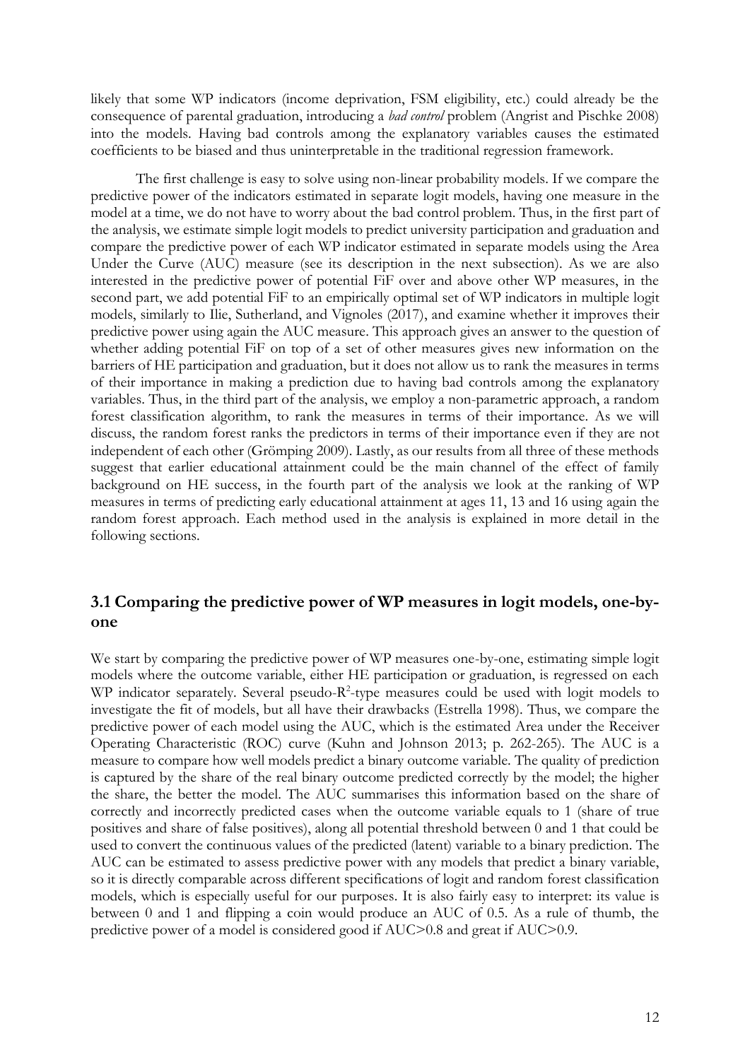likely that some WP indicators (income deprivation, FSM eligibility, etc.) could already be the consequence of parental graduation, introducing a *bad control* problem (Angrist and Pischke 2008) into the models. Having bad controls among the explanatory variables causes the estimated coefficients to be biased and thus uninterpretable in the traditional regression framework.

The first challenge is easy to solve using non-linear probability models. If we compare the predictive power of the indicators estimated in separate logit models, having one measure in the model at a time, we do not have to worry about the bad control problem. Thus, in the first part of the analysis, we estimate simple logit models to predict university participation and graduation and compare the predictive power of each WP indicator estimated in separate models using the Area Under the Curve (AUC) measure (see its description in the next subsection). As we are also interested in the predictive power of potential FiF over and above other WP measures, in the second part, we add potential FiF to an empirically optimal set of WP indicators in multiple logit models, similarly to Ilie, Sutherland, and Vignoles (2017), and examine whether it improves their predictive power using again the AUC measure. This approach gives an answer to the question of whether adding potential FiF on top of a set of other measures gives new information on the barriers of HE participation and graduation, but it does not allow us to rank the measures in terms of their importance in making a prediction due to having bad controls among the explanatory variables. Thus, in the third part of the analysis, we employ a non-parametric approach, a random forest classification algorithm, to rank the measures in terms of their importance. As we will discuss, the random forest ranks the predictors in terms of their importance even if they are not independent of each other (Grömping 2009). Lastly, as our results from all three of these methods suggest that earlier educational attainment could be the main channel of the effect of family background on HE success, in the fourth part of the analysis we look at the ranking of WP measures in terms of predicting early educational attainment at ages 11, 13 and 16 using again the random forest approach. Each method used in the analysis is explained in more detail in the following sections.

## 3.1 Comparing the predictive power of WP measures in logit models, one-by-one

We start by comparing the predictive power of WP measures one-by-one, estimating simple logit models where the outcome variable, either HE participation or graduation, is regressed on each WP indicator separately. Several pseudo-$R^2$-type measures could be used with logit models to investigate the fit of models, but all have their drawbacks (Estrella 1998). Thus, we compare the predictive power of each model using the AUC, which is the estimated Area under the Receiver Operating Characteristic (ROC) curve (Kuhn and Johnson 2013; p. 262-265). The AUC is a measure to compare how well models predict a binary outcome variable. The quality of prediction is captured by the share of the real binary outcome predicted correctly by the model; the higher the share, the better the model. The AUC summarises this information based on the share of correctly and incorrectly predicted cases when the outcome variable equals to 1 (share of true positives and share of false positives), along all potential threshold between 0 and 1 that could be used to convert the continuous values of the predicted (latent) variable to a binary prediction. The AUC can be estimated to assess predictive power with any models that predict a binary variable, so it is directly comparable across different specifications of logit and random forest classification models, which is especially useful for our purposes. It is also fairly easy to interpret: its value is between 0 and 1 and flipping a coin would produce an AUC of 0.5. As a rule of thumb, the predictive power of a model is considered good if AUC>0.8 and great if AUC>0.9.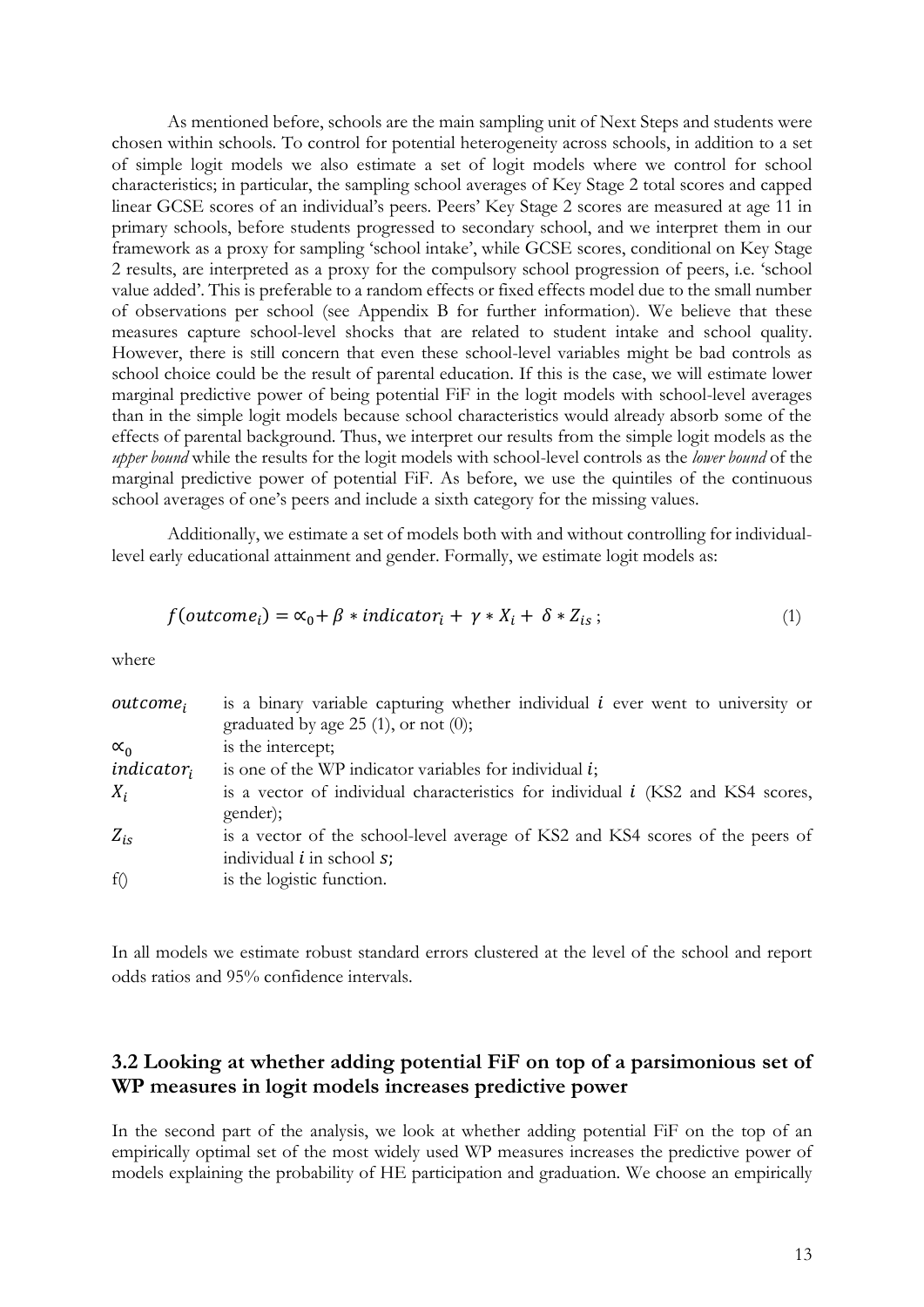As mentioned before, schools are the main sampling unit of Next Steps and students were chosen within schools. To control for potential heterogeneity across schools, in addition to a set of simple logit models we also estimate a set of logit models where we control for school characteristics; in particular, the sampling school averages of Key Stage 2 total scores and capped linear GCSE scores of an individual's peers. Peers' Key Stage 2 scores are measured at age 11 in primary schools, before students progressed to secondary school, and we interpret them in our framework as a proxy for sampling 'school intake', while GCSE scores, conditional on Key Stage 2 results, are interpreted as a proxy for the compulsory school progression of peers, i.e. 'school value added'. This is preferable to a random effects or fixed effects model due to the small number of observations per school (see Appendix B for further information). We believe that these measures capture school-level shocks that are related to student intake and school quality. However, there is still concern that even these school-level variables might be bad controls as school choice could be the result of parental education. If this is the case, we will estimate lower marginal predictive power of being potential FiF in the logit models with school-level averages than in the simple logit models because school characteristics would already absorb some of the effects of parental background. Thus, we interpret our results from the simple logit models as the *upper bound* while the results for the logit models with school-level controls as the *lower bound* of the marginal predictive power of potential FiF. As before, we use the quintiles of the continuous school averages of one's peers and include a sixth category for the missing values.

Additionally, we estimate a set of models both with and without controlling for individual-level early educational attainment and gender. Formally, we estimate logit models as:

$$f(outcome_i) = \propto_0 + \beta * indicator_i + \gamma * X_i + \delta * Z_{is}\,; \tag{1}$$

where

| | |
|---|---|
| $outcome_i$ | is a binary variable capturing whether individual $i$ ever went to university or graduated by age 25 (1), or not (0); |
| $\propto_0$ | is the intercept; |
| $indicator_i$ | is one of the WP indicator variables for individual $i$; |
| $X_i$ | is a vector of individual characteristics for individual $i$ (KS2 and KS4 scores, gender); |
| $Z_{is}$ | is a vector of the school-level average of KS2 and KS4 scores of the peers of individual $i$ in school $s$; |
| f() | is the logistic function. |

In all models we estimate robust standard errors clustered at the level of the school and report odds ratios and 95% confidence intervals.

## 3.2 Looking at whether adding potential FiF on top of a parsimonious set of WP measures in logit models increases predictive power

In the second part of the analysis, we look at whether adding potential FiF on the top of an empirically optimal set of the most widely used WP measures increases the predictive power of models explaining the probability of HE participation and graduation. We choose an empirically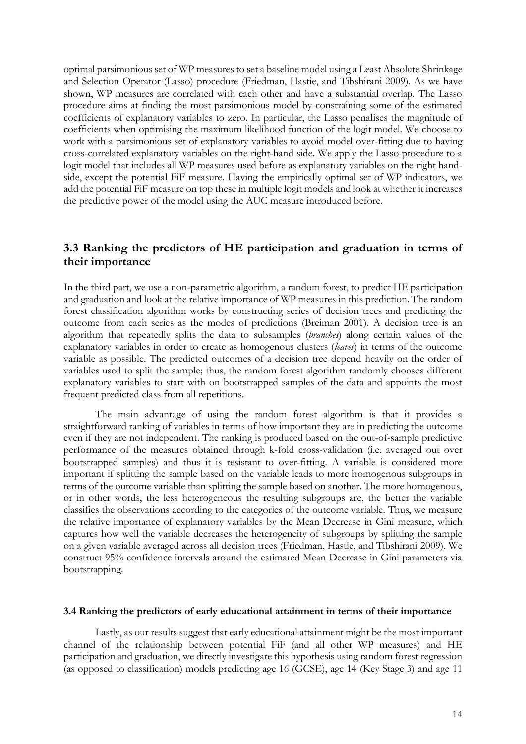optimal parsimonious set of WP measures to set a baseline model using a Least Absolute Shrinkage and Selection Operator (Lasso) procedure (Friedman, Hastie, and Tibshirani 2009). As we have shown, WP measures are correlated with each other and have a substantial overlap. The Lasso procedure aims at finding the most parsimonious model by constraining some of the estimated coefficients of explanatory variables to zero. In particular, the Lasso penalises the magnitude of coefficients when optimising the maximum likelihood function of the logit model. We choose to work with a parsimonious set of explanatory variables to avoid model over-fitting due to having cross-correlated explanatory variables on the right-hand side. We apply the Lasso procedure to a logit model that includes all WP measures used before as explanatory variables on the right hand-side, except the potential FiF measure. Having the empirically optimal set of WP indicators, we add the potential FiF measure on top these in multiple logit models and look at whether it increases the predictive power of the model using the AUC measure introduced before.

## 3.3 Ranking the predictors of HE participation and graduation in terms of their importance

In the third part, we use a non-parametric algorithm, a random forest, to predict HE participation and graduation and look at the relative importance of WP measures in this prediction. The random forest classification algorithm works by constructing series of decision trees and predicting the outcome from each series as the modes of predictions (Breiman 2001). A decision tree is an algorithm that repeatedly splits the data to subsamples (*branches*) along certain values of the explanatory variables in order to create as homogenous clusters (*leaves*) in terms of the outcome variable as possible. The predicted outcomes of a decision tree depend heavily on the order of variables used to split the sample; thus, the random forest algorithm randomly chooses different explanatory variables to start with on bootstrapped samples of the data and appoints the most frequent predicted class from all repetitions.

The main advantage of using the random forest algorithm is that it provides a straightforward ranking of variables in terms of how important they are in predicting the outcome even if they are not independent. The ranking is produced based on the out-of-sample predictive performance of the measures obtained through k-fold cross-validation (i.e. averaged out over bootstrapped samples) and thus it is resistant to over-fitting. A variable is considered more important if splitting the sample based on the variable leads to more homogenous subgroups in terms of the outcome variable than splitting the sample based on another. The more homogenous, or in other words, the less heterogeneous the resulting subgroups are, the better the variable classifies the observations according to the categories of the outcome variable. Thus, we measure the relative importance of explanatory variables by the Mean Decrease in Gini measure, which captures how well the variable decreases the heterogeneity of subgroups by splitting the sample on a given variable averaged across all decision trees (Friedman, Hastie, and Tibshirani 2009). We construct 95% confidence intervals around the estimated Mean Decrease in Gini parameters via bootstrapping.

#### 3.4 Ranking the predictors of early educational attainment in terms of their importance

Lastly, as our results suggest that early educational attainment might be the most important channel of the relationship between potential FiF (and all other WP measures) and HE participation and graduation, we directly investigate this hypothesis using random forest regression (as opposed to classification) models predicting age 16 (GCSE), age 14 (Key Stage 3) and age 11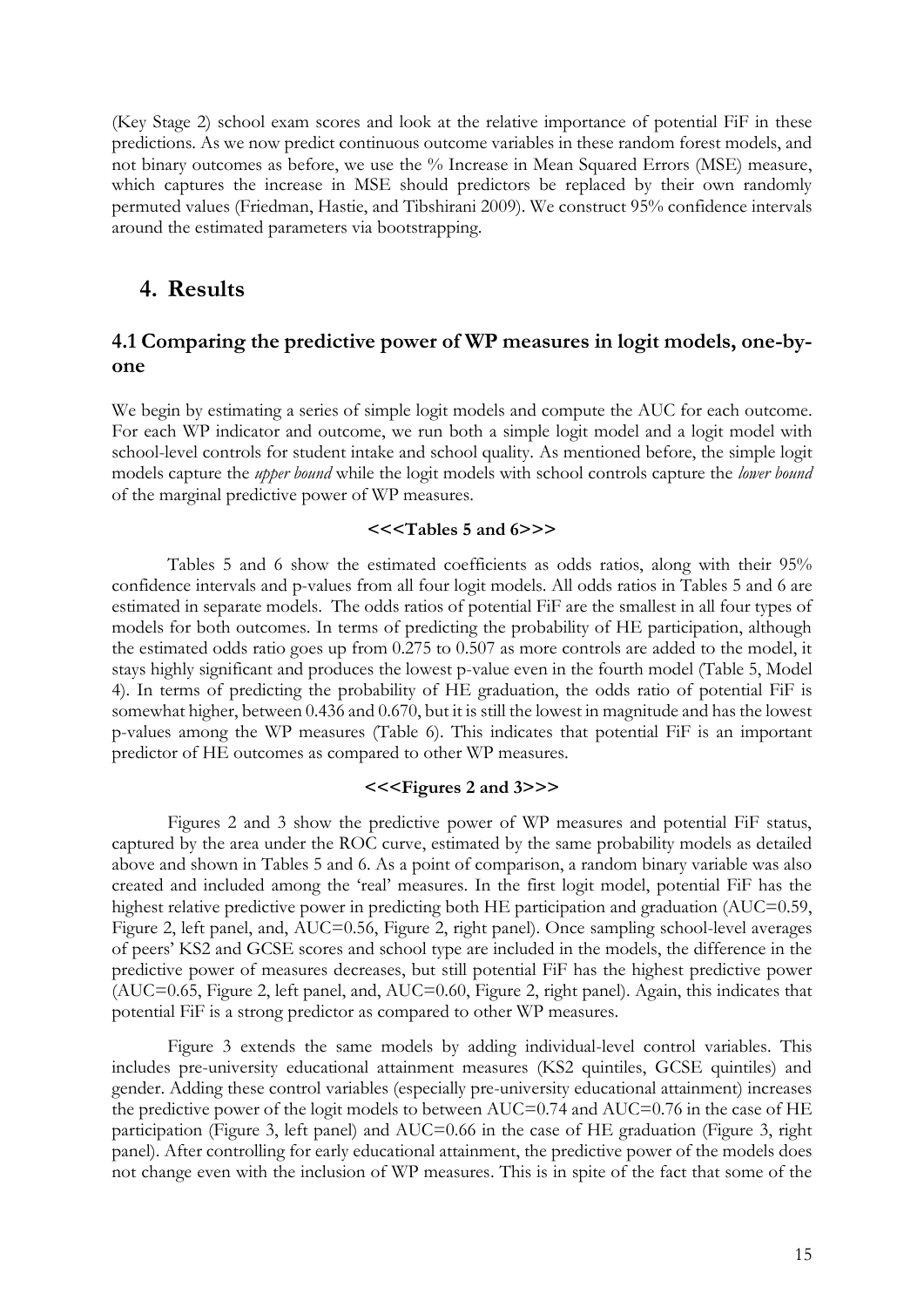(Key Stage 2) school exam scores and look at the relative importance of potential FiF in these predictions. As we now predict continuous outcome variables in these random forest models, and not binary outcomes as before, we use the % Increase in Mean Squared Errors (MSE) measure, which captures the increase in MSE should predictors be replaced by their own randomly permuted values (Friedman, Hastie, and Tibshirani 2009). We construct 95% confidence intervals around the estimated parameters via bootstrapping.

# 4. Results

## 4.1 Comparing the predictive power of WP measures in logit models, one-by-one

We begin by estimating a series of simple logit models and compute the AUC for each outcome. For each WP indicator and outcome, we run both a simple logit model and a logit model with school-level controls for student intake and school quality. As mentioned before, the simple logit models capture the *upper bound* while the logit models with school controls capture the *lower bound* of the marginal predictive power of WP measures.

**<<<Tables 5 and 6>>>**

Tables 5 and 6 show the estimated coefficients as odds ratios, along with their 95% confidence intervals and p-values from all four logit models. All odds ratios in Tables 5 and 6 are estimated in separate models. The odds ratios of potential FiF are the smallest in all four types of models for both outcomes. In terms of predicting the probability of HE participation, although the estimated odds ratio goes up from 0.275 to 0.507 as more controls are added to the model, it stays highly significant and produces the lowest p-value even in the fourth model (Table 5, Model 4). In terms of predicting the probability of HE graduation, the odds ratio of potential FiF is somewhat higher, between 0.436 and 0.670, but it is still the lowest in magnitude and has the lowest p-values among the WP measures (Table 6). This indicates that potential FiF is an important predictor of HE outcomes as compared to other WP measures.

**<<<Figures 2 and 3>>>**

Figures 2 and 3 show the predictive power of WP measures and potential FiF status, captured by the area under the ROC curve, estimated by the same probability models as detailed above and shown in Tables 5 and 6. As a point of comparison, a random binary variable was also created and included among the 'real' measures. In the first logit model, potential FiF has the highest relative predictive power in predicting both HE participation and graduation (AUC=0.59, Figure 2, left panel, and, AUC=0.56, Figure 2, right panel). Once sampling school-level averages of peers' KS2 and GCSE scores and school type are included in the models, the difference in the predictive power of measures decreases, but still potential FiF has the highest predictive power (AUC=0.65, Figure 2, left panel, and, AUC=0.60, Figure 2, right panel). Again, this indicates that potential FiF is a strong predictor as compared to other WP measures.

Figure 3 extends the same models by adding individual-level control variables. This includes pre-university educational attainment measures (KS2 quintiles, GCSE quintiles) and gender. Adding these control variables (especially pre-university educational attainment) increases the predictive power of the logit models to between AUC=0.74 and AUC=0.76 in the case of HE participation (Figure 3, left panel) and AUC=0.66 in the case of HE graduation (Figure 3, right panel). After controlling for early educational attainment, the predictive power of the models does not change even with the inclusion of WP measures. This is in spite of the fact that some of the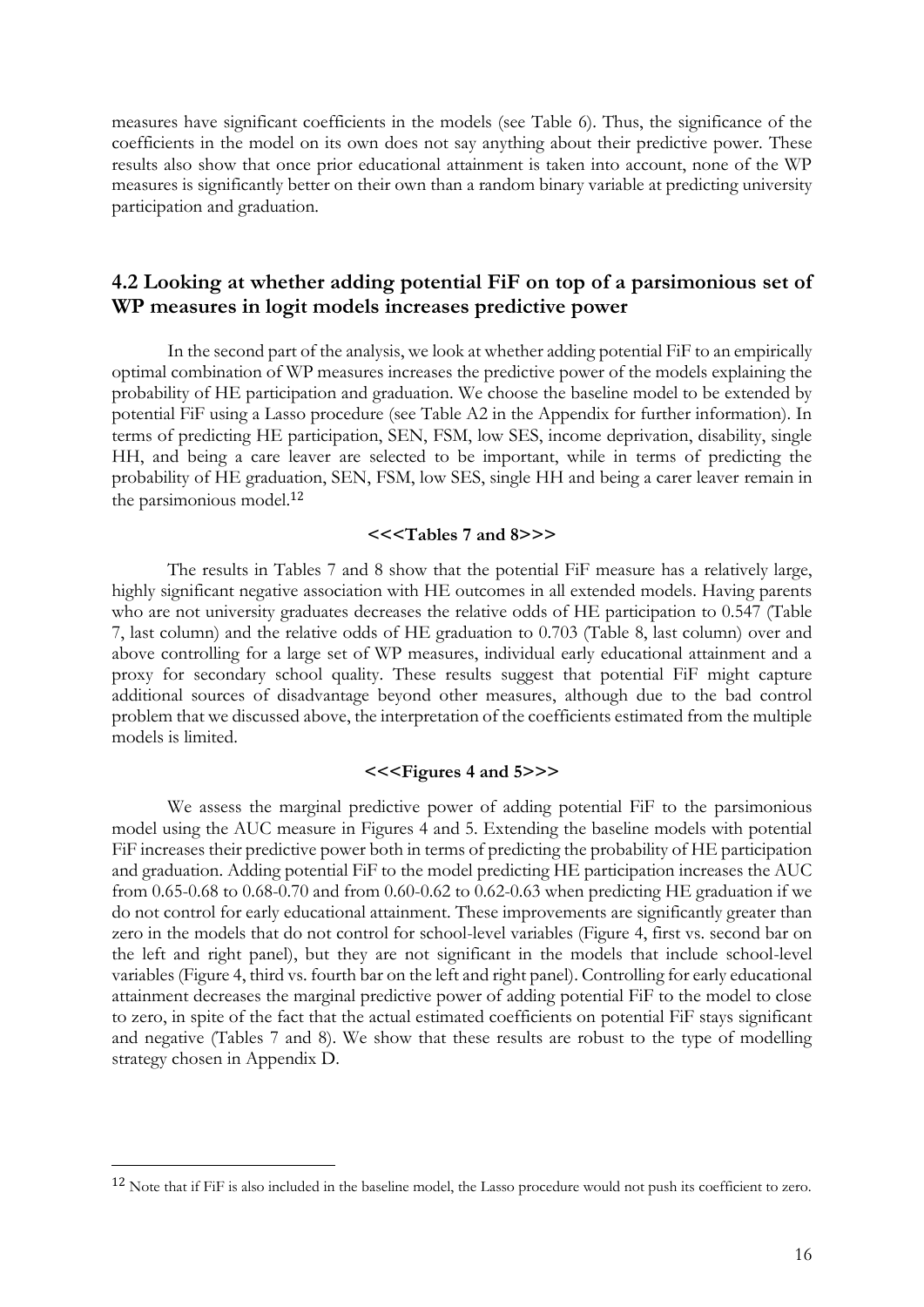measures have significant coefficients in the models (see Table 6). Thus, the significance of the coefficients in the model on its own does not say anything about their predictive power. These results also show that once prior educational attainment is taken into account, none of the WP measures is significantly better on their own than a random binary variable at predicting university participation and graduation.

## 4.2 Looking at whether adding potential FiF on top of a parsimonious set of WP measures in logit models increases predictive power

In the second part of the analysis, we look at whether adding potential FiF to an empirically optimal combination of WP measures increases the predictive power of the models explaining the probability of HE participation and graduation. We choose the baseline model to be extended by potential FiF using a Lasso procedure (see Table A2 in the Appendix for further information). In terms of predicting HE participation, SEN, FSM, low SES, income deprivation, disability, single HH, and being a care leaver are selected to be important, while in terms of predicting the probability of HE graduation, SEN, FSM, low SES, single HH and being a carer leaver remain in the parsimonious model.[12]

**<<<Tables 7 and 8>>>**

The results in Tables 7 and 8 show that the potential FiF measure has a relatively large, highly significant negative association with HE outcomes in all extended models. Having parents who are not university graduates decreases the relative odds of HE participation to 0.547 (Table 7, last column) and the relative odds of HE graduation to 0.703 (Table 8, last column) over and above controlling for a large set of WP measures, individual early educational attainment and a proxy for secondary school quality. These results suggest that potential FiF might capture additional sources of disadvantage beyond other measures, although due to the bad control problem that we discussed above, the interpretation of the coefficients estimated from the multiple models is limited.

**<<<Figures 4 and 5>>>**

We assess the marginal predictive power of adding potential FiF to the parsimonious model using the AUC measure in Figures 4 and 5. Extending the baseline models with potential FiF increases their predictive power both in terms of predicting the probability of HE participation and graduation. Adding potential FiF to the model predicting HE participation increases the AUC from 0.65-0.68 to 0.68-0.70 and from 0.60-0.62 to 0.62-0.63 when predicting HE graduation if we do not control for early educational attainment. These improvements are significantly greater than zero in the models that do not control for school-level variables (Figure 4, first vs. second bar on the left and right panel), but they are not significant in the models that include school-level variables (Figure 4, third vs. fourth bar on the left and right panel). Controlling for early educational attainment decreases the marginal predictive power of adding potential FiF to the model to close to zero, in spite of the fact that the actual estimated coefficients on potential FiF stays significant and negative (Tables 7 and 8). We show that these results are robust to the type of modelling strategy chosen in Appendix D.

[12] Note that if FiF is also included in the baseline model, the Lasso procedure would not push its coefficient to zero.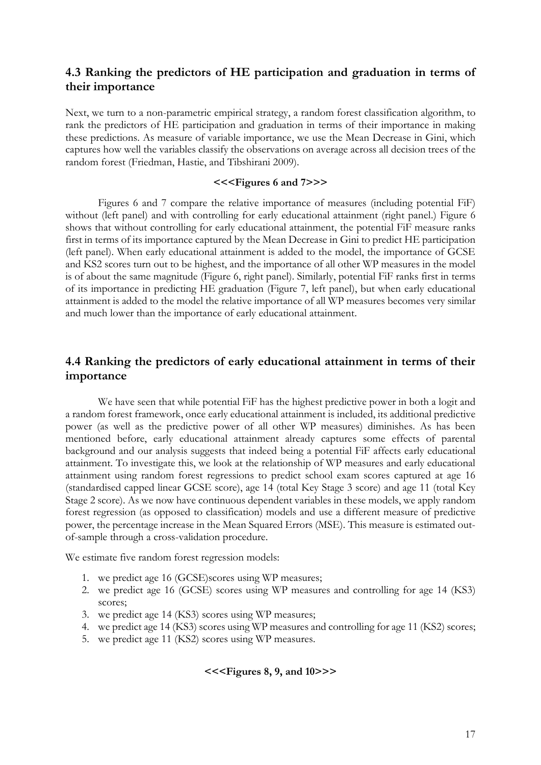## 4.3 Ranking the predictors of HE participation and graduation in terms of their importance

Next, we turn to a non-parametric empirical strategy, a random forest classification algorithm, to rank the predictors of HE participation and graduation in terms of their importance in making these predictions. As measure of variable importance, we use the Mean Decrease in Gini, which captures how well the variables classify the observations on average across all decision trees of the random forest (Friedman, Hastie, and Tibshirani 2009).

**<<<Figures 6 and 7>>>**

Figures 6 and 7 compare the relative importance of measures (including potential FiF) without (left panel) and with controlling for early educational attainment (right panel.) Figure 6 shows that without controlling for early educational attainment, the potential FiF measure ranks first in terms of its importance captured by the Mean Decrease in Gini to predict HE participation (left panel). When early educational attainment is added to the model, the importance of GCSE and KS2 scores turn out to be highest, and the importance of all other WP measures in the model is of about the same magnitude (Figure 6, right panel). Similarly, potential FiF ranks first in terms of its importance in predicting HE graduation (Figure 7, left panel), but when early educational attainment is added to the model the relative importance of all WP measures becomes very similar and much lower than the importance of early educational attainment.

## 4.4 Ranking the predictors of early educational attainment in terms of their importance

We have seen that while potential FiF has the highest predictive power in both a logit and a random forest framework, once early educational attainment is included, its additional predictive power (as well as the predictive power of all other WP measures) diminishes. As has been mentioned before, early educational attainment already captures some effects of parental background and our analysis suggests that indeed being a potential FiF affects early educational attainment. To investigate this, we look at the relationship of WP measures and early educational attainment using random forest regressions to predict school exam scores captured at age 16 (standardised capped linear GCSE score), age 14 (total Key Stage 3 score) and age 11 (total Key Stage 2 score). As we now have continuous dependent variables in these models, we apply random forest regression (as opposed to classification) models and use a different measure of predictive power, the percentage increase in the Mean Squared Errors (MSE). This measure is estimated out-of-sample through a cross-validation procedure.

We estimate five random forest regression models:

1. we predict age 16 (GCSE)scores using WP measures;
2. we predict age 16 (GCSE) scores using WP measures and controlling for age 14 (KS3) scores;
3. we predict age 14 (KS3) scores using WP measures;
4. we predict age 14 (KS3) scores using WP measures and controlling for age 11 (KS2) scores;
5. we predict age 11 (KS2) scores using WP measures.

**<<<Figures 8, 9, and 10>>>**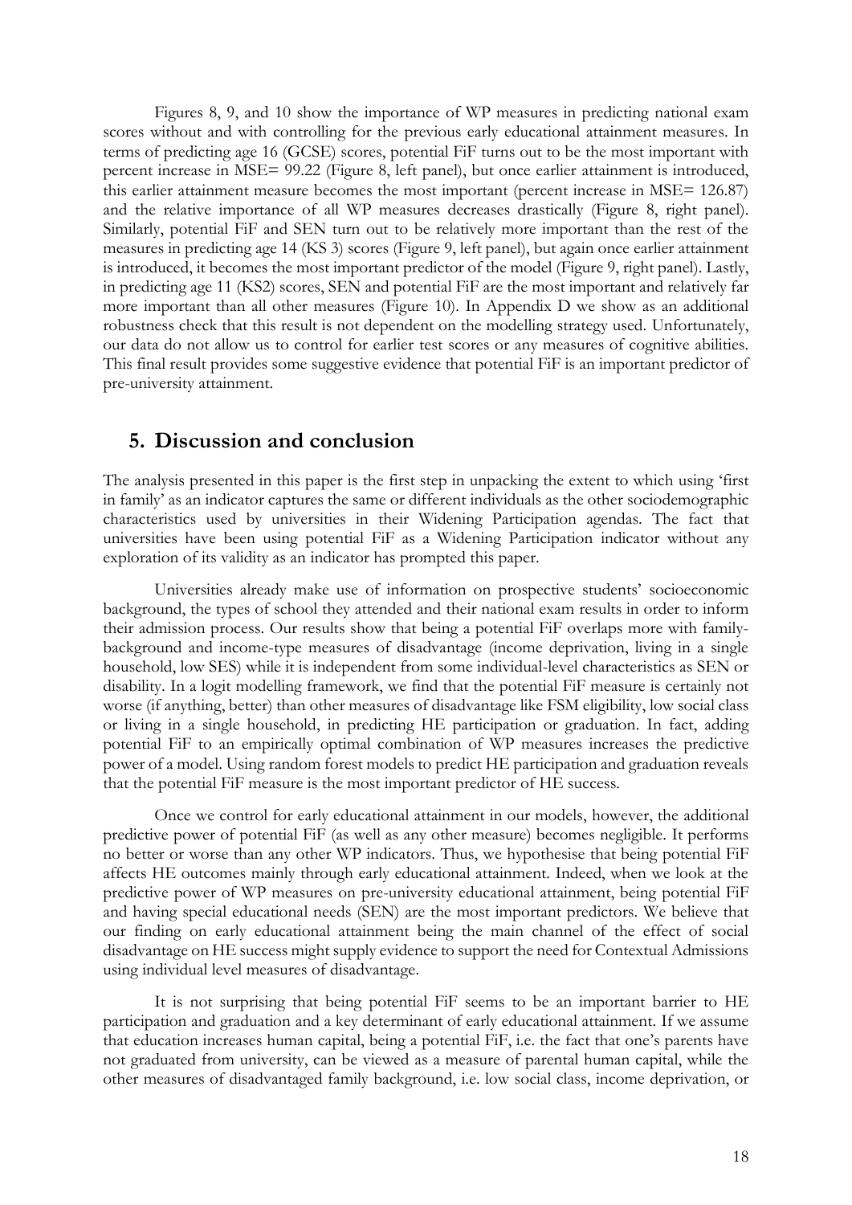Figures 8, 9, and 10 show the importance of WP measures in predicting national exam scores without and with controlling for the previous early educational attainment measures. In terms of predicting age 16 (GCSE) scores, potential FiF turns out to be the most important with percent increase in MSE= 99.22 (Figure 8, left panel), but once earlier attainment is introduced, this earlier attainment measure becomes the most important (percent increase in MSE= 126.87) and the relative importance of all WP measures decreases drastically (Figure 8, right panel). Similarly, potential FiF and SEN turn out to be relatively more important than the rest of the measures in predicting age 14 (KS 3) scores (Figure 9, left panel), but again once earlier attainment is introduced, it becomes the most important predictor of the model (Figure 9, right panel). Lastly, in predicting age 11 (KS2) scores, SEN and potential FiF are the most important and relatively far more important than all other measures (Figure 10). In Appendix D we show as an additional robustness check that this result is not dependent on the modelling strategy used. Unfortunately, our data do not allow us to control for earlier test scores or any measures of cognitive abilities. This final result provides some suggestive evidence that potential FiF is an important predictor of pre-university attainment.

## 5. Discussion and conclusion

The analysis presented in this paper is the first step in unpacking the extent to which using 'first in family' as an indicator captures the same or different individuals as the other sociodemographic characteristics used by universities in their Widening Participation agendas. The fact that universities have been using potential FiF as a Widening Participation indicator without any exploration of its validity as an indicator has prompted this paper.

Universities already make use of information on prospective students' socioeconomic background, the types of school they attended and their national exam results in order to inform their admission process. Our results show that being a potential FiF overlaps more with family-background and income-type measures of disadvantage (income deprivation, living in a single household, low SES) while it is independent from some individual-level characteristics as SEN or disability. In a logit modelling framework, we find that the potential FiF measure is certainly not worse (if anything, better) than other measures of disadvantage like FSM eligibility, low social class or living in a single household, in predicting HE participation or graduation. In fact, adding potential FiF to an empirically optimal combination of WP measures increases the predictive power of a model. Using random forest models to predict HE participation and graduation reveals that the potential FiF measure is the most important predictor of HE success.

Once we control for early educational attainment in our models, however, the additional predictive power of potential FiF (as well as any other measure) becomes negligible. It performs no better or worse than any other WP indicators. Thus, we hypothesise that being potential FiF affects HE outcomes mainly through early educational attainment. Indeed, when we look at the predictive power of WP measures on pre-university educational attainment, being potential FiF and having special educational needs (SEN) are the most important predictors. We believe that our finding on early educational attainment being the main channel of the effect of social disadvantage on HE success might supply evidence to support the need for Contextual Admissions using individual level measures of disadvantage.

It is not surprising that being potential FiF seems to be an important barrier to HE participation and graduation and a key determinant of early educational attainment. If we assume that education increases human capital, being a potential FiF, i.e. the fact that one's parents have not graduated from university, can be viewed as a measure of parental human capital, while the other measures of disadvantaged family background, i.e. low social class, income deprivation, or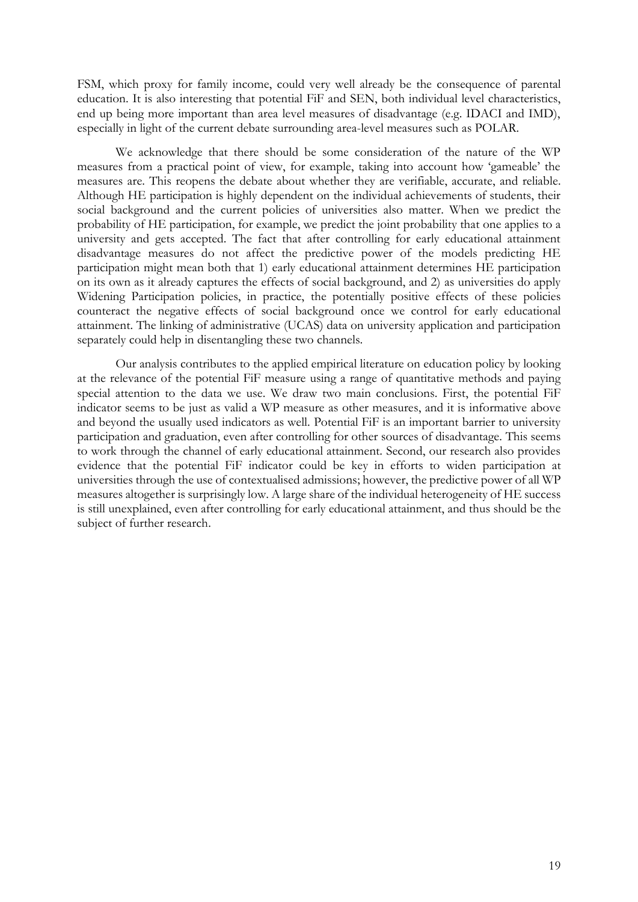FSM, which proxy for family income, could very well already be the consequence of parental education. It is also interesting that potential FiF and SEN, both individual level characteristics, end up being more important than area level measures of disadvantage (e.g. IDACI and IMD), especially in light of the current debate surrounding area-level measures such as POLAR.

We acknowledge that there should be some consideration of the nature of the WP measures from a practical point of view, for example, taking into account how 'gameable' the measures are. This reopens the debate about whether they are verifiable, accurate, and reliable. Although HE participation is highly dependent on the individual achievements of students, their social background and the current policies of universities also matter. When we predict the probability of HE participation, for example, we predict the joint probability that one applies to a university and gets accepted. The fact that after controlling for early educational attainment disadvantage measures do not affect the predictive power of the models predicting HE participation might mean both that 1) early educational attainment determines HE participation on its own as it already captures the effects of social background, and 2) as universities do apply Widening Participation policies, in practice, the potentially positive effects of these policies counteract the negative effects of social background once we control for early educational attainment. The linking of administrative (UCAS) data on university application and participation separately could help in disentangling these two channels.

Our analysis contributes to the applied empirical literature on education policy by looking at the relevance of the potential FiF measure using a range of quantitative methods and paying special attention to the data we use. We draw two main conclusions. First, the potential FiF indicator seems to be just as valid a WP measure as other measures, and it is informative above and beyond the usually used indicators as well. Potential FiF is an important barrier to university participation and graduation, even after controlling for other sources of disadvantage. This seems to work through the channel of early educational attainment. Second, our research also provides evidence that the potential FiF indicator could be key in efforts to widen participation at universities through the use of contextualised admissions; however, the predictive power of all WP measures altogether is surprisingly low. A large share of the individual heterogeneity of HE success is still unexplained, even after controlling for early educational attainment, and thus should be the subject of further research.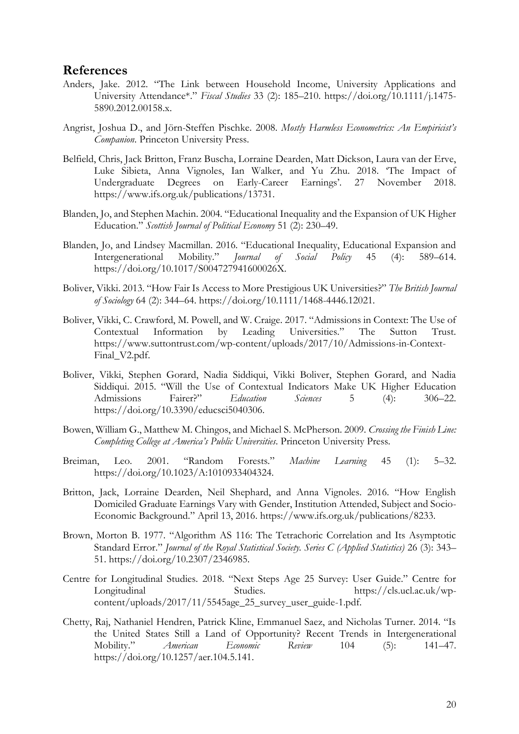# References

Anders, Jake. 2012. "The Link between Household Income, University Applications and University Attendance*." *Fiscal Studies* 33 (2): 185–210. https://doi.org/10.1111/j.1475-5890.2012.00158.x.

Angrist, Joshua D., and Jörn-Steffen Pischke. 2008. *Mostly Harmless Econometrics: An Empiricist's Companion*. Princeton University Press.

Belfield, Chris, Jack Britton, Franz Buscha, Lorraine Dearden, Matt Dickson, Laura van der Erve, Luke Sibieta, Anna Vignoles, Ian Walker, and Yu Zhu. 2018. 'The Impact of Undergraduate Degrees on Early-Career Earnings'. 27 November 2018. https://www.ifs.org.uk/publications/13731.

Blanden, Jo, and Stephen Machin. 2004. "Educational Inequality and the Expansion of UK Higher Education." *Scottish Journal of Political Economy* 51 (2): 230–49.

Blanden, Jo, and Lindsey Macmillan. 2016. "Educational Inequality, Educational Expansion and Intergenerational Mobility." *Journal of Social Policy* 45 (4): 589–614. https://doi.org/10.1017/S004727941600026X.

Boliver, Vikki. 2013. "How Fair Is Access to More Prestigious UK Universities?" *The British Journal of Sociology* 64 (2): 344–64. https://doi.org/10.1111/1468-4446.12021.

Boliver, Vikki, C. Crawford, M. Powell, and W. Craige. 2017. "Admissions in Context: The Use of Contextual Information by Leading Universities." The Sutton Trust. https://www.suttontrust.com/wp-content/uploads/2017/10/Admissions-in-Context-Final_V2.pdf.

Boliver, Vikki, Stephen Gorard, Nadia Siddiqui, Vikki Boliver, Stephen Gorard, and Nadia Siddiqui. 2015. "Will the Use of Contextual Indicators Make UK Higher Education Admissions Fairer?" *Education Sciences* 5 (4): 306–22. https://doi.org/10.3390/educsci5040306.

Bowen, William G., Matthew M. Chingos, and Michael S. McPherson. 2009. *Crossing the Finish Line: Completing College at America's Public Universities*. Princeton University Press.

Breiman, Leo. 2001. "Random Forests." *Machine Learning* 45 (1): 5–32. https://doi.org/10.1023/A:1010933404324.

Britton, Jack, Lorraine Dearden, Neil Shephard, and Anna Vignoles. 2016. "How English Domiciled Graduate Earnings Vary with Gender, Institution Attended, Subject and Socio-Economic Background." April 13, 2016. https://www.ifs.org.uk/publications/8233.

Brown, Morton B. 1977. "Algorithm AS 116: The Tetrachoric Correlation and Its Asymptotic Standard Error." *Journal of the Royal Statistical Society. Series C (Applied Statistics)* 26 (3): 343–51. https://doi.org/10.2307/2346985.

Centre for Longitudinal Studies. 2018. "Next Steps Age 25 Survey: User Guide." Centre for Longitudinal Studies. https://cls.ucl.ac.uk/wp-content/uploads/2017/11/5545age_25_survey_user_guide-1.pdf.

Chetty, Raj, Nathaniel Hendren, Patrick Kline, Emmanuel Saez, and Nicholas Turner. 2014. "Is the United States Still a Land of Opportunity? Recent Trends in Intergenerational Mobility." *American Economic Review* 104 (5): 141–47. https://doi.org/10.1257/aer.104.5.141.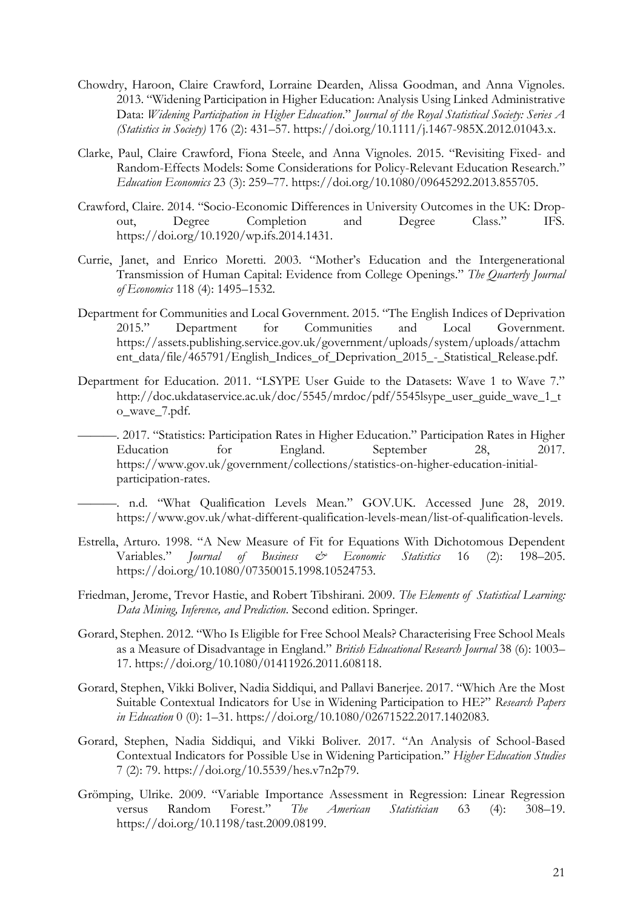Chowdry, Haroon, Claire Crawford, Lorraine Dearden, Alissa Goodman, and Anna Vignoles. 2013. "Widening Participation in Higher Education: Analysis Using Linked Administrative Data: *Widening Participation in Higher Education*." *Journal of the Royal Statistical Society: Series A (Statistics in Society)* 176 (2): 431–57. https://doi.org/10.1111/j.1467-985X.2012.01043.x.

Clarke, Paul, Claire Crawford, Fiona Steele, and Anna Vignoles. 2015. "Revisiting Fixed- and Random-Effects Models: Some Considerations for Policy-Relevant Education Research." *Education Economics* 23 (3): 259–77. https://doi.org/10.1080/09645292.2013.855705.

Crawford, Claire. 2014. "Socio-Economic Differences in University Outcomes in the UK: Drop-out, Degree Completion and Degree Class." IFS. https://doi.org/10.1920/wp.ifs.2014.1431.

Currie, Janet, and Enrico Moretti. 2003. "Mother's Education and the Intergenerational Transmission of Human Capital: Evidence from College Openings." *The Quarterly Journal of Economics* 118 (4): 1495–1532.

Department for Communities and Local Government. 2015. "The English Indices of Deprivation 2015." Department for Communities and Local Government. https://assets.publishing.service.gov.uk/government/uploads/system/uploads/attachment_data/file/465791/English_Indices_of_Deprivation_2015_-_Statistical_Release.pdf.

Department for Education. 2011. "LSYPE User Guide to the Datasets: Wave 1 to Wave 7." http://doc.ukdataservice.ac.uk/doc/5545/mrdoc/pdf/5545lsype_user_guide_wave_1_to_wave_7.pdf.

———. 2017. "Statistics: Participation Rates in Higher Education." Participation Rates in Higher Education for England. September 28, 2017. https://www.gov.uk/government/collections/statistics-on-higher-education-initial-participation-rates.

———. n.d. "What Qualification Levels Mean." GOV.UK. Accessed June 28, 2019. https://www.gov.uk/what-different-qualification-levels-mean/list-of-qualification-levels.

Estrella, Arturo. 1998. "A New Measure of Fit for Equations With Dichotomous Dependent Variables." *Journal of Business & Economic Statistics* 16 (2): 198–205. https://doi.org/10.1080/07350015.1998.10524753.

Friedman, Jerome, Trevor Hastie, and Robert Tibshirani. 2009. *The Elements of Statistical Learning: Data Mining, Inference, and Prediction*. Second edition. Springer.

Gorard, Stephen. 2012. "Who Is Eligible for Free School Meals? Characterising Free School Meals as a Measure of Disadvantage in England." *British Educational Research Journal* 38 (6): 1003–17. https://doi.org/10.1080/01411926.2011.608118.

Gorard, Stephen, Vikki Boliver, Nadia Siddiqui, and Pallavi Banerjee. 2017. "Which Are the Most Suitable Contextual Indicators for Use in Widening Participation to HE?" *Research Papers in Education* 0 (0): 1–31. https://doi.org/10.1080/02671522.2017.1402083.

Gorard, Stephen, Nadia Siddiqui, and Vikki Boliver. 2017. "An Analysis of School-Based Contextual Indicators for Possible Use in Widening Participation." *Higher Education Studies* 7 (2): 79. https://doi.org/10.5539/hes.v7n2p79.

Grömping, Ulrike. 2009. "Variable Importance Assessment in Regression: Linear Regression versus Random Forest." *The American Statistician* 63 (4): 308–19. https://doi.org/10.1198/tast.2009.08199.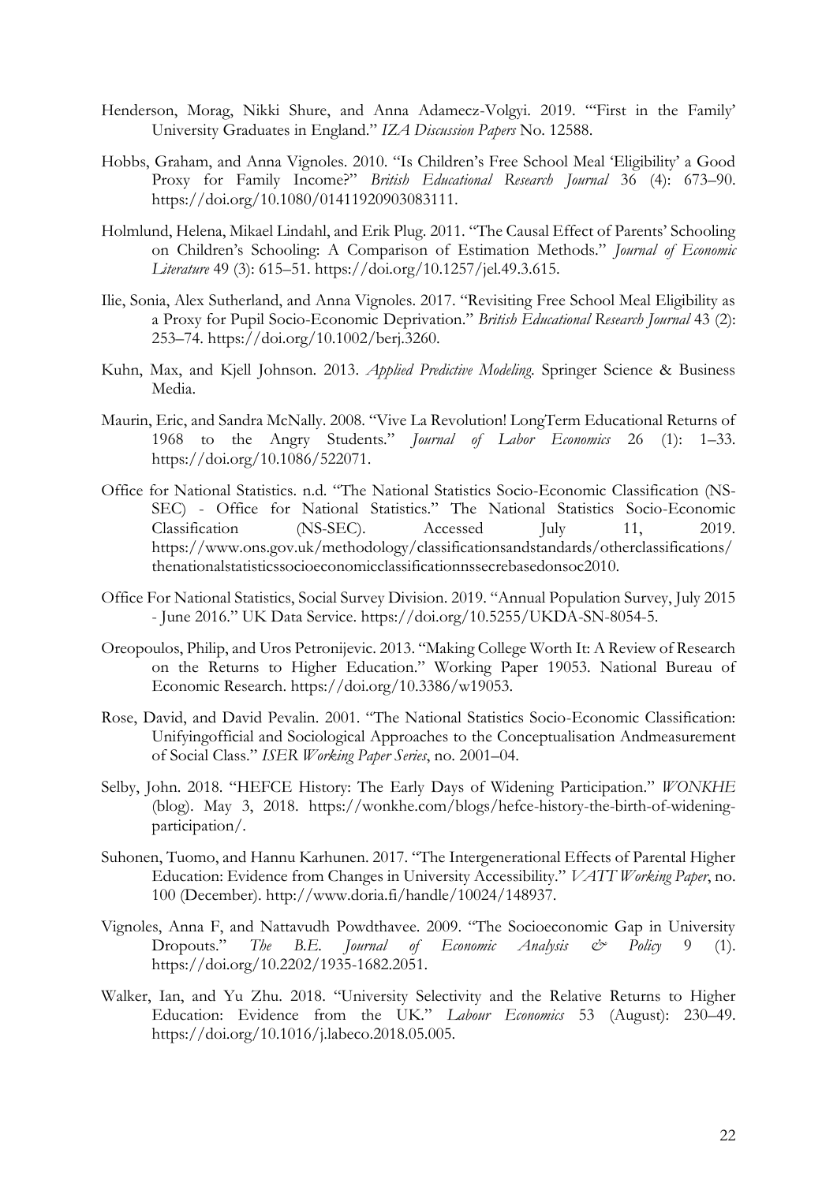Henderson, Morag, Nikki Shure, and Anna Adamecz-Volgyi. 2019. "'First in the Family' University Graduates in England." *IZA Discussion Papers* No. 12588.

Hobbs, Graham, and Anna Vignoles. 2010. "Is Children's Free School Meal 'Eligibility' a Good Proxy for Family Income?" *British Educational Research Journal* 36 (4): 673–90. https://doi.org/10.1080/01411920903083111.

Holmlund, Helena, Mikael Lindahl, and Erik Plug. 2011. "The Causal Effect of Parents' Schooling on Children's Schooling: A Comparison of Estimation Methods." *Journal of Economic Literature* 49 (3): 615–51. https://doi.org/10.1257/jel.49.3.615.

Ilie, Sonia, Alex Sutherland, and Anna Vignoles. 2017. "Revisiting Free School Meal Eligibility as a Proxy for Pupil Socio-Economic Deprivation." *British Educational Research Journal* 43 (2): 253–74. https://doi.org/10.1002/berj.3260.

Kuhn, Max, and Kjell Johnson. 2013. *Applied Predictive Modeling*. Springer Science & Business Media.

Maurin, Eric, and Sandra McNally. 2008. "Vive La Revolution! LongTerm Educational Returns of 1968 to the Angry Students." *Journal of Labor Economics* 26 (1): 1–33. https://doi.org/10.1086/522071.

Office for National Statistics. n.d. "The National Statistics Socio-Economic Classification (NS-SEC) - Office for National Statistics." The National Statistics Socio-Economic Classification (NS-SEC). Accessed July 11, 2019. https://www.ons.gov.uk/methodology/classificationsandstandards/otherclassifications/thenationalstatisticssocioeconomicclassificationnssecrebasedonsoc2010.

Office For National Statistics, Social Survey Division. 2019. "Annual Population Survey, July 2015 - June 2016." UK Data Service. https://doi.org/10.5255/UKDA-SN-8054-5.

Oreopoulos, Philip, and Uros Petronijevic. 2013. "Making College Worth It: A Review of Research on the Returns to Higher Education." Working Paper 19053. National Bureau of Economic Research. https://doi.org/10.3386/w19053.

Rose, David, and David Pevalin. 2001. "The National Statistics Socio-Economic Classification: Unifyingofficial and Sociological Approaches to the Conceptualisation Andmeasurement of Social Class." *ISER Working Paper Series*, no. 2001–04.

Selby, John. 2018. "HEFCE History: The Early Days of Widening Participation." *WONKHE* (blog). May 3, 2018. https://wonkhe.com/blogs/hefce-history-the-birth-of-widening-participation/.

Suhonen, Tuomo, and Hannu Karhunen. 2017. "The Intergenerational Effects of Parental Higher Education: Evidence from Changes in University Accessibility." *VATT Working Paper*, no. 100 (December). http://www.doria.fi/handle/10024/148937.

Vignoles, Anna F, and Nattavudh Powdthavee. 2009. "The Socioeconomic Gap in University Dropouts." *The B.E. Journal of Economic Analysis & Policy* 9 (1). https://doi.org/10.2202/1935-1682.2051.

Walker, Ian, and Yu Zhu. 2018. "University Selectivity and the Relative Returns to Higher Education: Evidence from the UK." *Labour Economics* 53 (August): 230–49. https://doi.org/10.1016/j.labeco.2018.05.005.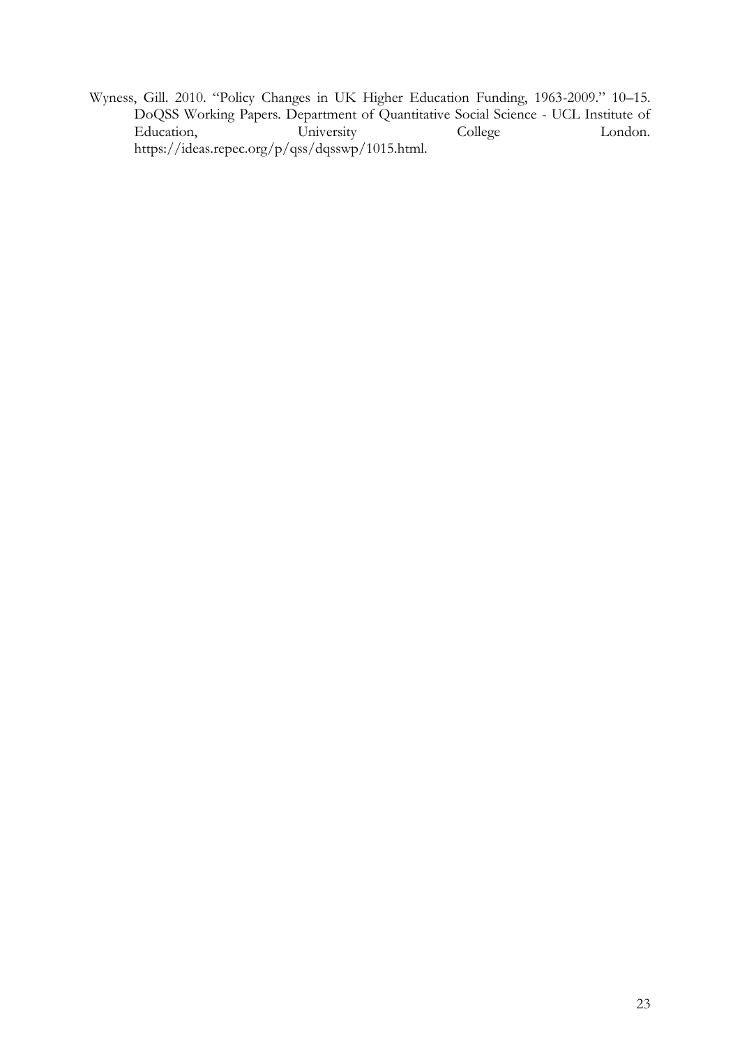Wyness, Gill. 2010. "Policy Changes in UK Higher Education Funding, 1963-2009." 10–15. DoQSS Working Papers. Department of Quantitative Social Science - UCL Institute of Education, University College London. https://ideas.repec.org/p/qss/dqsswp/1015.html.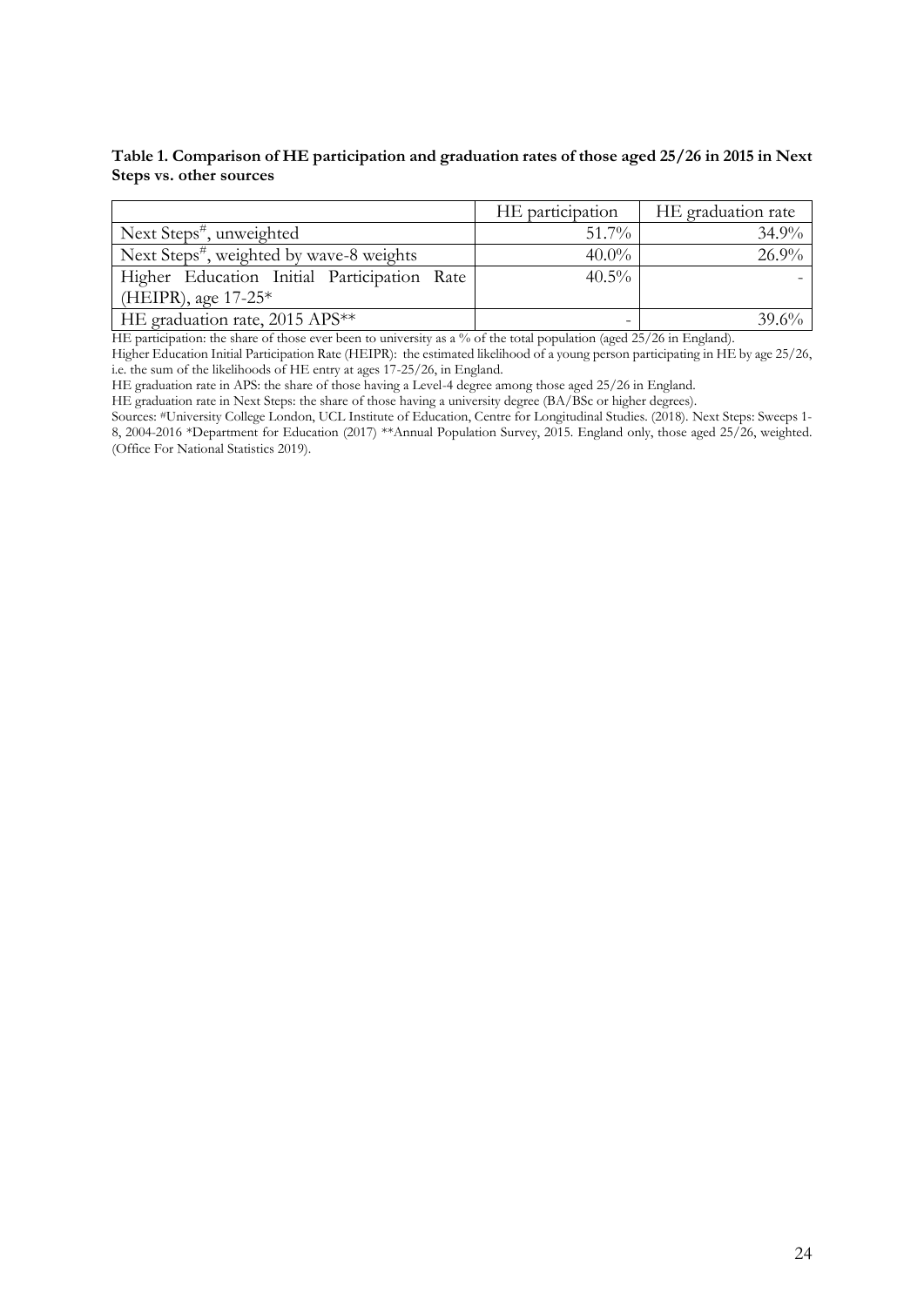**Table 1. Comparison of HE participation and graduation rates of those aged 25/26 in 2015 in Next Steps vs. other sources**

| | HE participation | HE graduation rate |
|---|---|---|
| Next Steps[#], unweighted | 51.7% | 34.9% |
| Next Steps[#], weighted by wave-8 weights | 40.0% | 26.9% |
| Higher Education Initial Participation Rate (HEIPR), age 17-25* | 40.5% | - |
| HE graduation rate, 2015 APS** | - | 39.6% |

HE participation: the share of those ever been to university as a % of the total population (aged 25/26 in England).

Higher Education Initial Participation Rate (HEIPR): the estimated likelihood of a young person participating in HE by age 25/26, i.e. the sum of the likelihoods of HE entry at ages 17-25/26, in England.

HE graduation rate in APS: the share of those having a Level-4 degree among those aged 25/26 in England.

HE graduation rate in Next Steps: the share of those having a university degree (BA/BSc or higher degrees).

Sources: #University College London, UCL Institute of Education, Centre for Longitudinal Studies. (2018). Next Steps: Sweeps 1-8, 2004-2016 *Department for Education (2017) **Annual Population Survey, 2015. England only, those aged 25/26, weighted. (Office For National Statistics 2019).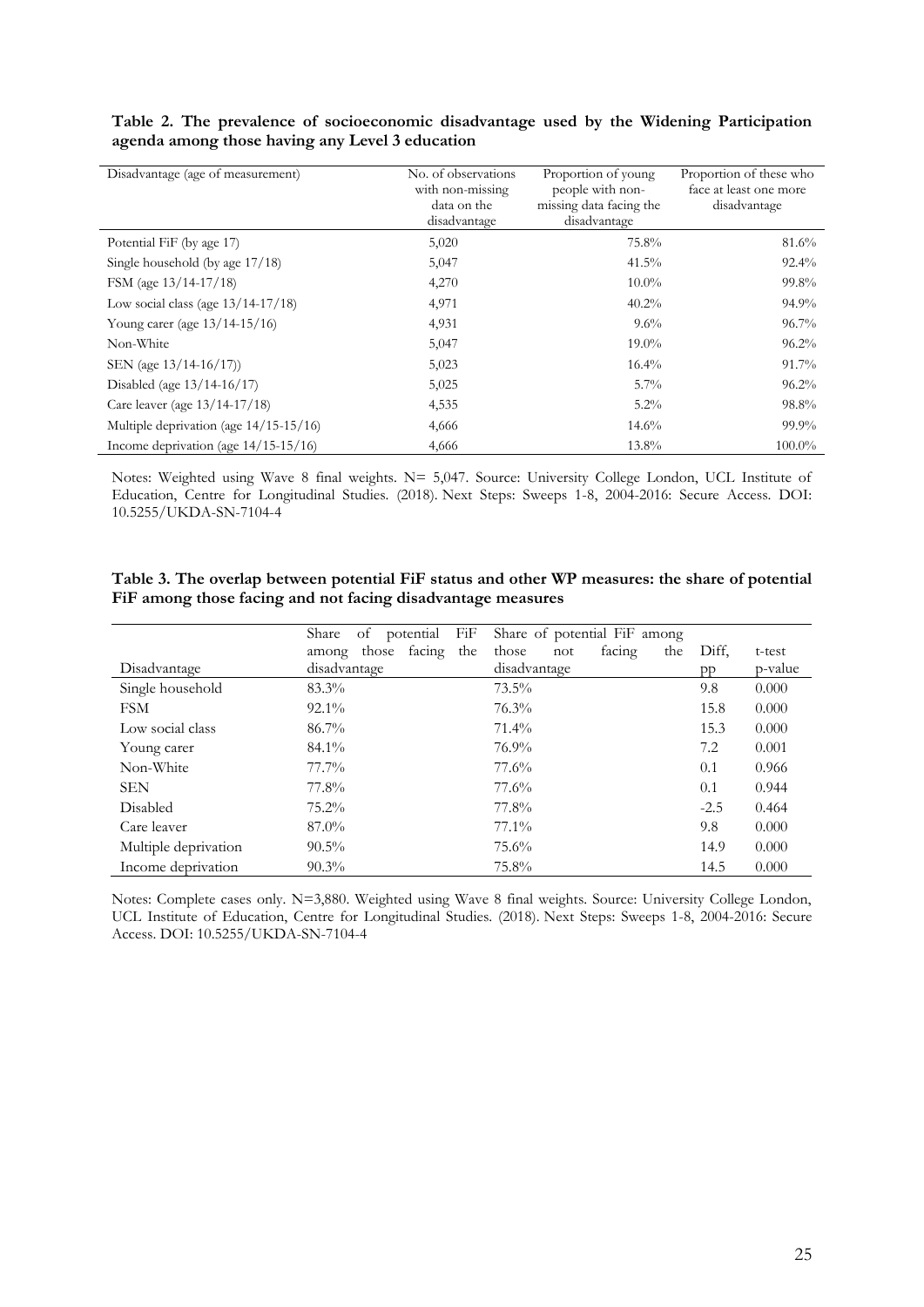**Table 2. The prevalence of socioeconomic disadvantage used by the Widening Participation agenda among those having any Level 3 education**

| Disadvantage (age of measurement) | No. of observations with non-missing data on the disadvantage | Proportion of young people with non-missing data facing the disadvantage | Proportion of these who face at least one more disadvantage |
|---|---|---|---|
| Potential FiF (by age 17) | 5,020 | 75.8% | 81.6% |
| Single household (by age 17/18) | 5,047 | 41.5% | 92.4% |
| FSM (age 13/14-17/18) | 4,270 | 10.0% | 99.8% |
| Low social class (age 13/14-17/18) | 4,971 | 40.2% | 94.9% |
| Young carer (age 13/14-15/16) | 4,931 | 9.6% | 96.7% |
| Non-White | 5,047 | 19.0% | 96.2% |
| SEN (age 13/14-16/17)) | 5,023 | 16.4% | 91.7% |
| Disabled (age 13/14-16/17) | 5,025 | 5.7% | 96.2% |
| Care leaver (age 13/14-17/18) | 4,535 | 5.2% | 98.8% |
| Multiple deprivation (age 14/15-15/16) | 4,666 | 14.6% | 99.9% |
| Income deprivation (age 14/15-15/16) | 4,666 | 13.8% | 100.0% |

Notes: Weighted using Wave 8 final weights. N= 5,047. Source: University College London, UCL Institute of Education, Centre for Longitudinal Studies. (2018). Next Steps: Sweeps 1-8, 2004-2016: Secure Access. DOI: 10.5255/UKDA-SN-7104-4

**Table 3. The overlap between potential FiF status and other WP measures: the share of potential FiF among those facing and not facing disadvantage measures**

| Disadvantage | Share of potential FiF among those facing the disadvantage | Share of potential FiF among those not facing the disadvantage | Diff, pp | t-test p-value |
|---|---|---|---|---|
| Single household | 83.3% | 73.5% | 9.8 | 0.000 |
| FSM | 92.1% | 76.3% | 15.8 | 0.000 |
| Low social class | 86.7% | 71.4% | 15.3 | 0.000 |
| Young carer | 84.1% | 76.9% | 7.2 | 0.001 |
| Non-White | 77.7% | 77.6% | 0.1 | 0.966 |
| SEN | 77.8% | 77.6% | 0.1 | 0.944 |
| Disabled | 75.2% | 77.8% | -2.5 | 0.464 |
| Care leaver | 87.0% | 77.1% | 9.8 | 0.000 |
| Multiple deprivation | 90.5% | 75.6% | 14.9 | 0.000 |
| Income deprivation | 90.3% | 75.8% | 14.5 | 0.000 |

Notes: Complete cases only. N=3,880. Weighted using Wave 8 final weights. Source: University College London, UCL Institute of Education, Centre for Longitudinal Studies. (2018). Next Steps: Sweeps 1-8, 2004-2016: Secure Access. DOI: 10.5255/UKDA-SN-7104-4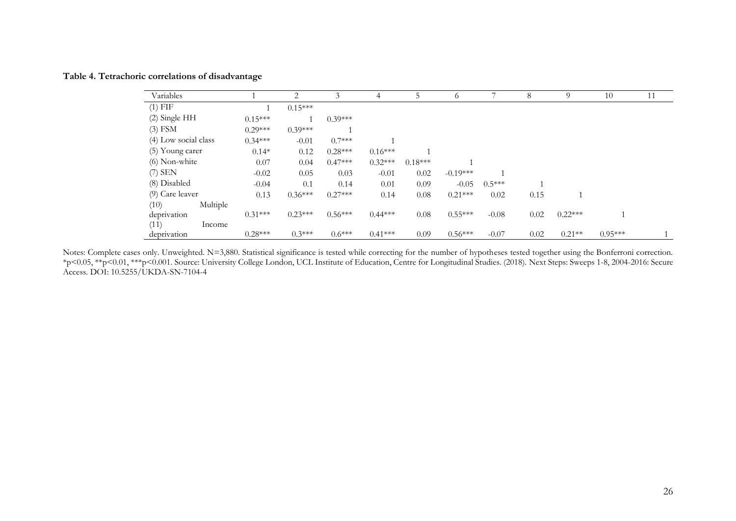**Table 4. Tetrachoric correlations of disadvantage**

| Variables | 1 | 2 | 3 | 4 | 5 | 6 | 7 | 8 | 9 | 10 | 11 |
|---|---|---|---|---|---|---|---|---|---|---|---|
| (1) FIF | 1 | 0.15*** | | | | | | | | | |
| (2) Single HH | 0.15*** | 1 | 0.39*** | | | | | | | | |
| (3) FSM | 0.29*** | 0.39*** | 1 | | | | | | | | |
| (4) Low social class | 0.34*** | -0.01 | 0.7*** | 1 | | | | | | | |
| (5) Young carer | 0.14* | 0.12 | 0.28*** | 0.16*** | 1 | | | | | | |
| (6) Non-white | 0.07 | 0.04 | 0.47*** | 0.32*** | 0.18*** | 1 | | | | | |
| (7) SEN | -0.02 | 0.05 | 0.03 | -0.01 | 0.02 | -0.19*** | 1 | | | | |
| (8) Disabled | -0.04 | 0.1 | 0.14 | 0.01 | 0.09 | -0.05 | 0.5*** | 1 | | | |
| (9) Care leaver | 0.13 | 0.36*** | 0.27*** | 0.14 | 0.08 | 0.21*** | 0.02 | 0.15 | 1 | | |
| (10) Multiple deprivation | 0.31*** | 0.23*** | 0.56*** | 0.44*** | 0.08 | 0.55*** | -0.08 | 0.02 | 0.22*** | 1 | |
| (11) Income deprivation | 0.28*** | 0.3*** | 0.6*** | 0.41*** | 0.09 | 0.56*** | -0.07 | 0.02 | 0.21** | 0.95*** | 1 |

Notes: Complete cases only. Unweighted. N=3,880. Statistical significance is tested while correcting for the number of hypotheses tested together using the Bonferroni correction. *p<0.05, **p<0.01, ***p<0.001. Source: University College London, UCL Institute of Education, Centre for Longitudinal Studies. (2018). Next Steps: Sweeps 1-8, 2004-2016: Secure Access. DOI: 10.5255/UKDA-SN-7104-4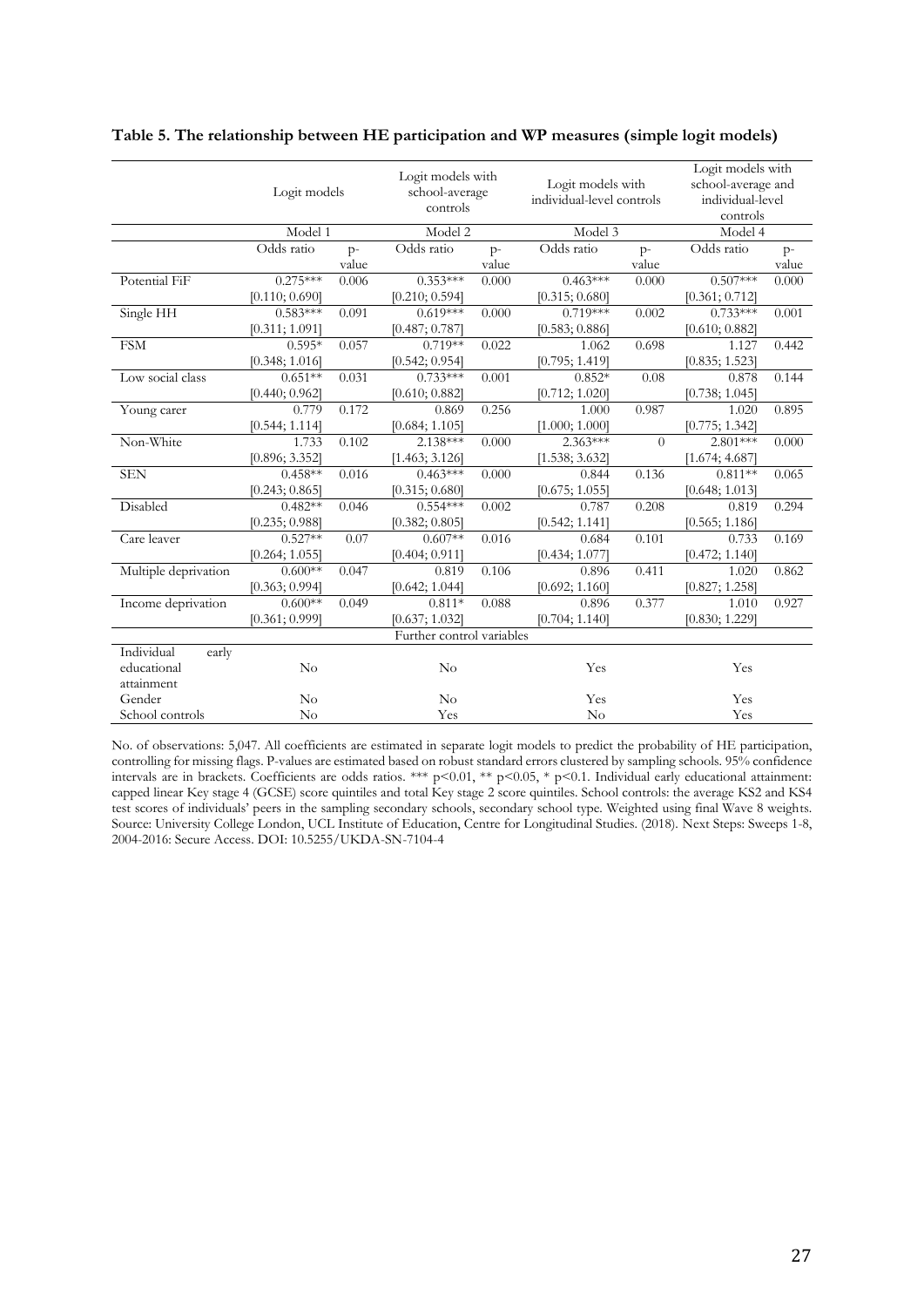**Table 5. The relationship between HE participation and WP measures (simple logit models)**

| | Logit models | | Logit models with school-average controls | | Logit models with individual-level controls | | Logit models with school-average and individual-level controls | |
|---|---|---|---|---|---|---|---|---|
| | Model 1 | | Model 2 | | Model 3 | | Model 4 | |
| | Odds ratio | p-value | Odds ratio | p-value | Odds ratio | p-value | Odds ratio | p-value |
| Potential FiF | 0.275*** [0.110; 0.690] | 0.006 | 0.353*** [0.210; 0.594] | 0.000 | 0.463*** [0.315; 0.680] | 0.000 | 0.507*** [0.361; 0.712] | 0.000 |
| Single HH | 0.583*** [0.311; 1.091] | 0.091 | 0.619*** [0.487; 0.787] | 0.000 | 0.719*** [0.583; 0.886] | 0.002 | 0.733*** [0.610; 0.882] | 0.001 |
| FSM | 0.595* [0.348; 1.016] | 0.057 | 0.719** [0.542; 0.954] | 0.022 | 1.062 [0.795; 1.419] | 0.698 | 1.127 [0.835; 1.523] | 0.442 |
| Low social class | 0.651** [0.440; 0.962] | 0.031 | 0.733*** [0.610; 0.882] | 0.001 | 0.852* [0.712; 1.020] | 0.08 | 0.878 [0.738; 1.045] | 0.144 |
| Young carer | 0.779 [0.544; 1.114] | 0.172 | 0.869 [0.684; 1.105] | 0.256 | 1.000 [1.000; 1.000] | 0.987 | 1.020 [0.775; 1.342] | 0.895 |
| Non-White | 1.733 [0.896; 3.352] | 0.102 | 2.138*** [1.463; 3.126] | 0.000 | 2.363*** [1.538; 3.632] | 0 | 2.801*** [1.674; 4.687] | 0.000 |
| SEN | 0.458** [0.243; 0.865] | 0.016 | 0.463*** [0.315; 0.680] | 0.000 | 0.844 [0.675; 1.055] | 0.136 | 0.811** [0.648; 1.013] | 0.065 |
| Disabled | 0.482** [0.235; 0.988] | 0.046 | 0.554*** [0.382; 0.805] | 0.002 | 0.787 [0.542; 1.141] | 0.208 | 0.819 [0.565; 1.186] | 0.294 |
| Care leaver | 0.527** [0.264; 1.055] | 0.07 | 0.607** [0.404; 0.911] | 0.016 | 0.684 [0.434; 1.077] | 0.101 | 0.733 [0.472; 1.140] | 0.169 |
| Multiple deprivation | 0.600** [0.363; 0.994] | 0.047 | 0.819 [0.642; 1.044] | 0.106 | 0.896 [0.692; 1.160] | 0.411 | 1.020 [0.827; 1.258] | 0.862 |
| Income deprivation | 0.600** [0.361; 0.999] | 0.049 | 0.811* [0.637; 1.032] | 0.088 | 0.896 [0.704; 1.140] | 0.377 | 1.010 [0.830; 1.229] | 0.927 |
| | | | Further control variables | | | | | |
| Individual early educational attainment | No | | No | | Yes | | Yes | |
| Gender | No | | No | | Yes | | Yes | |
| School controls | No | | Yes | | No | | Yes | |

No. of observations: 5,047. All coefficients are estimated in separate logit models to predict the probability of HE participation, controlling for missing flags. P-values are estimated based on robust standard errors clustered by sampling schools. 95% confidence intervals are in brackets. Coefficients are odds ratios. *** p<0.01, ** p<0.05, * p<0.1. Individual early educational attainment: capped linear Key stage 4 (GCSE) score quintiles and total Key stage 2 score quintiles. School controls: the average KS2 and KS4 test scores of individuals' peers in the sampling secondary schools, secondary school type. Weighted using final Wave 8 weights. Source: University College London, UCL Institute of Education, Centre for Longitudinal Studies. (2018). Next Steps: Sweeps 1-8, 2004-2016: Secure Access. DOI: 10.5255/UKDA-SN-7104-4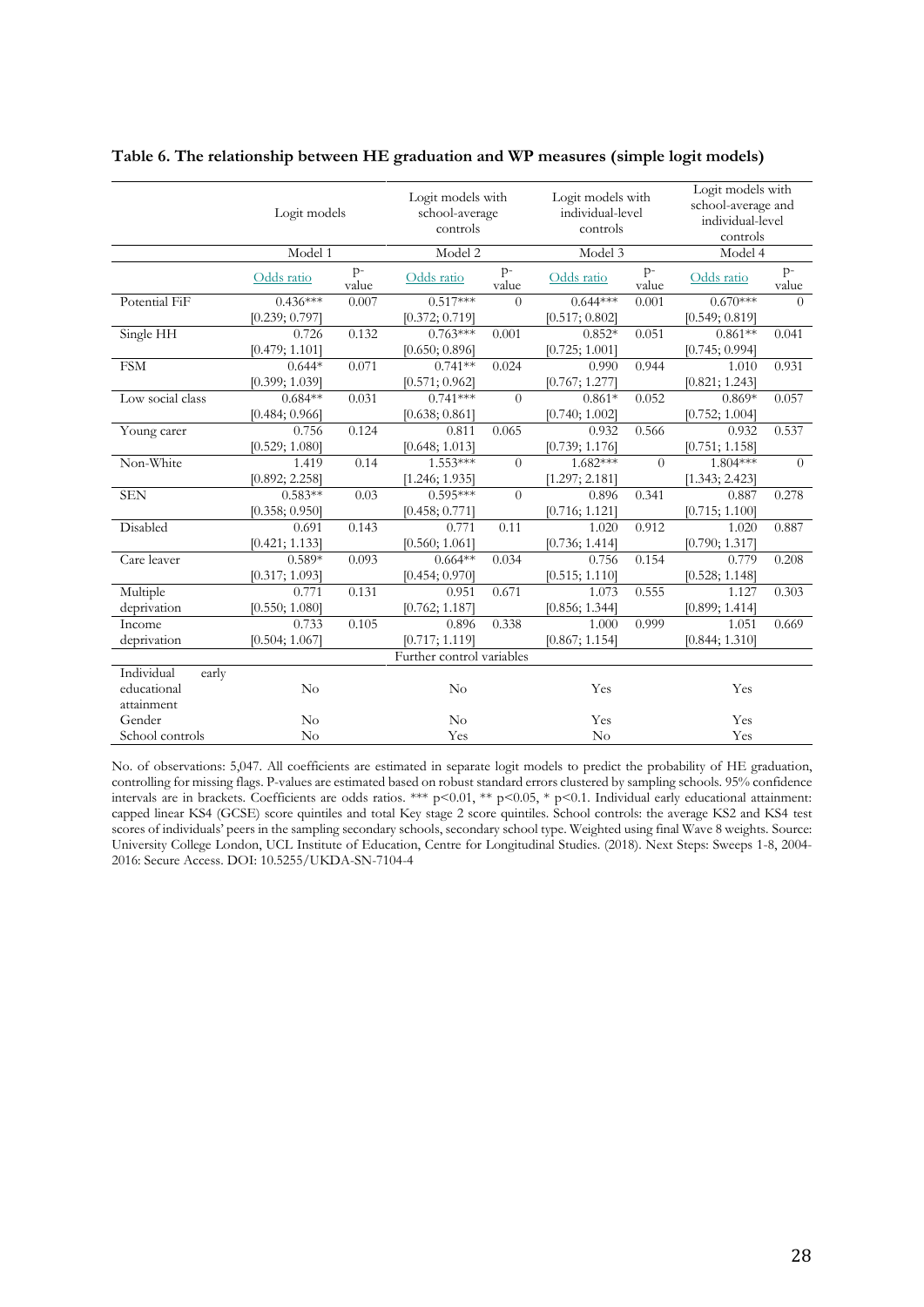**Table 6. The relationship between HE graduation and WP measures (simple logit models)**

| | Logit models | | Logit models with school-average controls | | Logit models with individual-level controls | | Logit models with school-average and individual-level controls | |
|---|---|---|---|---|---|---|---|---|
| | Model 1 | | Model 2 | | Model 3 | | Model 4 | |
| | Odds ratio | p-value | Odds ratio | p-value | Odds ratio | p-value | Odds ratio | p-value |
| Potential FiF | 0.436*** [0.239; 0.797] | 0.007 | 0.517*** [0.372; 0.719] | 0 | 0.644*** [0.517; 0.802] | 0.001 | 0.670*** [0.549; 0.819] | 0 |
| Single HH | 0.726 [0.479; 1.101] | 0.132 | 0.763*** [0.650; 0.896] | 0.001 | 0.852* [0.725; 1.001] | 0.051 | 0.861** [0.745; 0.994] | 0.041 |
| FSM | 0.644* [0.399; 1.039] | 0.071 | 0.741** [0.571; 0.962] | 0.024 | 0.990 [0.767; 1.277] | 0.944 | 1.010 [0.821; 1.243] | 0.931 |
| Low social class | 0.684** [0.484; 0.966] | 0.031 | 0.741*** [0.638; 0.861] | 0 | 0.861* [0.740; 1.002] | 0.052 | 0.869* [0.752; 1.004] | 0.057 |
| Young carer | 0.756 [0.529; 1.080] | 0.124 | 0.811 [0.648; 1.013] | 0.065 | 0.932 [0.739; 1.176] | 0.566 | 0.932 [0.751; 1.158] | 0.537 |
| Non-White | 1.419 [0.892; 2.258] | 0.14 | 1.553*** [1.246; 1.935] | 0 | 1.682*** [1.297; 2.181] | 0 | 1.804*** [1.343; 2.423] | 0 |
| SEN | 0.583** [0.358; 0.950] | 0.03 | 0.595*** [0.458; 0.771] | 0 | 0.896 [0.716; 1.121] | 0.341 | 0.887 [0.715; 1.100] | 0.278 |
| Disabled | 0.691 [0.421; 1.133] | 0.143 | 0.771 [0.560; 1.061] | 0.11 | 1.020 [0.736; 1.414] | 0.912 | 1.020 [0.790; 1.317] | 0.887 |
| Care leaver | 0.589* [0.317; 1.093] | 0.093 | 0.664** [0.454; 0.970] | 0.034 | 0.756 [0.515; 1.110] | 0.154 | 0.779 [0.528; 1.148] | 0.208 |
| Multiple deprivation | 0.771 [0.550; 1.080] | 0.131 | 0.951 [0.762; 1.187] | 0.671 | 1.073 [0.856; 1.344] | 0.555 | 1.127 [0.899; 1.414] | 0.303 |
| Income deprivation | 0.733 [0.504; 1.067] | 0.105 | 0.896 [0.717; 1.119] | 0.338 | 1.000 [0.867; 1.154] | 0.999 | 1.051 [0.844; 1.310] | 0.669 |
| | | | Further control variables | | | | | |
| Individual early educational attainment | No | | No | | Yes | | Yes | |
| Gender | No | | No | | Yes | | Yes | |
| School controls | No | | Yes | | No | | Yes | |

No. of observations: 5,047. All coefficients are estimated in separate logit models to predict the probability of HE graduation, controlling for missing flags. P-values are estimated based on robust standard errors clustered by sampling schools. 95% confidence intervals are in brackets. Coefficients are odds ratios. *** p<0.01, ** p<0.05, * p<0.1. Individual early educational attainment: capped linear KS4 (GCSE) score quintiles and total Key stage 2 score quintiles. School controls: the average KS2 and KS4 test scores of individuals' peers in the sampling secondary schools, secondary school type. Weighted using final Wave 8 weights. Source: University College London, UCL Institute of Education, Centre for Longitudinal Studies. (2018). Next Steps: Sweeps 1-8, 2004-2016: Secure Access. DOI: 10.5255/UKDA-SN-7104-4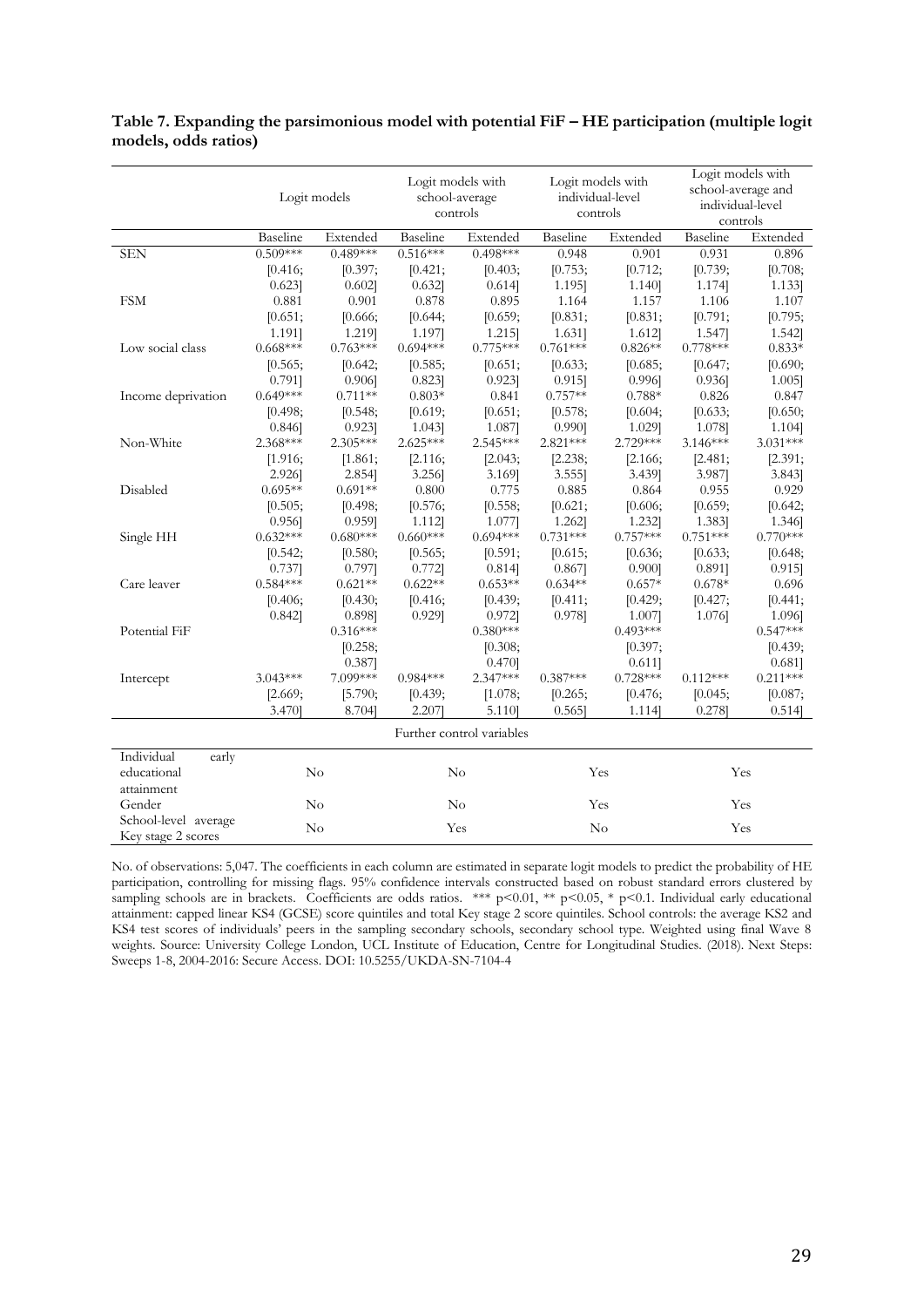**Table 7. Expanding the parsimonious model with potential FiF – HE participation (multiple logit models, odds ratios)**

| | Logit models | | Logit models with school-average controls | | Logit models with individual-level controls | | Logit models with school-average and individual-level controls | |
|---|---|---|---|---|---|---|---|---|
| | Baseline | Extended | Baseline | Extended | Baseline | Extended | Baseline | Extended |
| SEN | 0.509*** | 0.489*** | 0.516*** | 0.498*** | 0.948 | 0.901 | 0.931 | 0.896 |
| | [0.416; | [0.397; | [0.421; | [0.403; | [0.753; | [0.712; | [0.739; | [0.708; |
| | 0.623] | 0.602] | 0.632] | 0.614] | 1.195] | 1.140] | 1.174] | 1.133] |
| FSM | 0.881 | 0.901 | 0.878 | 0.895 | 1.164 | 1.157 | 1.106 | 1.107 |
| | [0.651; | [0.666; | [0.644; | [0.659; | [0.831; | [0.831; | [0.791; | [0.795; |
| | 1.191] | 1.219] | 1.197] | 1.215] | 1.631] | 1.612] | 1.547] | 1.542] |
| Low social class | 0.668*** | 0.763*** | 0.694*** | 0.775*** | 0.761*** | 0.826** | 0.778*** | 0.833* |
| | [0.565; | [0.642; | [0.585; | [0.651; | [0.633; | [0.685; | [0.647; | [0.690; |
| | 0.791] | 0.906] | 0.823] | 0.923] | 0.915] | 0.996] | 0.936] | 1.005] |
| Income deprivation | 0.649*** | 0.711** | 0.803* | 0.841 | 0.757** | 0.788* | 0.826 | 0.847 |
| | [0.498; | [0.548; | [0.619; | [0.651; | [0.578; | [0.604; | [0.633; | [0.650; |
| | 0.846] | 0.923] | 1.043] | 1.087] | 0.990] | 1.029] | 1.078] | 1.104] |
| Non-White | 2.368*** | 2.305*** | 2.625*** | 2.545*** | 2.821*** | 2.729*** | 3.146*** | 3.031*** |
| | [1.916; | [1.861; | [2.116; | [2.043; | [2.238; | [2.166; | [2.481; | [2.391; |
| | 2.926] | 2.854] | 3.256] | 3.169] | 3.555] | 3.439] | 3.987] | 3.843] |
| Disabled | 0.695** | 0.691** | 0.800 | 0.775 | 0.885 | 0.864 | 0.955 | 0.929 |
| | [0.505; | [0.498; | [0.576; | [0.558; | [0.621; | [0.606; | [0.659; | [0.642; |
| | 0.956] | 0.959] | 1.112] | 1.077] | 1.262] | 1.232] | 1.383] | 1.346] |
| Single HH | 0.632*** | 0.680*** | 0.660*** | 0.694*** | 0.731*** | 0.757*** | 0.751*** | 0.770*** |
| | [0.542; | [0.580; | [0.565; | [0.591; | [0.615; | [0.636; | [0.633; | [0.648; |
| | 0.737] | 0.797] | 0.772] | 0.814] | 0.867] | 0.900] | 0.891] | 0.915] |
| Care leaver | 0.584*** | 0.621** | 0.622** | 0.653** | 0.634** | 0.657* | 0.678* | 0.696 |
| | [0.406; | [0.430; | [0.416; | [0.439; | [0.411; | [0.429; | [0.427; | [0.441; |
| | 0.842] | 0.898] | 0.929] | 0.972] | 0.978] | 1.007] | 1.076] | 1.096] |
| Potential FiF | | 0.316*** | | 0.380*** | | 0.493*** | | 0.547*** |
| | | [0.258; | | [0.308; | | [0.397; | | [0.439; |
| | | 0.387] | | 0.470] | | 0.611] | | 0.681] |
| Intercept | 3.043*** | 7.099*** | 0.984*** | 2.347*** | 0.387*** | 0.728*** | 0.112*** | 0.211*** |
| | [2.669; | [5.790; | [0.439; | [1.078; | [0.265; | [0.476; | [0.045; | [0.087; |
| | 3.470] | 8.704] | 2.207] | 5.110] | 0.565] | 1.114] | 0.278] | 0.514] |
| **Further control variables** | | | | | | | | |
| Individual early educational attainment | No | | No | | Yes | | Yes | |
| Gender | No | | No | | Yes | | Yes | |
| School-level average Key stage 2 scores | No | | Yes | | No | | Yes | |

No. of observations: 5,047. The coefficients in each column are estimated in separate logit models to predict the probability of HE participation, controlling for missing flags. 95% confidence intervals constructed based on robust standard errors clustered by sampling schools are in brackets. Coefficients are odds ratios. *** p<0.01, ** p<0.05, * p<0.1. Individual early educational attainment: capped linear KS4 (GCSE) score quintiles and total Key stage 2 score quintiles. School controls: the average KS2 and KS4 test scores of individuals' peers in the sampling secondary schools, secondary school type. Weighted using final Wave 8 weights. Source: University College London, UCL Institute of Education, Centre for Longitudinal Studies. (2018). Next Steps: Sweeps 1-8, 2004-2016: Secure Access. DOI: 10.5255/UKDA-SN-7104-4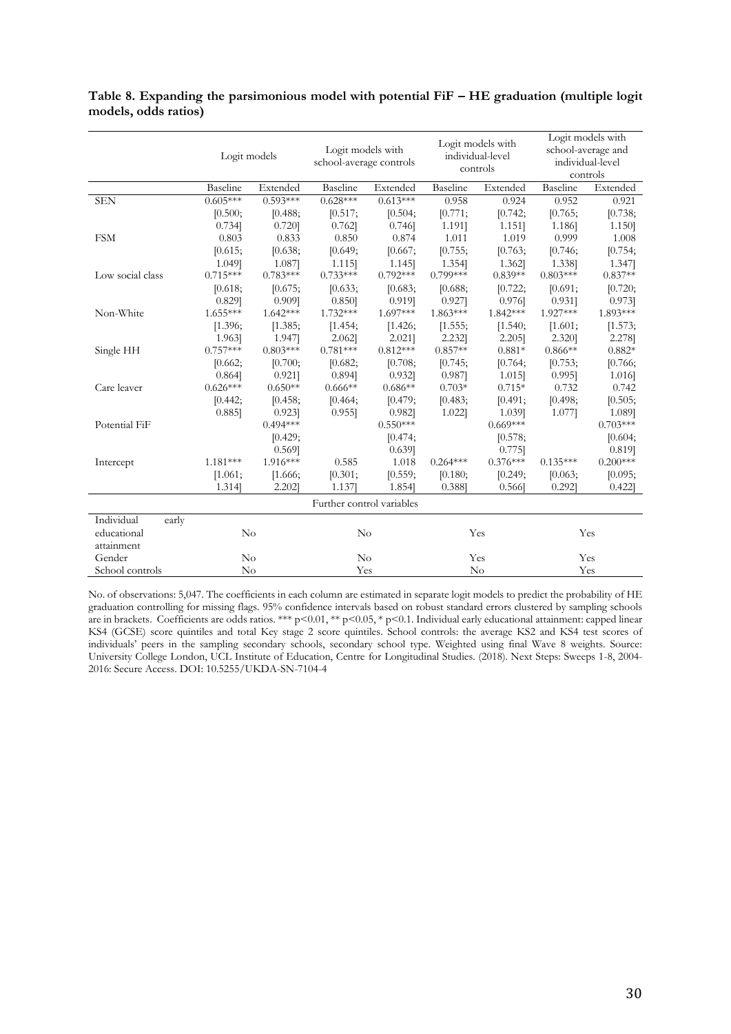**Table 8. Expanding the parsimonious model with potential FiF – HE graduation (multiple logit models, odds ratios)**

| | Logit models | | Logit models with school-average controls | | Logit models with individual-level controls | | Logit models with school-average and individual-level controls | |
|---|---|---|---|---|---|---|---|---|
| | Baseline | Extended | Baseline | Extended | Baseline | Extended | Baseline | Extended |
| SEN | 0.605*** | 0.593*** | 0.628*** | 0.613*** | 0.958 | 0.924 | 0.952 | 0.921 |
| | [0.500; 0.734] | [0.488; 0.720] | [0.517; 0.762] | [0.504; 0.746] | [0.771; 1.191] | [0.742; 1.151] | [0.765; 1.186] | [0.738; 1.150] |
| FSM | 0.803 | 0.833 | 0.850 | 0.874 | 1.011 | 1.019 | 0.999 | 1.008 |
| | [0.615; 1.049] | [0.638; 1.087] | [0.649; 1.115] | [0.667; 1.145] | [0.755; 1.354] | [0.763; 1.362] | [0.746; 1.338] | [0.754; 1.347] |
| Low social class | 0.715*** | 0.783*** | 0.733*** | 0.792*** | 0.799*** | 0.839** | 0.803*** | 0.837** |
| | [0.618; 0.829] | [0.675; 0.909] | [0.633; 0.850] | [0.683; 0.919] | [0.688; 0.927] | [0.722; 0.976] | [0.691; 0.931] | [0.720; 0.973] |
| Non-White | 1.655*** | 1.642*** | 1.732*** | 1.697*** | 1.863*** | 1.842*** | 1.927*** | 1.893*** |
| | [1.396; 1.963] | [1.385; 1.947] | [1.454; 2.062] | [1.426; 2.021] | [1.555; 2.232] | [1.540; 2.205] | [1.601; 2.320] | [1.573; 2.278] |
| Single HH | 0.757*** | 0.803*** | 0.781*** | 0.812*** | 0.857** | 0.881* | 0.866** | 0.882* |
| | [0.662; 0.864] | [0.700; 0.921] | [0.682; 0.894] | [0.708; 0.932] | [0.745; 0.987] | [0.764; 1.015] | [0.753; 0.995] | [0.766; 1.016] |
| Care leaver | 0.626*** | 0.650** | 0.666** | 0.686** | 0.703* | 0.715* | 0.732 | 0.742 |
| | [0.442; 0.885] | [0.458; 0.923] | [0.464; 0.955] | [0.479; 0.982] | [0.483; 1.022] | [0.491; 1.039] | [0.498; 1.077] | [0.505; 1.089] |
| Potential FiF | | 0.494*** | | 0.550*** | | 0.669*** | | 0.703*** |
| | | [0.429; 0.569] | | [0.474; 0.639] | | [0.578; 0.775] | | [0.604; 0.819] |
| Intercept | 1.181*** | 1.916*** | 0.585 | 1.018 | 0.264*** | 0.376*** | 0.135*** | 0.200*** |
| | [1.061; 1.314] | [1.666; 2.202] | [0.301; 1.137] | [0.559; 1.854] | [0.180; 0.388] | [0.249; 0.566] | [0.063; 0.292] | [0.095; 0.422] |
| Further control variables | | | | | | | | |
| Individual early educational attainment | No | | No | | Yes | | Yes | |
| Gender | No | | No | | Yes | | Yes | |
| School controls | No | | Yes | | No | | Yes | |

No. of observations: 5,047. The coefficients in each column are estimated in separate logit models to predict the probability of HE graduation controlling for missing flags. 95% confidence intervals based on robust standard errors clustered by sampling schools are in brackets. Coefficients are odds ratios. *** p<0.01, ** p<0.05, * p<0.1. Individual early educational attainment: capped linear KS4 (GCSE) score quintiles and total Key stage 2 score quintiles. School controls: the average KS2 and KS4 test scores of individuals' peers in the sampling secondary schools, secondary school type. Weighted using final Wave 8 weights. Source: University College London, UCL Institute of Education, Centre for Longitudinal Studies. (2018). Next Steps: Sweeps 1-8, 2004-2016: Secure Access. DOI: 10.5255/UKDA-SN-7104-4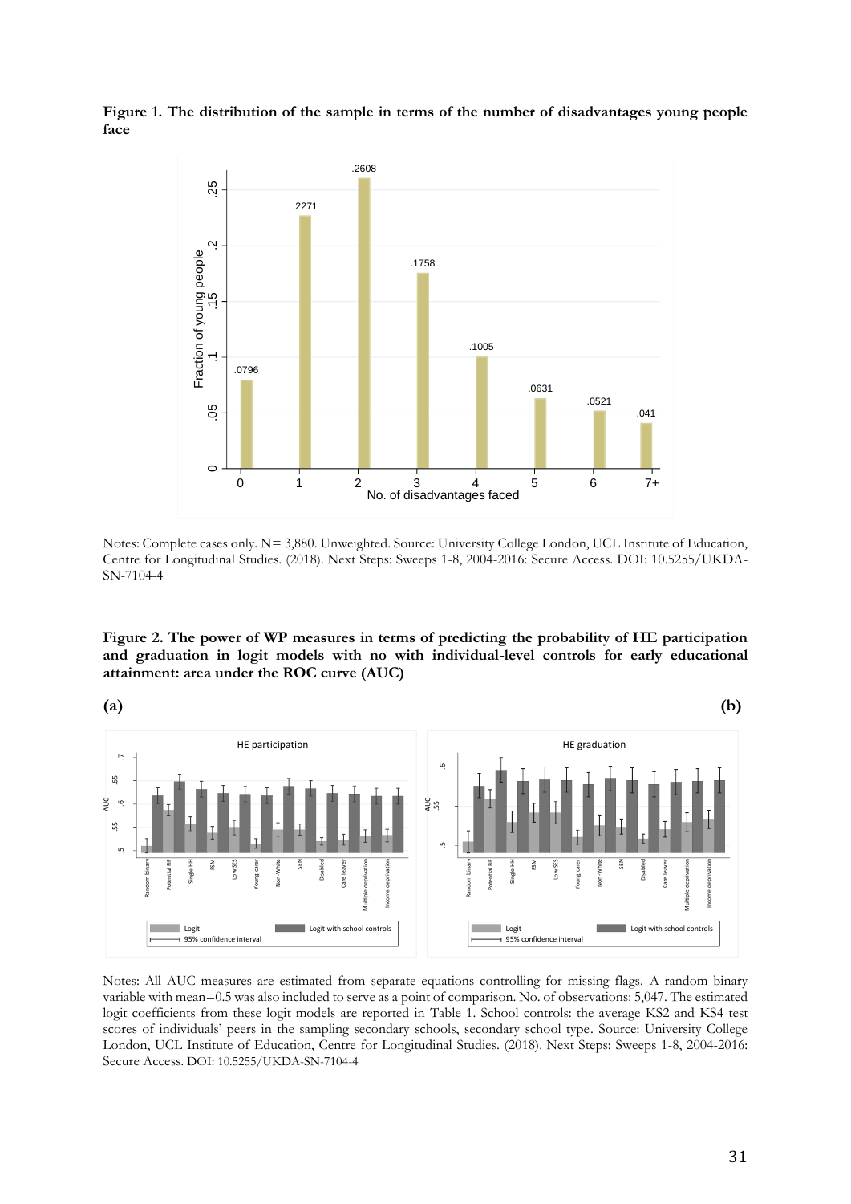**Figure 1. The distribution of the sample in terms of the number of disadvantages young people face**

Notes: Complete cases only. N= 3,880. Unweighted. Source: University College London, UCL Institute of Education, Centre for Longitudinal Studies. (2018). Next Steps: Sweeps 1-8, 2004-2016: Secure Access. DOI: 10.5255/UKDA-SN-7104-4

**Figure 2. The power of WP measures in terms of predicting the probability of HE participation and graduation in logit models with no with individual-level controls for early educational attainment: area under the ROC curve (AUC)**

**(a)** **(b)**

Notes: All AUC measures are estimated from separate equations controlling for missing flags. A random binary variable with mean=0.5 was also included to serve as a point of comparison. No. of observations: 5,047. The estimated logit coefficients from these logit models are reported in Table 1. School controls: the average KS2 and KS4 test scores of individuals' peers in the sampling secondary schools, secondary school type. Source: University College London, UCL Institute of Education, Centre for Longitudinal Studies. (2018). Next Steps: Sweeps 1-8, 2004-2016: Secure Access. DOI: 10.5255/UKDA-SN-7104-4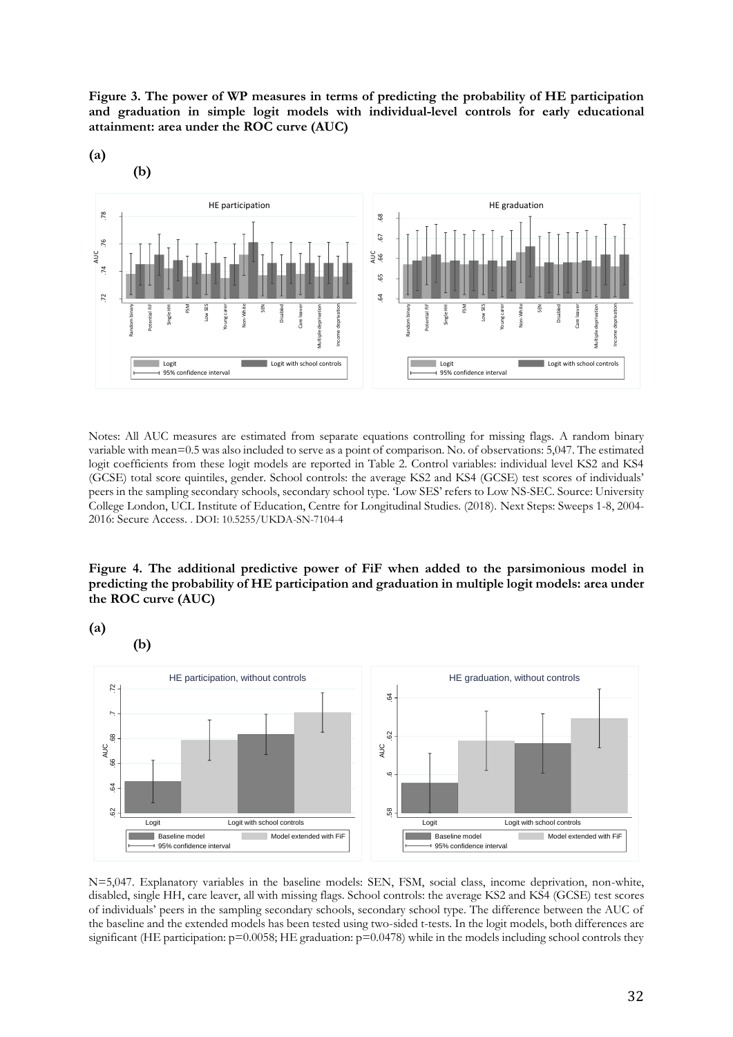**Figure 3. The power of WP measures in terms of predicting the probability of HE participation and graduation in simple logit models with individual-level controls for early educational attainment: area under the ROC curve (AUC)**

**(a)**

**(b)**

Notes: All AUC measures are estimated from separate equations controlling for missing flags. A random binary variable with mean=0.5 was also included to serve as a point of comparison. No. of observations: 5,047. The estimated logit coefficients from these logit models are reported in Table 2. Control variables: individual level KS2 and KS4 (GCSE) total score quintiles, gender. School controls: the average KS2 and KS4 (GCSE) test scores of individuals' peers in the sampling secondary schools, secondary school type. 'Low SES' refers to Low NS-SEC. Source: University College London, UCL Institute of Education, Centre for Longitudinal Studies. (2018). Next Steps: Sweeps 1-8, 2004-2016: Secure Access. . DOI: 10.5255/UKDA-SN-7104-4

**Figure 4. The additional predictive power of FiF when added to the parsimonious model in predicting the probability of HE participation and graduation in multiple logit models: area under the ROC curve (AUC)**

**(a)**

**(b)**

N=5,047. Explanatory variables in the baseline models: SEN, FSM, social class, income deprivation, non-white, disabled, single HH, care leaver, all with missing flags. School controls: the average KS2 and KS4 (GCSE) test scores of individuals' peers in the sampling secondary schools, secondary school type. The difference between the AUC of the baseline and the extended models has been tested using two-sided t-tests. In the logit models, both differences are significant (HE participation: p=0.0058; HE graduation: p=0.0478) while in the models including school controls they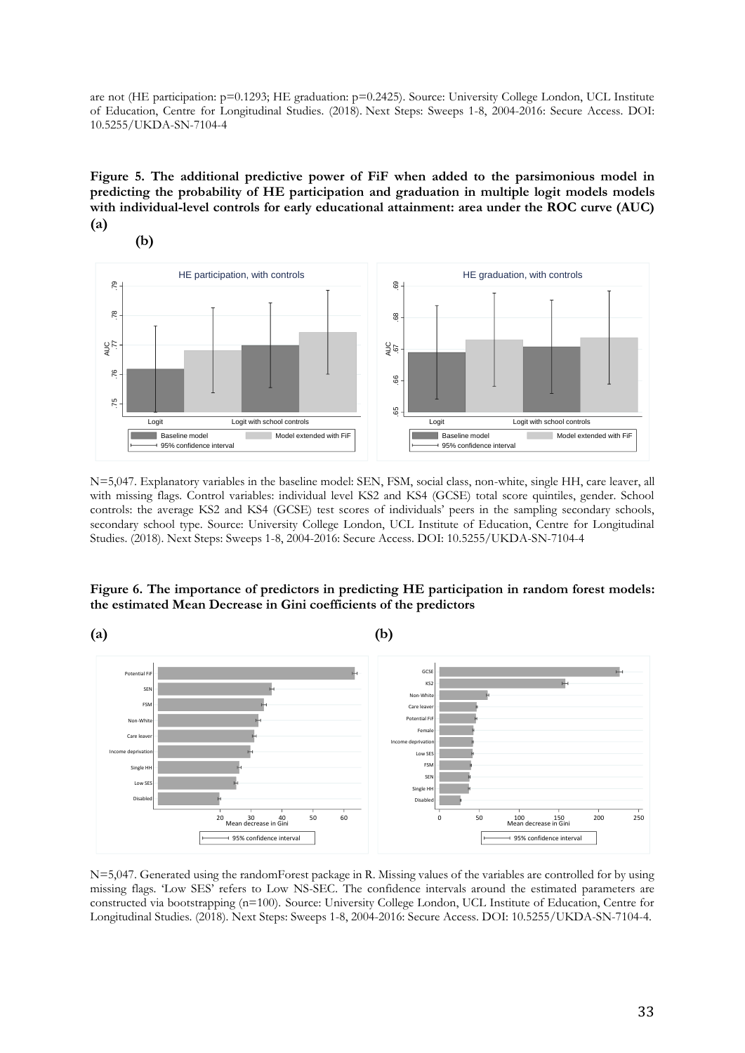are not (HE participation: p=0.1293; HE graduation: p=0.2425). Source: University College London, UCL Institute of Education, Centre for Longitudinal Studies. (2018). Next Steps: Sweeps 1-8, 2004-2016: Secure Access. DOI: 10.5255/UKDA-SN-7104-4

**Figure 5. The additional predictive power of FiF when added to the parsimonious model in predicting the probability of HE participation and graduation in multiple logit models models with individual-level controls for early educational attainment: area under the ROC curve (AUC) (a)**

**(b)**

N=5,047. Explanatory variables in the baseline model: SEN, FSM, social class, non-white, single HH, care leaver, all with missing flags. Control variables: individual level KS2 and KS4 (GCSE) total score quintiles, gender. School controls: the average KS2 and KS4 (GCSE) test scores of individuals' peers in the sampling secondary schools, secondary school type. Source: University College London, UCL Institute of Education, Centre for Longitudinal Studies. (2018). Next Steps: Sweeps 1-8, 2004-2016: Secure Access. DOI: 10.5255/UKDA-SN-7104-4

**Figure 6. The importance of predictors in predicting HE participation in random forest models: the estimated Mean Decrease in Gini coefficients of the predictors**

**(a)** **(b)**

N=5,047. Generated using the randomForest package in R. Missing values of the variables are controlled for by using missing flags. 'Low SES' refers to Low NS-SEC. The confidence intervals around the estimated parameters are constructed via bootstrapping (n=100). Source: University College London, UCL Institute of Education, Centre for Longitudinal Studies. (2018). Next Steps: Sweeps 1-8, 2004-2016: Secure Access. DOI: 10.5255/UKDA-SN-7104-4.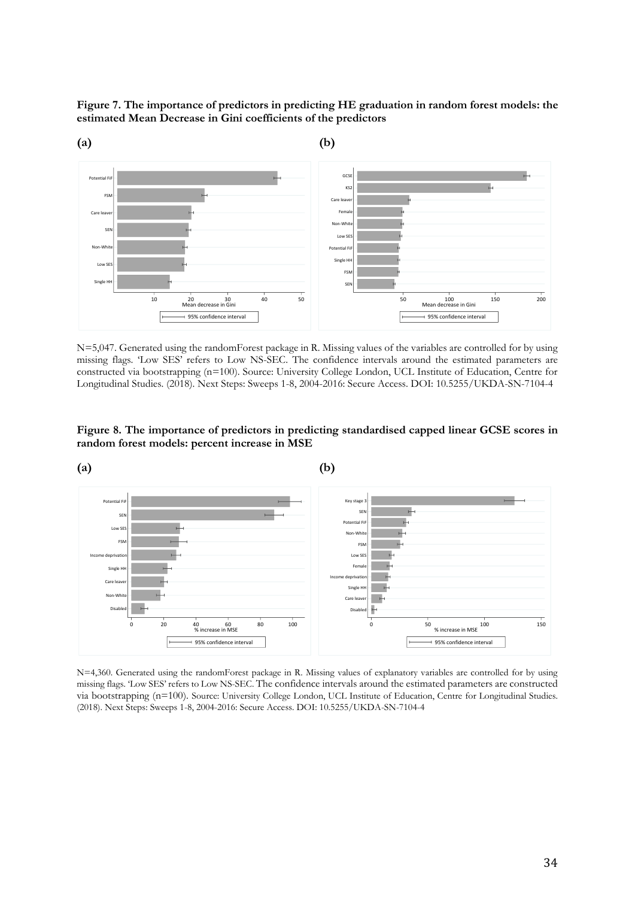**Figure 7. The importance of predictors in predicting HE graduation in random forest models: the estimated Mean Decrease in Gini coefficients of the predictors**

**(a)** **(b)**

N=5,047. Generated using the randomForest package in R. Missing values of the variables are controlled for by using missing flags. 'Low SES' refers to Low NS-SEC. The confidence intervals around the estimated parameters are constructed via bootstrapping (n=100). Source: University College London, UCL Institute of Education, Centre for Longitudinal Studies. (2018). Next Steps: Sweeps 1-8, 2004-2016: Secure Access. DOI: 10.5255/UKDA-SN-7104-4

**Figure 8. The importance of predictors in predicting standardised capped linear GCSE scores in random forest models: percent increase in MSE**

**(a)** **(b)**

N=4,360. Generated using the randomForest package in R. Missing values of explanatory variables are controlled for by using missing flags. 'Low SES' refers to Low NS-SEC. The confidence intervals around the estimated parameters are constructed via bootstrapping (n=100). Source: University College London, UCL Institute of Education, Centre for Longitudinal Studies. (2018). Next Steps: Sweeps 1-8, 2004-2016: Secure Access. DOI: 10.5255/UKDA-SN-7104-4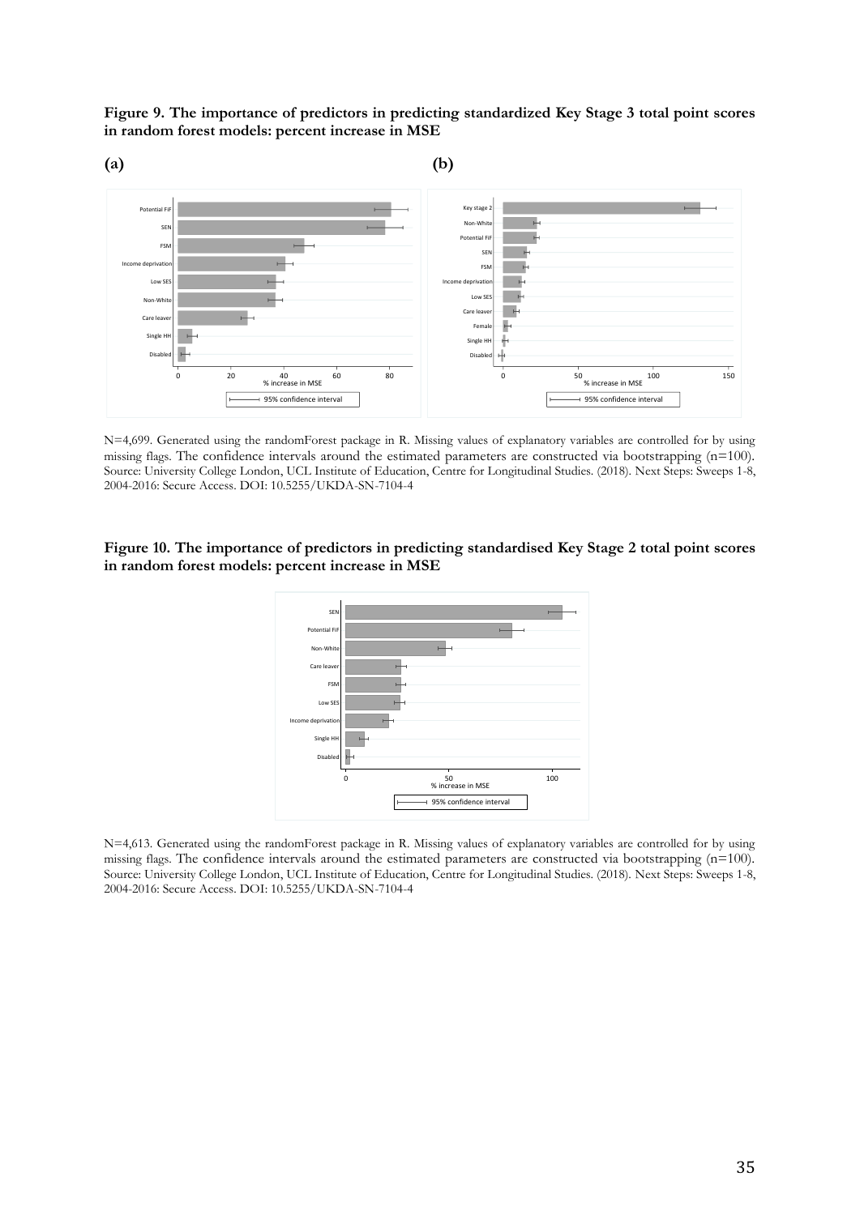**Figure 9. The importance of predictors in predicting standardized Key Stage 3 total point scores in random forest models: percent increase in MSE**

**(a)** **(b)**

N=4,699. Generated using the randomForest package in R. Missing values of explanatory variables are controlled for by using missing flags. The confidence intervals around the estimated parameters are constructed via bootstrapping (n=100). Source: University College London, UCL Institute of Education, Centre for Longitudinal Studies. (2018). Next Steps: Sweeps 1-8, 2004-2016: Secure Access. DOI: 10.5255/UKDA-SN-7104-4

**Figure 10. The importance of predictors in predicting standardised Key Stage 2 total point scores in random forest models: percent increase in MSE**

N=4,613. Generated using the randomForest package in R. Missing values of explanatory variables are controlled for by using missing flags. The confidence intervals around the estimated parameters are constructed via bootstrapping (n=100). Source: University College London, UCL Institute of Education, Centre for Longitudinal Studies. (2018). Next Steps: Sweeps 1-8, 2004-2016: Secure Access. DOI: 10.5255/UKDA-SN-7104-4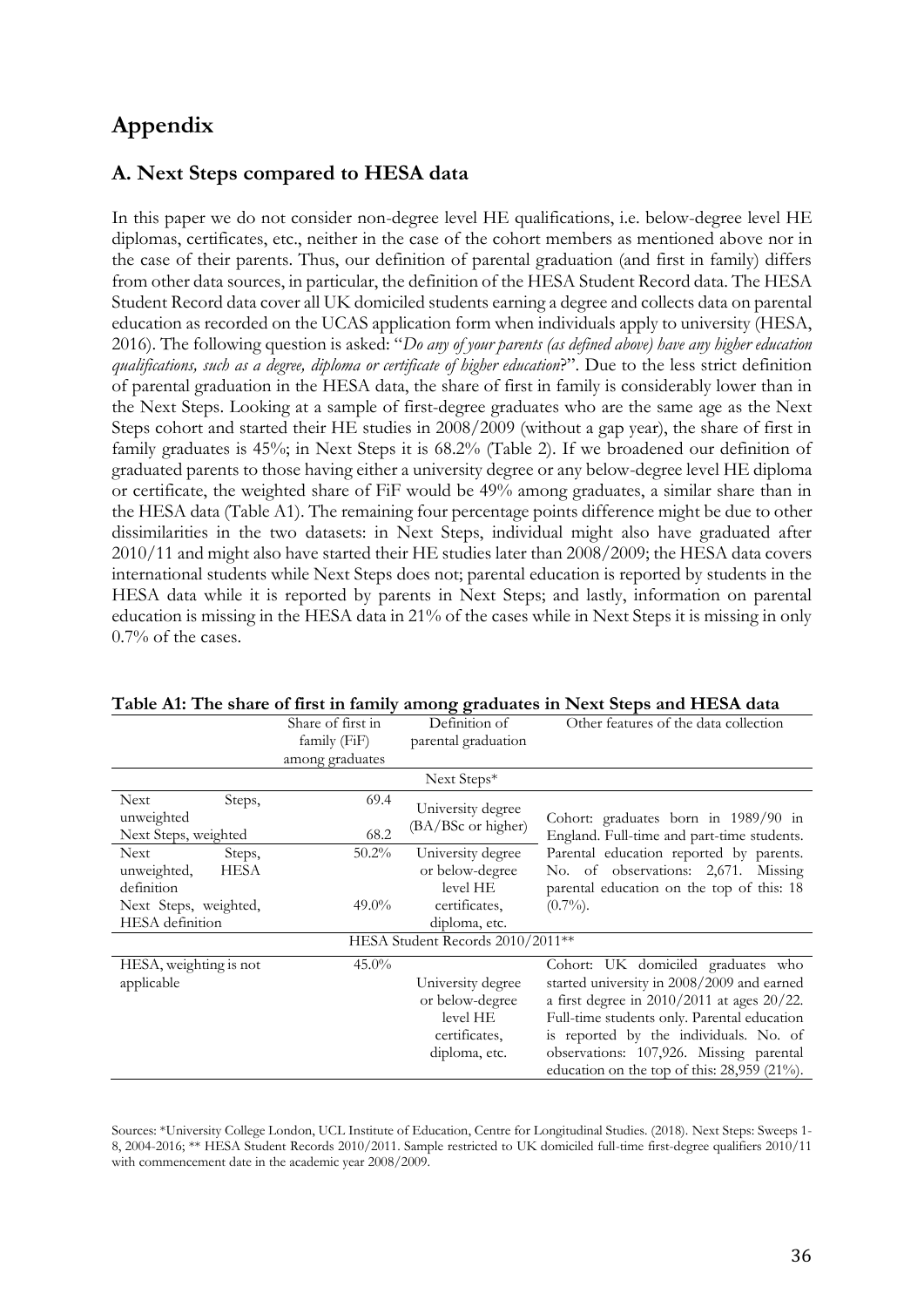# Appendix

## A. Next Steps compared to HESA data

In this paper we do not consider non-degree level HE qualifications, i.e. below-degree level HE diplomas, certificates, etc., neither in the case of the cohort members as mentioned above nor in the case of their parents. Thus, our definition of parental graduation (and first in family) differs from other data sources, in particular, the definition of the HESA Student Record data. The HESA Student Record data cover all UK domiciled students earning a degree and collects data on parental education as recorded on the UCAS application form when individuals apply to university (HESA, 2016). The following question is asked: "*Do any of your parents (as defined above) have any higher education qualifications, such as a degree, diploma or certificate of higher education*?". Due to the less strict definition of parental graduation in the HESA data, the share of first in family is considerably lower than in the Next Steps. Looking at a sample of first-degree graduates who are the same age as the Next Steps cohort and started their HE studies in 2008/2009 (without a gap year), the share of first in family graduates is 45%; in Next Steps it is 68.2% (Table 2). If we broadened our definition of graduated parents to those having either a university degree or any below-degree level HE diploma or certificate, the weighted share of FiF would be 49% among graduates, a similar share than in the HESA data (Table A1). The remaining four percentage points difference might be due to other dissimilarities in the two datasets: in Next Steps, individual might also have graduated after 2010/11 and might also have started their HE studies later than 2008/2009; the HESA data covers international students while Next Steps does not; parental education is reported by students in the HESA data while it is reported by parents in Next Steps; and lastly, information on parental education is missing in the HESA data in 21% of the cases while in Next Steps it is missing in only 0.7% of the cases.

**Table A1: The share of first in family among graduates in Next Steps and HESA data**

| | Share of first in family (FiF) among graduates | Definition of parental graduation | Other features of the data collection |
|---|---|---|---|
| | | Next Steps* | |
| Next Steps, unweighted | 69.4 | University degree (BA/BSc or higher) | Cohort: graduates born in 1989/90 in England. Full-time and part-time students. Parental education reported by parents. No. of observations: 2,671. Missing parental education on the top of this: 18 (0.7%). |
| Next Steps, weighted | 68.2 | | |
| Next Steps, unweighted, HESA definition | 50.2% | University degree or below-degree level HE certificates, diploma, etc. | |
| Next Steps, weighted, HESA definition | 49.0% | | |
| | | HESA Student Records 2010/2011** | |
| HESA, weighting is not applicable | 45.0% | University degree or below-degree level HE certificates, diploma, etc. | Cohort: UK domiciled graduates who started university in 2008/2009 and earned a first degree in 2010/2011 at ages 20/22. Full-time students only. Parental education is reported by the individuals. No. of observations: 107,926. Missing parental education on the top of this: 28,959 (21%). |

Sources: *University College London, UCL Institute of Education, Centre for Longitudinal Studies. (2018). Next Steps: Sweeps 1-8, 2004-2016; ** HESA Student Records 2010/2011. Sample restricted to UK domiciled full-time first-degree qualifiers 2010/11 with commencement date in the academic year 2008/2009.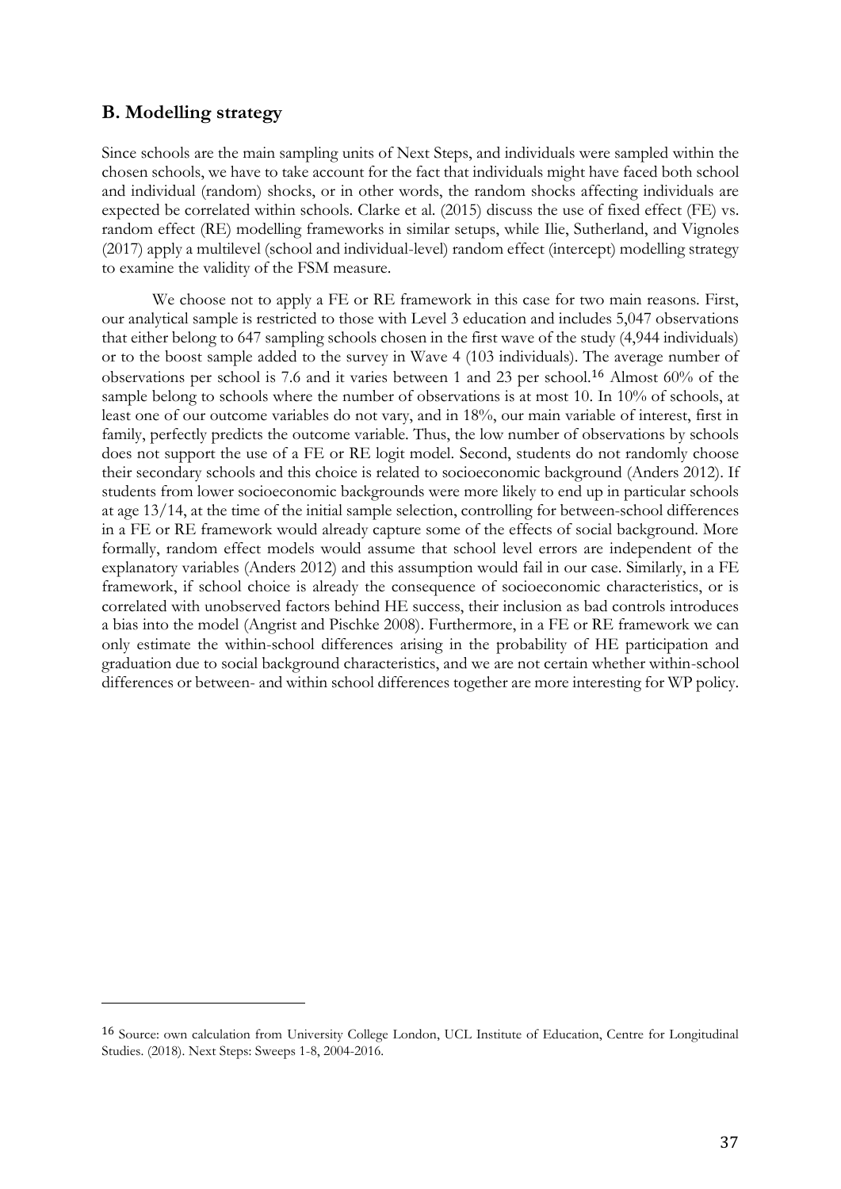## B. Modelling strategy

Since schools are the main sampling units of Next Steps, and individuals were sampled within the chosen schools, we have to take account for the fact that individuals might have faced both school and individual (random) shocks, or in other words, the random shocks affecting individuals are expected be correlated within schools. Clarke et al. (2015) discuss the use of fixed effect (FE) vs. random effect (RE) modelling frameworks in similar setups, while Ilie, Sutherland, and Vignoles (2017) apply a multilevel (school and individual-level) random effect (intercept) modelling strategy to examine the validity of the FSM measure.

We choose not to apply a FE or RE framework in this case for two main reasons. First, our analytical sample is restricted to those with Level 3 education and includes 5,047 observations that either belong to 647 sampling schools chosen in the first wave of the study (4,944 individuals) or to the boost sample added to the survey in Wave 4 (103 individuals). The average number of observations per school is 7.6 and it varies between 1 and 23 per school.[16] Almost 60% of the sample belong to schools where the number of observations is at most 10. In 10% of schools, at least one of our outcome variables do not vary, and in 18%, our main variable of interest, first in family, perfectly predicts the outcome variable. Thus, the low number of observations by schools does not support the use of a FE or RE logit model. Second, students do not randomly choose their secondary schools and this choice is related to socioeconomic background (Anders 2012). If students from lower socioeconomic backgrounds were more likely to end up in particular schools at age 13/14, at the time of the initial sample selection, controlling for between-school differences in a FE or RE framework would already capture some of the effects of social background. More formally, random effect models would assume that school level errors are independent of the explanatory variables (Anders 2012) and this assumption would fail in our case. Similarly, in a FE framework, if school choice is already the consequence of socioeconomic characteristics, or is correlated with unobserved factors behind HE success, their inclusion as bad controls introduces a bias into the model (Angrist and Pischke 2008). Furthermore, in a FE or RE framework we can only estimate the within-school differences arising in the probability of HE participation and graduation due to social background characteristics, and we are not certain whether within-school differences or between- and within school differences together are more interesting for WP policy.

---

[16] Source: own calculation from University College London, UCL Institute of Education, Centre for Longitudinal Studies. (2018). Next Steps: Sweeps 1-8, 2004-2016.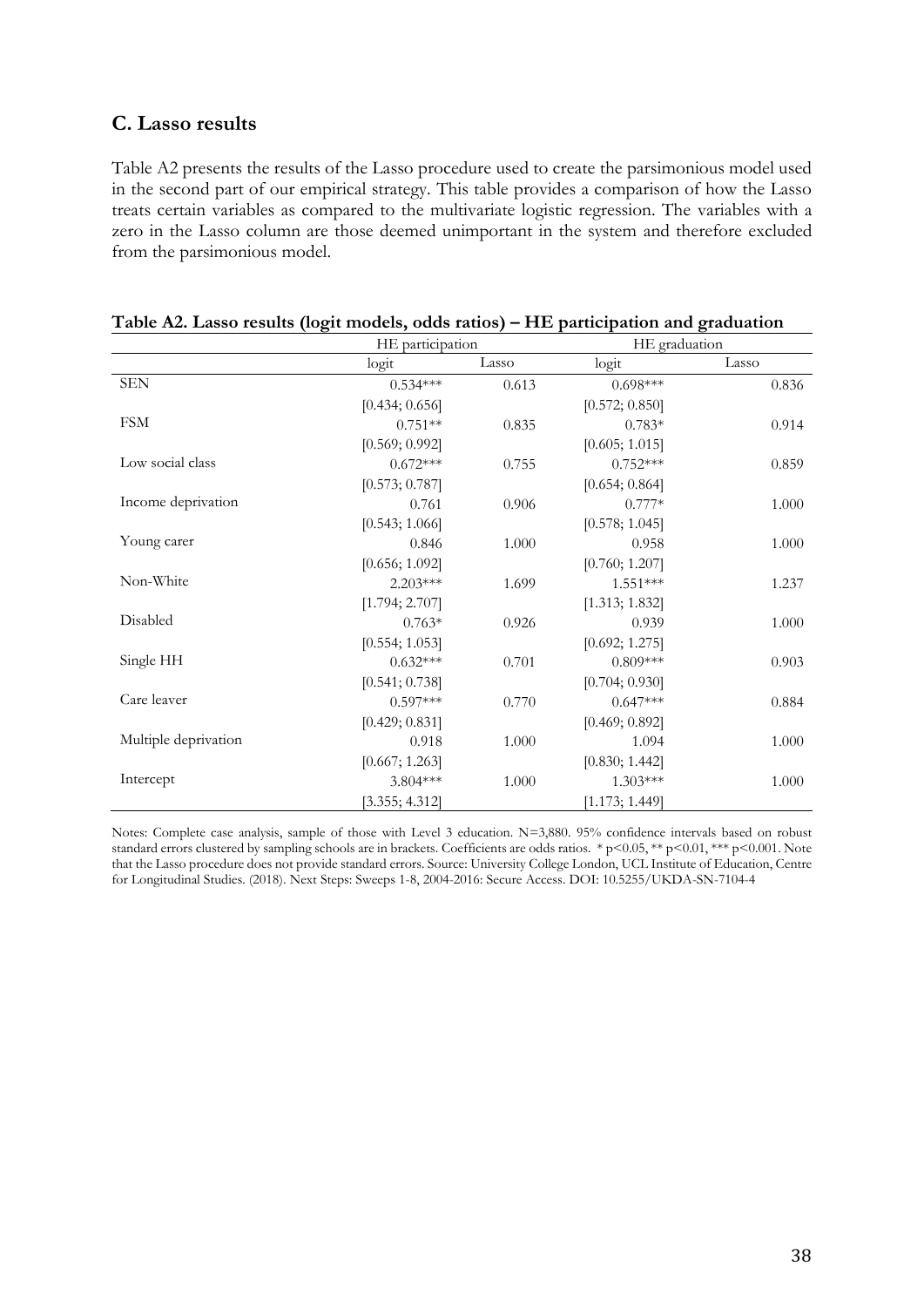## C. Lasso results

Table A2 presents the results of the Lasso procedure used to create the parsimonious model used in the second part of our empirical strategy. This table provides a comparison of how the Lasso treats certain variables as compared to the multivariate logistic regression. The variables with a zero in the Lasso column are those deemed unimportant in the system and therefore excluded from the parsimonious model.

**Table A2. Lasso results (logit models, odds ratios) – HE participation and graduation**

| | HE participation | | HE graduation | |
|---|---|---|---|---|
| | logit | Lasso | logit | Lasso |
| SEN | 0.534*** | 0.613 | 0.698*** | 0.836 |
| | [0.434; 0.656] | | [0.572; 0.850] | |
| FSM | 0.751** | 0.835 | 0.783* | 0.914 |
| | [0.569; 0.992] | | [0.605; 1.015] | |
| Low social class | 0.672*** | 0.755 | 0.752*** | 0.859 |
| | [0.573; 0.787] | | [0.654; 0.864] | |
| Income deprivation | 0.761 | 0.906 | 0.777* | 1.000 |
| | [0.543; 1.066] | | [0.578; 1.045] | |
| Young carer | 0.846 | 1.000 | 0.958 | 1.000 |
| | [0.656; 1.092] | | [0.760; 1.207] | |
| Non-White | 2.203*** | 1.699 | 1.551*** | 1.237 |
| | [1.794; 2.707] | | [1.313; 1.832] | |
| Disabled | 0.763* | 0.926 | 0.939 | 1.000 |
| | [0.554; 1.053] | | [0.692; 1.275] | |
| Single HH | 0.632*** | 0.701 | 0.809*** | 0.903 |
| | [0.541; 0.738] | | [0.704; 0.930] | |
| Care leaver | 0.597*** | 0.770 | 0.647*** | 0.884 |
| | [0.429; 0.831] | | [0.469; 0.892] | |
| Multiple deprivation | 0.918 | 1.000 | 1.094 | 1.000 |
| | [0.667; 1.263] | | [0.830; 1.442] | |
| Intercept | 3.804*** | 1.000 | 1.303*** | 1.000 |
| | [3.355; 4.312] | | [1.173; 1.449] | |

Notes: Complete case analysis, sample of those with Level 3 education. N=3,880. 95% confidence intervals based on robust standard errors clustered by sampling schools are in brackets. Coefficients are odds ratios. * p<0.05, ** p<0.01, *** p<0.001. Note that the Lasso procedure does not provide standard errors. Source: University College London, UCL Institute of Education, Centre for Longitudinal Studies. (2018). Next Steps: Sweeps 1-8, 2004-2016: Secure Access. DOI: 10.5255/UKDA-SN-7104-4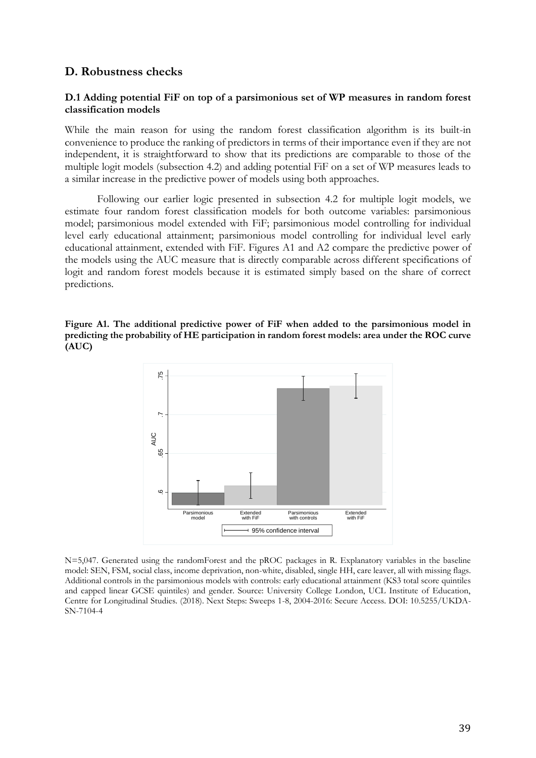## D. Robustness checks

### D.1 Adding potential FiF on top of a parsimonious set of WP measures in random forest classification models

While the main reason for using the random forest classification algorithm is its built-in convenience to produce the ranking of predictors in terms of their importance even if they are not independent, it is straightforward to show that its predictions are comparable to those of the multiple logit models (subsection 4.2) and adding potential FiF on a set of WP measures leads to a similar increase in the predictive power of models using both approaches.

Following our earlier logic presented in subsection 4.2 for multiple logit models, we estimate four random forest classification models for both outcome variables: parsimonious model; parsimonious model extended with FiF; parsimonious model controlling for individual level early educational attainment; parsimonious model controlling for individual level early educational attainment, extended with FiF. Figures A1 and A2 compare the predictive power of the models using the AUC measure that is directly comparable across different specifications of logit and random forest models because it is estimated simply based on the share of correct predictions.

**Figure A1. The additional predictive power of FiF when added to the parsimonious model in predicting the probability of HE participation in random forest models: area under the ROC curve (AUC)**

N=5,047. Generated using the randomForest and the pROC packages in R. Explanatory variables in the baseline model: SEN, FSM, social class, income deprivation, non-white, disabled, single HH, care leaver, all with missing flags. Additional controls in the parsimonious models with controls: early educational attainment (KS3 total score quintiles and capped linear GCSE quintiles) and gender. Source: University College London, UCL Institute of Education, Centre for Longitudinal Studies. (2018). Next Steps: Sweeps 1-8, 2004-2016: Secure Access. DOI: 10.5255/UKDA-SN-7104-4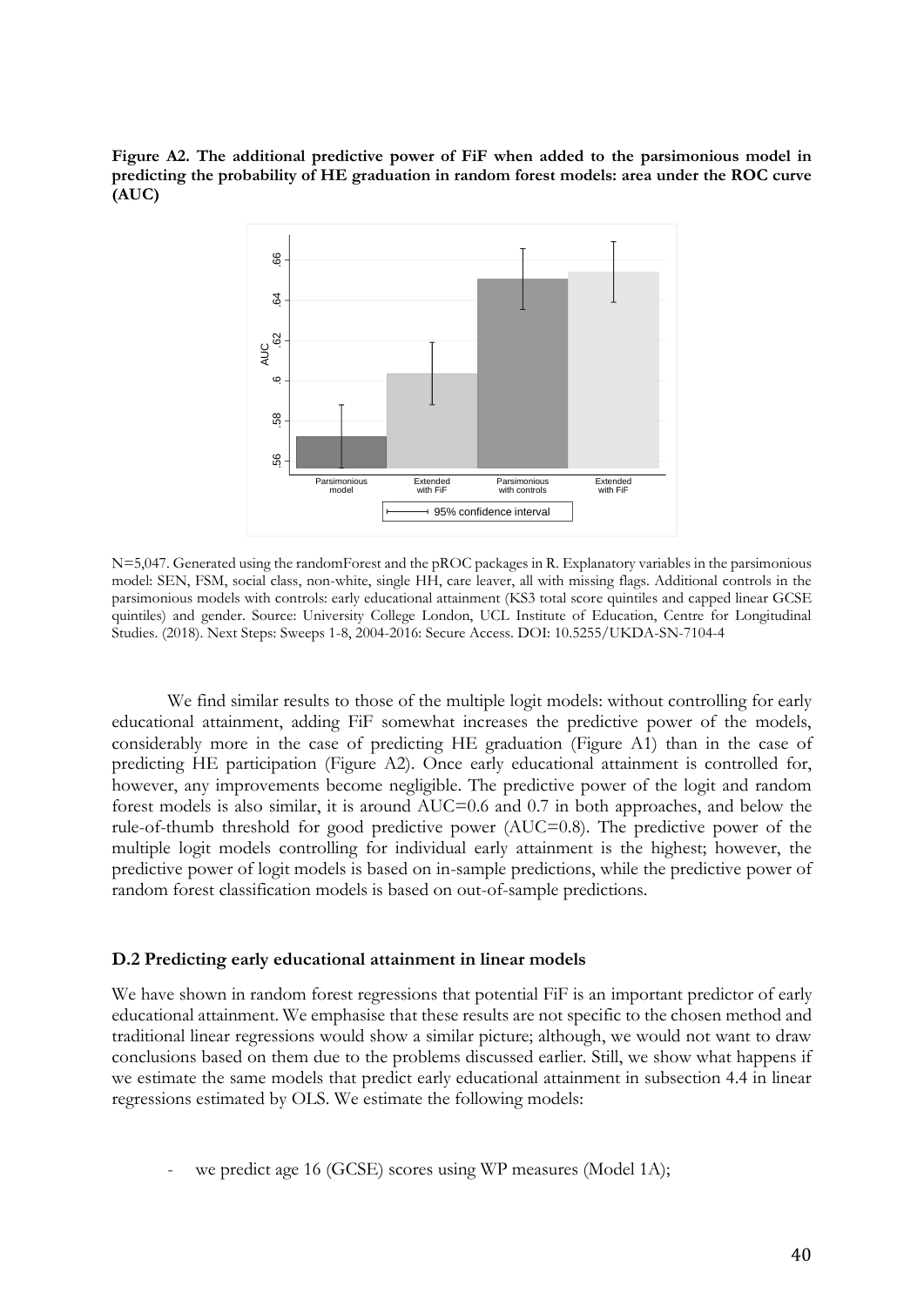**Figure A2. The additional predictive power of FiF when added to the parsimonious model in predicting the probability of HE graduation in random forest models: area under the ROC curve (AUC)**

N=5,047. Generated using the randomForest and the pROC packages in R. Explanatory variables in the parsimonious model: SEN, FSM, social class, non-white, single HH, care leaver, all with missing flags. Additional controls in the parsimonious models with controls: early educational attainment (KS3 total score quintiles and capped linear GCSE quintiles) and gender. Source: University College London, UCL Institute of Education, Centre for Longitudinal Studies. (2018). Next Steps: Sweeps 1-8, 2004-2016: Secure Access. DOI: 10.5255/UKDA-SN-7104-4

We find similar results to those of the multiple logit models: without controlling for early educational attainment, adding FiF somewhat increases the predictive power of the models, considerably more in the case of predicting HE graduation (Figure A1) than in the case of predicting HE participation (Figure A2). Once early educational attainment is controlled for, however, any improvements become negligible. The predictive power of the logit and random forest models is also similar, it is around AUC=0.6 and 0.7 in both approaches, and below the rule-of-thumb threshold for good predictive power (AUC=0.8). The predictive power of the multiple logit models controlling for individual early attainment is the highest; however, the predictive power of logit models is based on in-sample predictions, while the predictive power of random forest classification models is based on out-of-sample predictions.

### D.2 Predicting early educational attainment in linear models

We have shown in random forest regressions that potential FiF is an important predictor of early educational attainment. We emphasise that these results are not specific to the chosen method and traditional linear regressions would show a similar picture; although, we would not want to draw conclusions based on them due to the problems discussed earlier. Still, we show what happens if we estimate the same models that predict early educational attainment in subsection 4.4 in linear regressions estimated by OLS. We estimate the following models:

- we predict age 16 (GCSE) scores using WP measures (Model 1A);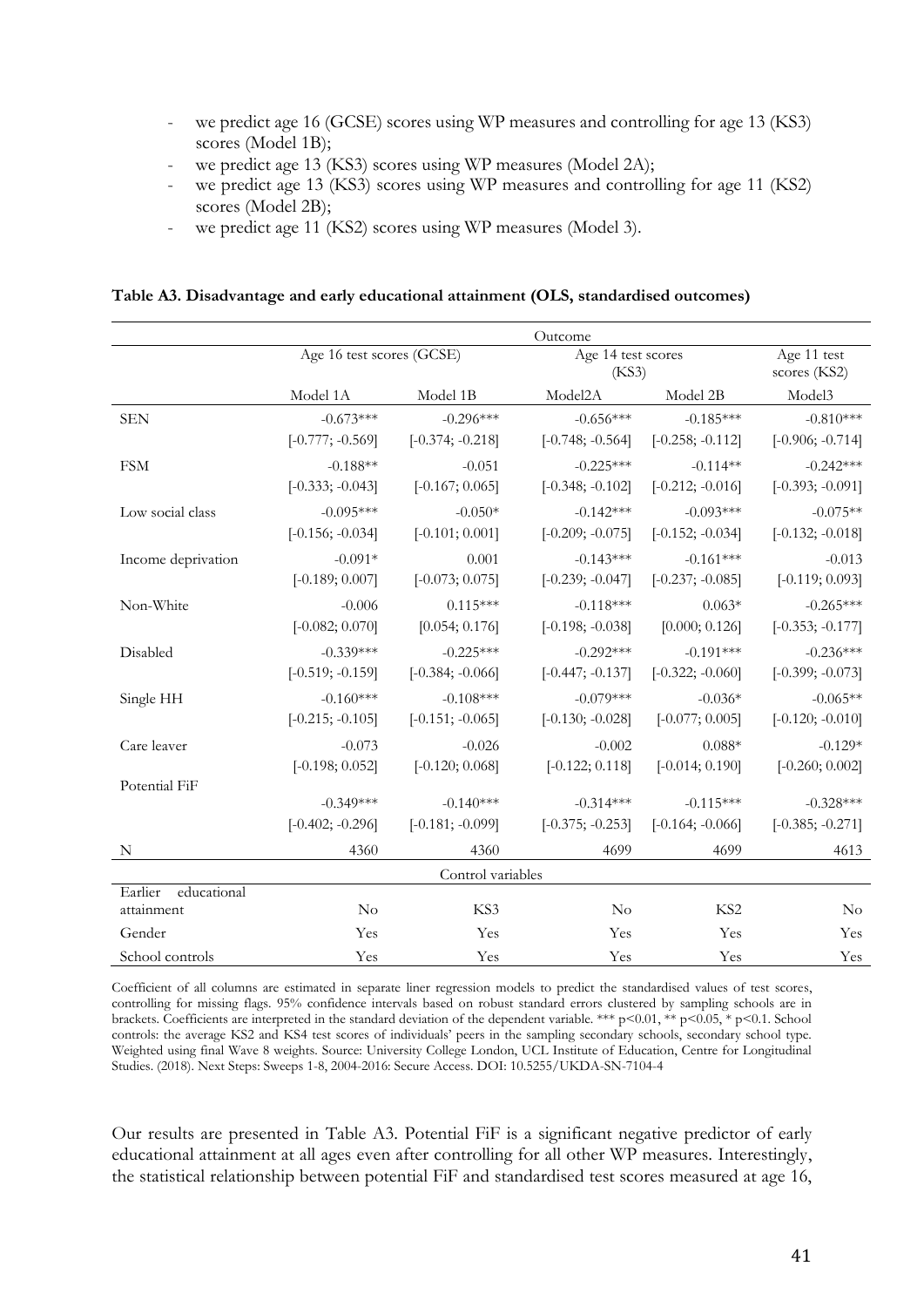- we predict age 16 (GCSE) scores using WP measures and controlling for age 13 (KS3) scores (Model 1B);
- we predict age 13 (KS3) scores using WP measures (Model 2A);
- we predict age 13 (KS3) scores using WP measures and controlling for age 11 (KS2) scores (Model 2B);
- we predict age 11 (KS2) scores using WP measures (Model 3).

**Table A3. Disadvantage and early educational attainment (OLS, standardised outcomes)**

| | Outcome | | | | |
|---|---|---|---|---|---|
| | Age 16 test scores (GCSE) | | Age 14 test scores (KS3) | | Age 11 test scores (KS2) |
| | Model 1A | Model 1B | Model2A | Model 2B | Model3 |
| SEN | -0.673*** | -0.296*** | -0.656*** | -0.185*** | -0.810*** |
| | [-0.777; -0.569] | [-0.374; -0.218] | [-0.748; -0.564] | [-0.258; -0.112] | [-0.906; -0.714] |
| FSM | -0.188** | -0.051 | -0.225*** | -0.114** | -0.242*** |
| | [-0.333; -0.043] | [-0.167; 0.065] | [-0.348; -0.102] | [-0.212; -0.016] | [-0.393; -0.091] |
| Low social class | -0.095*** | -0.050* | -0.142*** | -0.093*** | -0.075** |
| | [-0.156; -0.034] | [-0.101; 0.001] | [-0.209; -0.075] | [-0.152; -0.034] | [-0.132; -0.018] |
| Income deprivation | -0.091* | 0.001 | -0.143*** | -0.161*** | -0.013 |
| | [-0.189; 0.007] | [-0.073; 0.075] | [-0.239; -0.047] | [-0.237; -0.085] | [-0.119; 0.093] |
| Non-White | -0.006 | 0.115*** | -0.118*** | 0.063* | -0.265*** |
| | [-0.082; 0.070] | [0.054; 0.176] | [-0.198; -0.038] | [0.000; 0.126] | [-0.353; -0.177] |
| Disabled | -0.339*** | -0.225*** | -0.292*** | -0.191*** | -0.236*** |
| | [-0.519; -0.159] | [-0.384; -0.066] | [-0.447; -0.137] | [-0.322; -0.060] | [-0.399; -0.073] |
| Single HH | -0.160*** | -0.108*** | -0.079*** | -0.036* | -0.065** |
| | [-0.215; -0.105] | [-0.151; -0.065] | [-0.130; -0.028] | [-0.077; 0.005] | [-0.120; -0.010] |
| Care leaver | -0.073 | -0.026 | -0.002 | 0.088* | -0.129* |
| | [-0.198; 0.052] | [-0.120; 0.068] | [-0.122; 0.118] | [-0.014; 0.190] | [-0.260; 0.002] |
| Potential FiF | -0.349*** | -0.140*** | -0.314*** | -0.115*** | -0.328*** |
| | [-0.402; -0.296] | [-0.181; -0.099] | [-0.375; -0.253] | [-0.164; -0.066] | [-0.385; -0.271] |
| N | 4360 | 4360 | 4699 | 4699 | 4613 |
| | | Control variables | | | |
| Earlier educational attainment | No | KS3 | No | KS2 | No |
| Gender | Yes | Yes | Yes | Yes | Yes |
| School controls | Yes | Yes | Yes | Yes | Yes |

Coefficient of all columns are estimated in separate liner regression models to predict the standardised values of test scores, controlling for missing flags. 95% confidence intervals based on robust standard errors clustered by sampling schools are in brackets. Coefficients are interpreted in the standard deviation of the dependent variable. *** p<0.01, ** p<0.05, * p<0.1. School controls: the average KS2 and KS4 test scores of individuals' peers in the sampling secondary schools, secondary school type. Weighted using final Wave 8 weights. Source: University College London, UCL Institute of Education, Centre for Longitudinal Studies. (2018). Next Steps: Sweeps 1-8, 2004-2016: Secure Access. DOI: 10.5255/UKDA-SN-7104-4

Our results are presented in Table A3. Potential FiF is a significant negative predictor of early educational attainment at all ages even after controlling for all other WP measures. Interestingly, the statistical relationship between potential FiF and standardised test scores measured at age 16,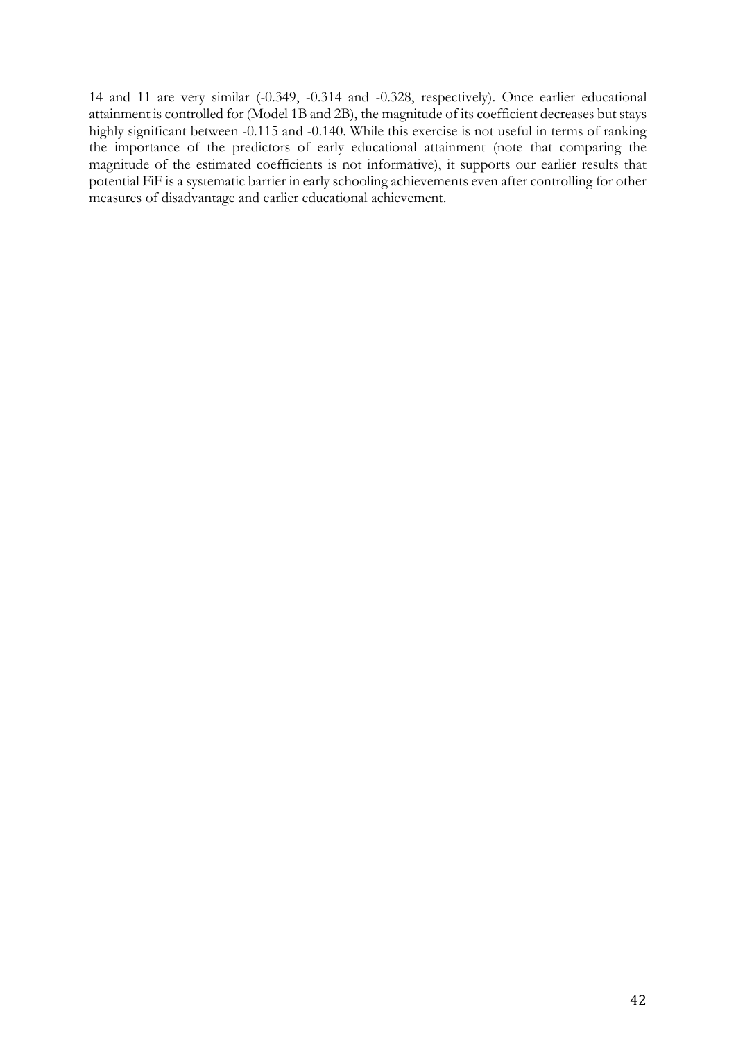14 and 11 are very similar (-0.349, -0.314 and -0.328, respectively). Once earlier educational attainment is controlled for (Model 1B and 2B), the magnitude of its coefficient decreases but stays highly significant between -0.115 and -0.140. While this exercise is not useful in terms of ranking the importance of the predictors of early educational attainment (note that comparing the magnitude of the estimated coefficients is not informative), it supports our earlier results that potential FiF is a systematic barrier in early schooling achievements even after controlling for other measures of disadvantage and earlier educational achievement.